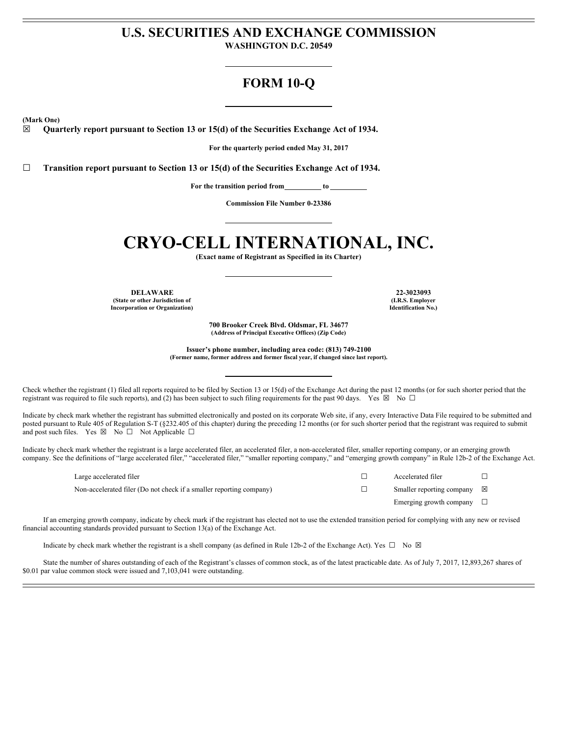# U.S. SECURITIES AND EXCHANGE COMMISSION

**WASHINGTON D.C. 20549**

## FORM 10-Q

**(Mark One)**

☒ **Quarterly report pursuant to Section 13 or 15(d) of the Securities Exchange Act of 1934.**

**For the quarterly period ended May 31, 2017**

☐ **Transition report pursuant to Section 13 or 15(d) of the Securities Exchange Act of 1934.**

**For the transition period from __________ to __________**

**Commission File Number 0-23386**

# CRYO-CELL INTERNATIONAL, INC.

**(Exact name of Registrant as Specified in its Charter)**

| **DELAWARE** | **22-3023093** |
|---|---|
| **(State or other Jurisdiction of Incorporation or Organization)** | **(I.R.S. Employer Identification No.)** |

**700 Brooker Creek Blvd. Oldsmar, FL 34677**
**(Address of Principal Executive Offices) (Zip Code)**

**Issuer's phone number, including area code: (813) 749-2100**
**(Former name, former address and former fiscal year, if changed since last report).**

Check whether the registrant (1) filed all reports required to be filed by Section 13 or 15(d) of the Exchange Act during the past 12 months (or for such shorter period that the registrant was required to file such reports), and (2) has been subject to such filing requirements for the past 90 days. Yes ☒ No ☐

Indicate by check mark whether the registrant has submitted electronically and posted on its corporate Web site, if any, every Interactive Data File required to be submitted and posted pursuant to Rule 405 of Regulation S-T (§232.405 of this chapter) during the preceding 12 months (or for such shorter period that the registrant was required to submit and post such files. Yes ☒ No ☐ Not Applicable ☐

Indicate by check mark whether the registrant is a large accelerated filer, an accelerated filer, a non-accelerated filer, smaller reporting company, or an emerging growth company. See the definitions of "large accelerated filer," "accelerated filer," "smaller reporting company," and "emerging growth company" in Rule 12b-2 of the Exchange Act.

| | | | |
|---|---|---|---|
| Large accelerated filer | ☐ | Accelerated filer | ☐ |
| Non-accelerated filer (Do not check if a smaller reporting company) | ☐ | Smaller reporting company | ☒ |
| | | Emerging growth company | ☐ |

If an emerging growth company, indicate by check mark if the registrant has elected not to use the extended transition period for complying with any new or revised financial accounting standards provided pursuant to Section 13(a) of the Exchange Act.

Indicate by check mark whether the registrant is a shell company (as defined in Rule 12b-2 of the Exchange Act). Yes ☐ No ☒

State the number of shares outstanding of each of the Registrant's classes of common stock, as of the latest practicable date. As of July 7, 2017, 12,893,267 shares of $0.01 par value common stock were issued and 7,103,041 were outstanding.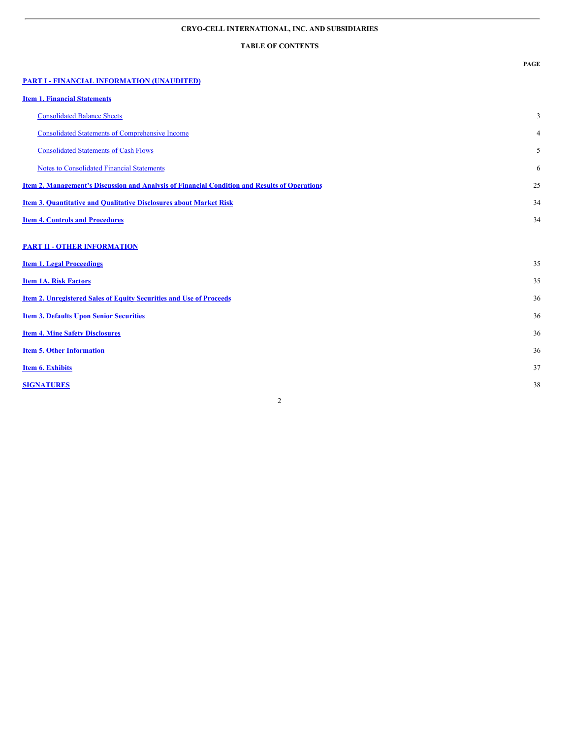**CRYO-CELL INTERNATIONAL, INC. AND SUBSIDIARIES**

**TABLE OF CONTENTS**

| | PAGE |
|---|---|
| **PART I - FINANCIAL INFORMATION (UNAUDITED)** | |
| **Item 1. Financial Statements** | |
| Consolidated Balance Sheets | 3 |
| Consolidated Statements of Comprehensive Income | 4 |
| Consolidated Statements of Cash Flows | 5 |
| Notes to Consolidated Financial Statements | 6 |
| **Item 2. Management's Discussion and Analysis of Financial Condition and Results of Operations** | 25 |
| **Item 3. Quantitative and Qualitative Disclosures about Market Risk** | 34 |
| **Item 4. Controls and Procedures** | 34 |
| **PART II - OTHER INFORMATION** | |
| **Item 1. Legal Proceedings** | 35 |
| **Item 1A. Risk Factors** | 35 |
| **Item 2. Unregistered Sales of Equity Securities and Use of Proceeds** | 36 |
| **Item 3. Defaults Upon Senior Securities** | 36 |
| **Item 4. Mine Safety Disclosures** | 36 |
| **Item 5. Other Information** | 36 |
| **Item 6. Exhibits** | 37 |
| **SIGNATURES** | 38 |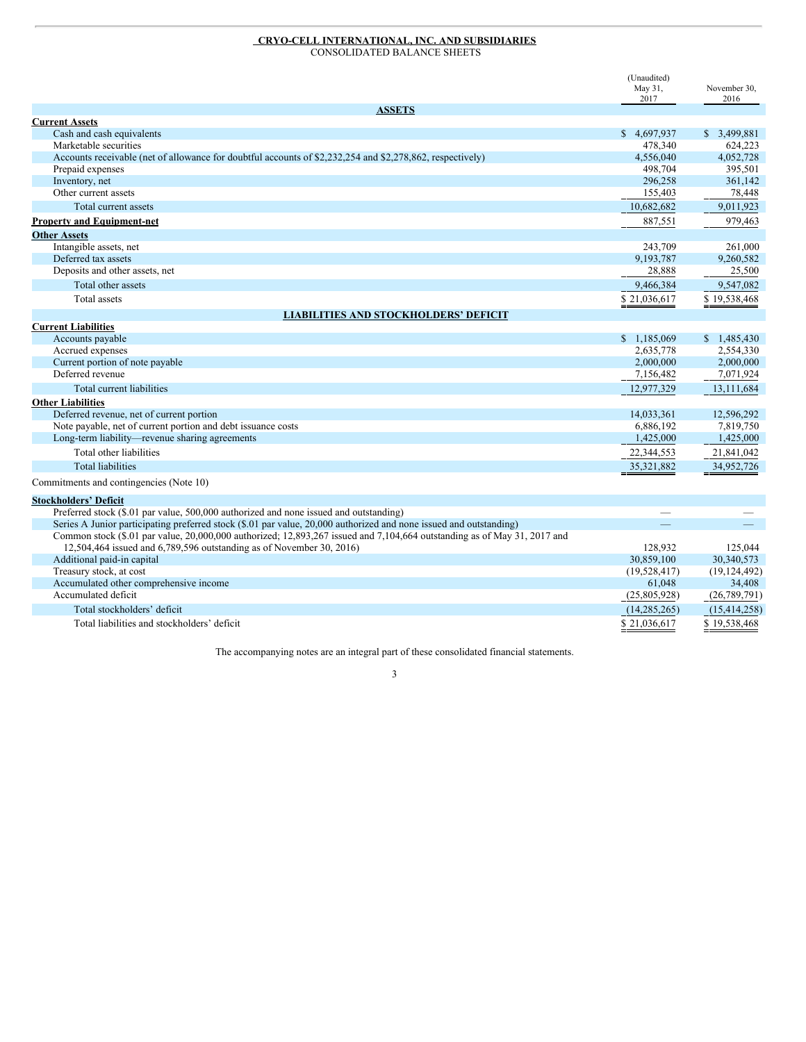# CRYO-CELL INTERNATIONAL, INC. AND SUBSIDIARIES

## CONSOLIDATED BALANCE SHEETS

| | (Unaudited) May 31, 2017 | November 30, 2016 |
|---|---|---|
| **ASSETS** | | |
| **Current Assets** | | |
| Cash and cash equivalents | $ 4,697,937 | $ 3,499,881 |
| Marketable securities | 478,340 | 624,223 |
| Accounts receivable (net of allowance for doubtful accounts of $2,232,254 and $2,278,862, respectively) | 4,556,040 | 4,052,728 |
| Prepaid expenses | 498,704 | 395,501 |
| Inventory, net | 296,258 | 361,142 |
| Other current assets | 155,403 | 78,448 |
| Total current assets | 10,682,682 | 9,011,923 |
| **Property and Equipment-net** | 887,551 | 979,463 |
| **Other Assets** | | |
| Intangible assets, net | 243,709 | 261,000 |
| Deferred tax assets | 9,193,787 | 9,260,582 |
| Deposits and other assets, net | 28,888 | 25,500 |
| Total other assets | 9,466,384 | 9,547,082 |
| Total assets | $ 21,036,617 | $ 19,538,468 |
| **LIABILITIES AND STOCKHOLDERS' DEFICIT** | | |
| **Current Liabilities** | | |
| Accounts payable | $ 1,185,069 | $ 1,485,430 |
| Accrued expenses | 2,635,778 | 2,554,330 |
| Current portion of note payable | 2,000,000 | 2,000,000 |
| Deferred revenue | 7,156,482 | 7,071,924 |
| Total current liabilities | 12,977,329 | 13,111,684 |
| **Other Liabilities** | | |
| Deferred revenue, net of current portion | 14,033,361 | 12,596,292 |
| Note payable, net of current portion and debt issuance costs | 6,886,192 | 7,819,750 |
| Long-term liability—revenue sharing agreements | 1,425,000 | 1,425,000 |
| Total other liabilities | 22,344,553 | 21,841,042 |
| Total liabilities | 35,321,882 | 34,952,726 |
| Commitments and contingencies (Note 10) | | |
| **Stockholders' Deficit** | | |
| Preferred stock ($.01 par value, 500,000 authorized and none issued and outstanding) | — | — |
| Series A Junior participating preferred stock ($.01 par value, 20,000 authorized and none issued and outstanding) | — | — |
| Common stock ($.01 par value, 20,000,000 authorized; 12,893,267 issued and 7,104,664 outstanding as of May 31, 2017 and 12,504,464 issued and 6,789,596 outstanding as of November 30, 2016) | 128,932 | 125,044 |
| Additional paid-in capital | 30,859,100 | 30,340,573 |
| Treasury stock, at cost | (19,528,417) | (19,124,492) |
| Accumulated other comprehensive income | 61,048 | 34,408 |
| Accumulated deficit | (25,805,928) | (26,789,791) |
| Total stockholders' deficit | (14,285,265) | (15,414,258) |
| Total liabilities and stockholders' deficit | $ 21,036,617 | $ 19,538,468 |

The accompanying notes are an integral part of these consolidated financial statements.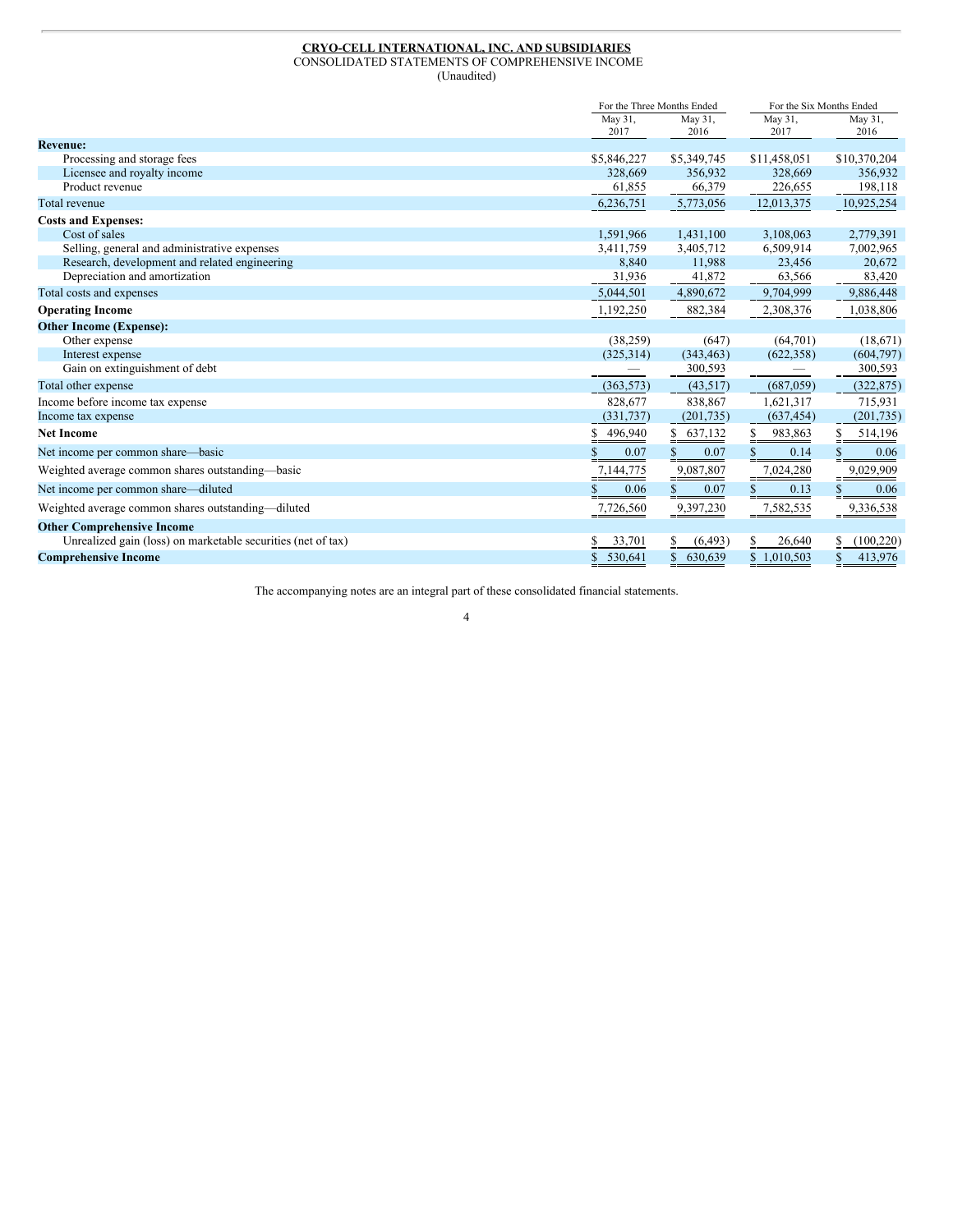**CRYO-CELL INTERNATIONAL, INC. AND SUBSIDIARIES**

CONSOLIDATED STATEMENTS OF COMPREHENSIVE INCOME

(Unaudited)

| | For the Three Months Ended | | For the Six Months Ended | |
|---|---|---|---|---|
| | May 31, 2017 | May 31, 2016 | May 31, 2017 | May 31, 2016 |
| **Revenue:** | | | | |
| Processing and storage fees | $5,846,227 | $5,349,745 | $11,458,051 | $10,370,204 |
| Licensee and royalty income | 328,669 | 356,932 | 328,669 | 356,932 |
| Product revenue | 61,855 | 66,379 | 226,655 | 198,118 |
| Total revenue | 6,236,751 | 5,773,056 | 12,013,375 | 10,925,254 |
| **Costs and Expenses:** | | | | |
| Cost of sales | 1,591,966 | 1,431,100 | 3,108,063 | 2,779,391 |
| Selling, general and administrative expenses | 3,411,759 | 3,405,712 | 6,509,914 | 7,002,965 |
| Research, development and related engineering | 8,840 | 11,988 | 23,456 | 20,672 |
| Depreciation and amortization | 31,936 | 41,872 | 63,566 | 83,420 |
| Total costs and expenses | 5,044,501 | 4,890,672 | 9,704,999 | 9,886,448 |
| **Operating Income** | 1,192,250 | 882,384 | 2,308,376 | 1,038,806 |
| **Other Income (Expense):** | | | | |
| Other expense | (38,259) | (647) | (64,701) | (18,671) |
| Interest expense | (325,314) | (343,463) | (622,358) | (604,797) |
| Gain on extinguishment of debt | — | 300,593 | — | 300,593 |
| Total other expense | (363,573) | (43,517) | (687,059) | (322,875) |
| Income before income tax expense | 828,677 | 838,867 | 1,621,317 | 715,931 |
| Income tax expense | (331,737) | (201,735) | (637,454) | (201,735) |
| **Net Income** | $ 496,940 | $ 637,132 | $ 983,863 | $ 514,196 |
| Net income per common share—basic | $ 0.07 | $ 0.07 | $ 0.14 | $ 0.06 |
| Weighted average common shares outstanding—basic | 7,144,775 | 9,087,807 | 7,024,280 | 9,029,909 |
| Net income per common share—diluted | $ 0.06 | $ 0.07 | $ 0.13 | $ 0.06 |
| Weighted average common shares outstanding—diluted | 7,726,560 | 9,397,230 | 7,582,535 | 9,336,538 |
| **Other Comprehensive Income** | | | | |
| Unrealized gain (loss) on marketable securities (net of tax) | $ 33,701 | $ (6,493) | $ 26,640 | $ (100,220) |
| **Comprehensive Income** | $ 530,641 | $ 630,639 | $ 1,010,503 | $ 413,976 |

The accompanying notes are an integral part of these consolidated financial statements.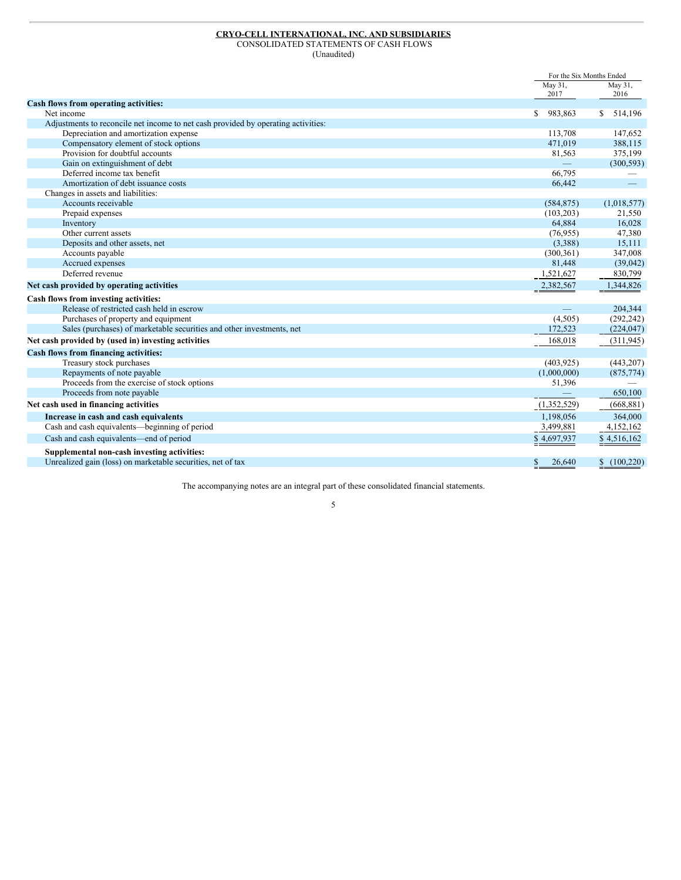**CRYO-CELL INTERNATIONAL, INC. AND SUBSIDIARIES**
CONSOLIDATED STATEMENTS OF CASH FLOWS
(Unaudited)

| | For the Six Months Ended | |
|---|---|---|
| | May 31, 2017 | May 31, 2016 |
| **Cash flows from operating activities:** | | |
| Net income | $ 983,863 | $ 514,196 |
| Adjustments to reconcile net income to net cash provided by operating activities: | | |
| Depreciation and amortization expense | 113,708 | 147,652 |
| Compensatory element of stock options | 471,019 | 388,115 |
| Provision for doubtful accounts | 81,563 | 375,199 |
| Gain on extinguishment of debt | — | (300,593) |
| Deferred income tax benefit | 66,795 | — |
| Amortization of debt issuance costs | 66,442 | — |
| Changes in assets and liabilities: | | |
| Accounts receivable | (584,875) | (1,018,577) |
| Prepaid expenses | (103,203) | 21,550 |
| Inventory | 64,884 | 16,028 |
| Other current assets | (76,955) | 47,380 |
| Deposits and other assets, net | (3,388) | 15,111 |
| Accounts payable | (300,361) | 347,008 |
| Accrued expenses | 81,448 | (39,042) |
| Deferred revenue | 1,521,627 | 830,799 |
| **Net cash provided by operating activities** | 2,382,567 | 1,344,826 |
| **Cash flows from investing activities:** | | |
| Release of restricted cash held in escrow | — | 204,344 |
| Purchases of property and equipment | (4,505) | (292,242) |
| Sales (purchases) of marketable securities and other investments, net | 172,523 | (224,047) |
| **Net cash provided by (used in) investing activities** | 168,018 | (311,945) |
| **Cash flows from financing activities:** | | |
| Treasury stock purchases | (403,925) | (443,207) |
| Repayments of note payable | (1,000,000) | (875,774) |
| Proceeds from the exercise of stock options | 51,396 | — |
| Proceeds from note payable | — | 650,100 |
| **Net cash used in financing activities** | (1,352,529) | (668,881) |
| **Increase in cash and cash equivalents** | 1,198,056 | 364,000 |
| Cash and cash equivalents—beginning of period | 3,499,881 | 4,152,162 |
| Cash and cash equivalents—end of period | $ 4,697,937 | $ 4,516,162 |
| **Supplemental non-cash investing activities:** | | |
| Unrealized gain (loss) on marketable securities, net of tax | $ 26,640 | $ (100,220) |

The accompanying notes are an integral part of these consolidated financial statements.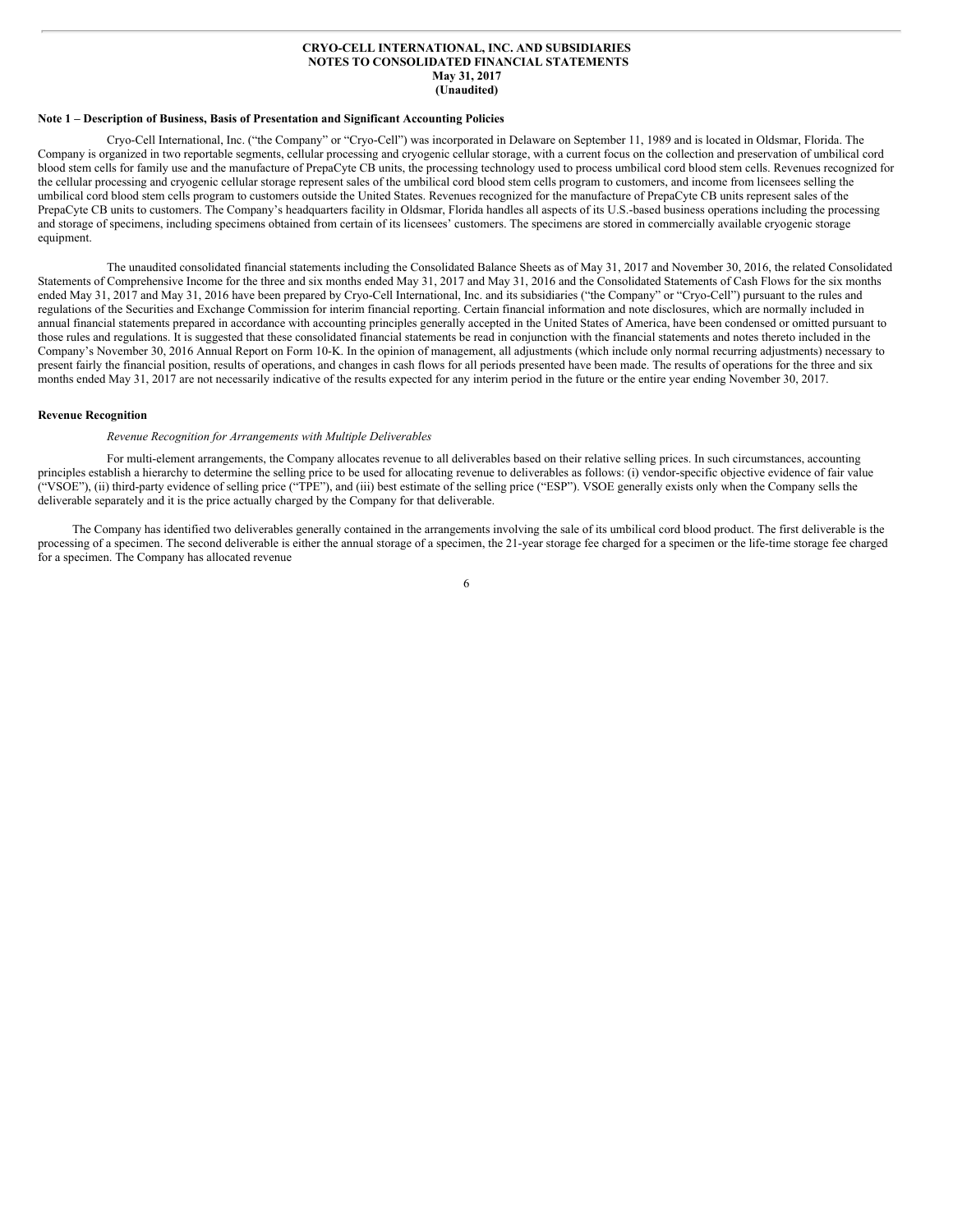**CRYO-CELL INTERNATIONAL, INC. AND SUBSIDIARIES**
**NOTES TO CONSOLIDATED FINANCIAL STATEMENTS**
**May 31, 2017**
**(Unaudited)**

**Note 1 – Description of Business, Basis of Presentation and Significant Accounting Policies**

Cryo-Cell International, Inc. ("the Company" or "Cryo-Cell") was incorporated in Delaware on September 11, 1989 and is located in Oldsmar, Florida. The Company is organized in two reportable segments, cellular processing and cryogenic cellular storage, with a current focus on the collection and preservation of umbilical cord blood stem cells for family use and the manufacture of PrepaCyte CB units, the processing technology used to process umbilical cord blood stem cells. Revenues recognized for the cellular processing and cryogenic cellular storage represent sales of the umbilical cord blood stem cells program to customers, and income from licensees selling the umbilical cord blood stem cells program to customers outside the United States. Revenues recognized for the manufacture of PrepaCyte CB units represent sales of the PrepaCyte CB units to customers. The Company's headquarters facility in Oldsmar, Florida handles all aspects of its U.S.-based business operations including the processing and storage of specimens, including specimens obtained from certain of its licensees' customers. The specimens are stored in commercially available cryogenic storage equipment.

The unaudited consolidated financial statements including the Consolidated Balance Sheets as of May 31, 2017 and November 30, 2016, the related Consolidated Statements of Comprehensive Income for the three and six months ended May 31, 2017 and May 31, 2016 and the Consolidated Statements of Cash Flows for the six months ended May 31, 2017 and May 31, 2016 have been prepared by Cryo-Cell International, Inc. and its subsidiaries ("the Company" or "Cryo-Cell") pursuant to the rules and regulations of the Securities and Exchange Commission for interim financial reporting. Certain financial information and note disclosures, which are normally included in annual financial statements prepared in accordance with accounting principles generally accepted in the United States of America, have been condensed or omitted pursuant to those rules and regulations. It is suggested that these consolidated financial statements be read in conjunction with the financial statements and notes thereto included in the Company's November 30, 2016 Annual Report on Form 10-K. In the opinion of management, all adjustments (which include only normal recurring adjustments) necessary to present fairly the financial position, results of operations, and changes in cash flows for all periods presented have been made. The results of operations for the three and six months ended May 31, 2017 are not necessarily indicative of the results expected for any interim period in the future or the entire year ending November 30, 2017.

**Revenue Recognition**

*Revenue Recognition for Arrangements with Multiple Deliverables*

For multi-element arrangements, the Company allocates revenue to all deliverables based on their relative selling prices. In such circumstances, accounting principles establish a hierarchy to determine the selling price to be used for allocating revenue to deliverables as follows: (i) vendor-specific objective evidence of fair value ("VSOE"), (ii) third-party evidence of selling price ("TPE"), and (iii) best estimate of the selling price ("ESP"). VSOE generally exists only when the Company sells the deliverable separately and it is the price actually charged by the Company for that deliverable.

The Company has identified two deliverables generally contained in the arrangements involving the sale of its umbilical cord blood product. The first deliverable is the processing of a specimen. The second deliverable is either the annual storage of a specimen, the 21-year storage fee charged for a specimen or the life-time storage fee charged for a specimen. The Company has allocated revenue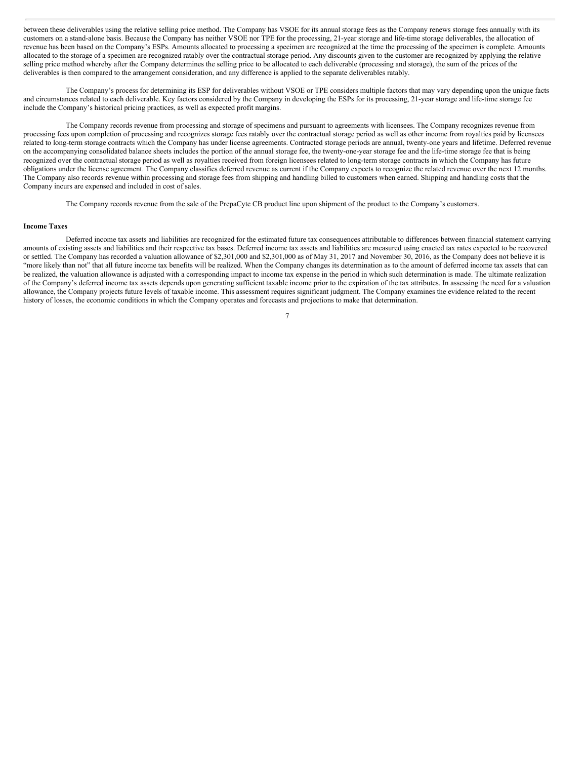between these deliverables using the relative selling price method. The Company has VSOE for its annual storage fees as the Company renews storage fees annually with its customers on a stand-alone basis. Because the Company has neither VSOE nor TPE for the processing, 21-year storage and life-time storage deliverables, the allocation of revenue has been based on the Company's ESPs. Amounts allocated to processing a specimen are recognized at the time the processing of the specimen is complete. Amounts allocated to the storage of a specimen are recognized ratably over the contractual storage period. Any discounts given to the customer are recognized by applying the relative selling price method whereby after the Company determines the selling price to be allocated to each deliverable (processing and storage), the sum of the prices of the deliverables is then compared to the arrangement consideration, and any difference is applied to the separate deliverables ratably.

The Company's process for determining its ESP for deliverables without VSOE or TPE considers multiple factors that may vary depending upon the unique facts and circumstances related to each deliverable. Key factors considered by the Company in developing the ESPs for its processing, 21-year storage and life-time storage fee include the Company's historical pricing practices, as well as expected profit margins.

The Company records revenue from processing and storage of specimens and pursuant to agreements with licensees. The Company recognizes revenue from processing fees upon completion of processing and recognizes storage fees ratably over the contractual storage period as well as other income from royalties paid by licensees related to long-term storage contracts which the Company has under license agreements. Contracted storage periods are annual, twenty-one years and lifetime. Deferred revenue on the accompanying consolidated balance sheets includes the portion of the annual storage fee, the twenty-one-year storage fee and the life-time storage fee that is being recognized over the contractual storage period as well as royalties received from foreign licensees related to long-term storage contracts in which the Company has future obligations under the license agreement. The Company classifies deferred revenue as current if the Company expects to recognize the related revenue over the next 12 months. The Company also records revenue within processing and storage fees from shipping and handling billed to customers when earned. Shipping and handling costs that the Company incurs are expensed and included in cost of sales.

The Company records revenue from the sale of the PrepaCyte CB product line upon shipment of the product to the Company's customers.

**Income Taxes**

Deferred income tax assets and liabilities are recognized for the estimated future tax consequences attributable to differences between financial statement carrying amounts of existing assets and liabilities and their respective tax bases. Deferred income tax assets and liabilities are measured using enacted tax rates expected to be recovered or settled. The Company has recorded a valuation allowance of $2,301,000 and $2,301,000 as of May 31, 2017 and November 30, 2016, as the Company does not believe it is "more likely than not" that all future income tax benefits will be realized. When the Company changes its determination as to the amount of deferred income tax assets that can be realized, the valuation allowance is adjusted with a corresponding impact to income tax expense in the period in which such determination is made. The ultimate realization of the Company's deferred income tax assets depends upon generating sufficient taxable income prior to the expiration of the tax attributes. In assessing the need for a valuation allowance, the Company projects future levels of taxable income. This assessment requires significant judgment. The Company examines the evidence related to the recent history of losses, the economic conditions in which the Company operates and forecasts and projections to make that determination.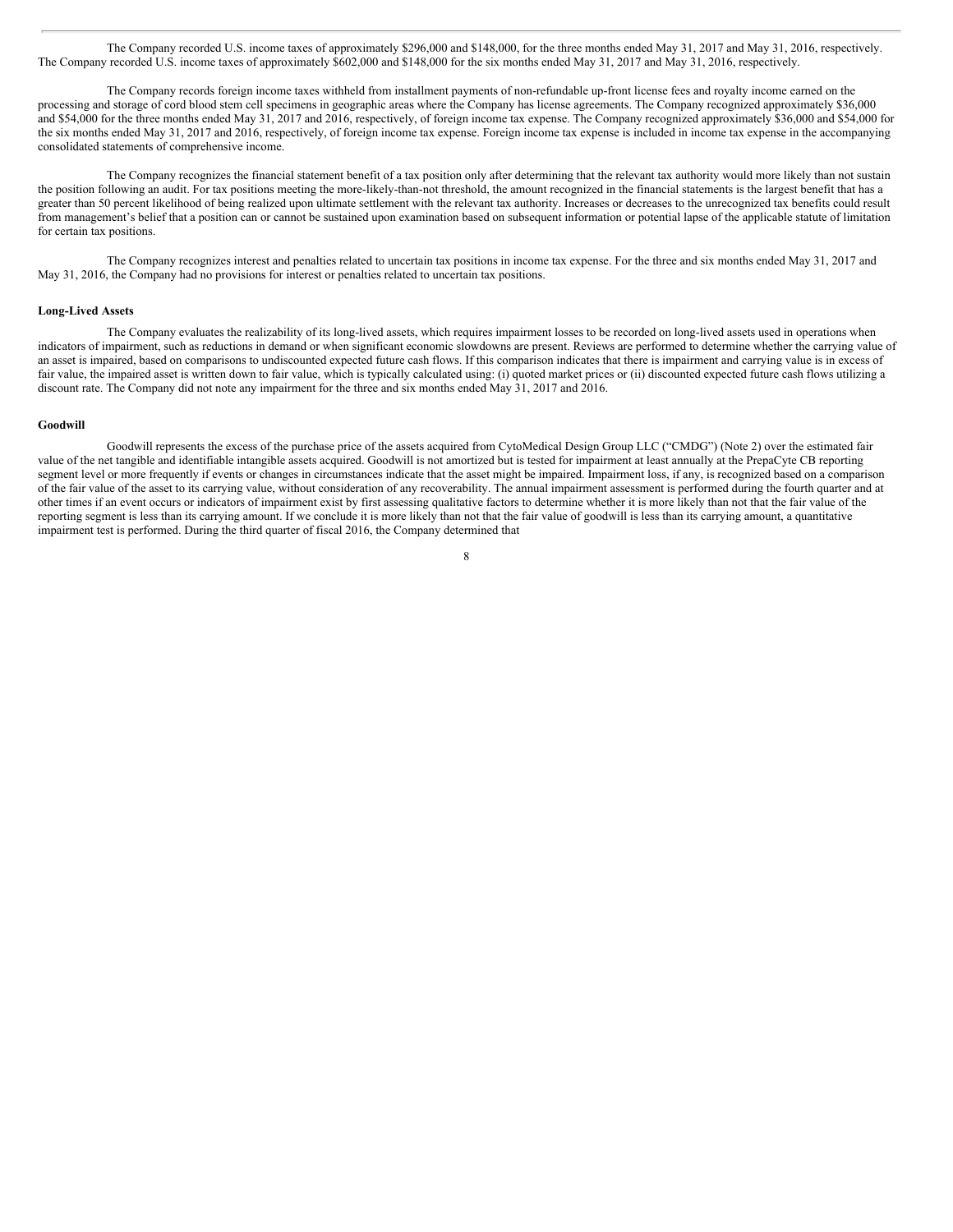The Company recorded U.S. income taxes of approximately $296,000 and $148,000, for the three months ended May 31, 2017 and May 31, 2016, respectively. The Company recorded U.S. income taxes of approximately $602,000 and $148,000 for the six months ended May 31, 2017 and May 31, 2016, respectively.

The Company records foreign income taxes withheld from installment payments of non-refundable up-front license fees and royalty income earned on the processing and storage of cord blood stem cell specimens in geographic areas where the Company has license agreements. The Company recognized approximately $36,000 and $54,000 for the three months ended May 31, 2017 and 2016, respectively, of foreign income tax expense. The Company recognized approximately $36,000 and $54,000 for the six months ended May 31, 2017 and 2016, respectively, of foreign income tax expense. Foreign income tax expense is included in income tax expense in the accompanying consolidated statements of comprehensive income.

The Company recognizes the financial statement benefit of a tax position only after determining that the relevant tax authority would more likely than not sustain the position following an audit. For tax positions meeting the more-likely-than-not threshold, the amount recognized in the financial statements is the largest benefit that has a greater than 50 percent likelihood of being realized upon ultimate settlement with the relevant tax authority. Increases or decreases to the unrecognized tax benefits could result from management's belief that a position can or cannot be sustained upon examination based on subsequent information or potential lapse of the applicable statute of limitation for certain tax positions.

The Company recognizes interest and penalties related to uncertain tax positions in income tax expense. For the three and six months ended May 31, 2017 and May 31, 2016, the Company had no provisions for interest or penalties related to uncertain tax positions.

**Long-Lived Assets**

The Company evaluates the realizability of its long-lived assets, which requires impairment losses to be recorded on long-lived assets used in operations when indicators of impairment, such as reductions in demand or when significant economic slowdowns are present. Reviews are performed to determine whether the carrying value of an asset is impaired, based on comparisons to undiscounted expected future cash flows. If this comparison indicates that there is impairment and carrying value is in excess of fair value, the impaired asset is written down to fair value, which is typically calculated using: (i) quoted market prices or (ii) discounted expected future cash flows utilizing a discount rate. The Company did not note any impairment for the three and six months ended May 31, 2017 and 2016.

**Goodwill**

Goodwill represents the excess of the purchase price of the assets acquired from CytoMedical Design Group LLC ("CMDG") (Note 2) over the estimated fair value of the net tangible and identifiable intangible assets acquired. Goodwill is not amortized but is tested for impairment at least annually at the PrepaCyte CB reporting segment level or more frequently if events or changes in circumstances indicate that the asset might be impaired. Impairment loss, if any, is recognized based on a comparison of the fair value of the asset to its carrying value, without consideration of any recoverability. The annual impairment assessment is performed during the fourth quarter and at other times if an event occurs or indicators of impairment exist by first assessing qualitative factors to determine whether it is more likely than not that the fair value of the reporting segment is less than its carrying amount. If we conclude it is more likely than not that the fair value of goodwill is less than its carrying amount, a quantitative impairment test is performed. During the third quarter of fiscal 2016, the Company determined that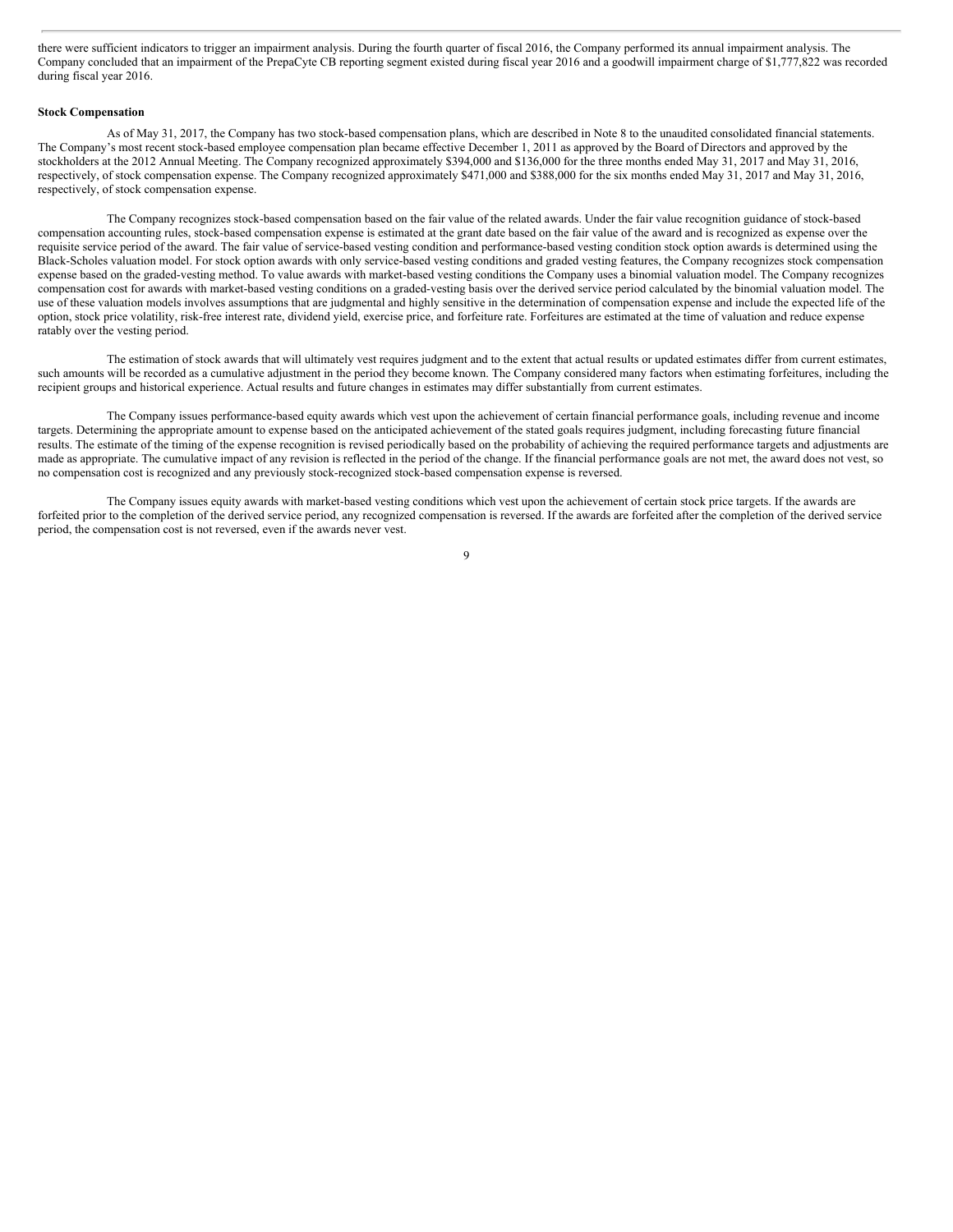there were sufficient indicators to trigger an impairment analysis. During the fourth quarter of fiscal 2016, the Company performed its annual impairment analysis. The Company concluded that an impairment of the PrepaCyte CB reporting segment existed during fiscal year 2016 and a goodwill impairment charge of $1,777,822 was recorded during fiscal year 2016.

**Stock Compensation**

As of May 31, 2017, the Company has two stock-based compensation plans, which are described in Note 8 to the unaudited consolidated financial statements. The Company's most recent stock-based employee compensation plan became effective December 1, 2011 as approved by the Board of Directors and approved by the stockholders at the 2012 Annual Meeting. The Company recognized approximately $394,000 and $136,000 for the three months ended May 31, 2017 and May 31, 2016, respectively, of stock compensation expense. The Company recognized approximately $471,000 and $388,000 for the six months ended May 31, 2017 and May 31, 2016, respectively, of stock compensation expense.

The Company recognizes stock-based compensation based on the fair value of the related awards. Under the fair value recognition guidance of stock-based compensation accounting rules, stock-based compensation expense is estimated at the grant date based on the fair value of the award and is recognized as expense over the requisite service period of the award. The fair value of service-based vesting condition and performance-based vesting condition stock option awards is determined using the Black-Scholes valuation model. For stock option awards with only service-based vesting conditions and graded vesting features, the Company recognizes stock compensation expense based on the graded-vesting method. To value awards with market-based vesting conditions the Company uses a binomial valuation model. The Company recognizes compensation cost for awards with market-based vesting conditions on a graded-vesting basis over the derived service period calculated by the binomial valuation model. The use of these valuation models involves assumptions that are judgmental and highly sensitive in the determination of compensation expense and include the expected life of the option, stock price volatility, risk-free interest rate, dividend yield, exercise price, and forfeiture rate. Forfeitures are estimated at the time of valuation and reduce expense ratably over the vesting period.

The estimation of stock awards that will ultimately vest requires judgment and to the extent that actual results or updated estimates differ from current estimates, such amounts will be recorded as a cumulative adjustment in the period they become known. The Company considered many factors when estimating forfeitures, including the recipient groups and historical experience. Actual results and future changes in estimates may differ substantially from current estimates.

The Company issues performance-based equity awards which vest upon the achievement of certain financial performance goals, including revenue and income targets. Determining the appropriate amount to expense based on the anticipated achievement of the stated goals requires judgment, including forecasting future financial results. The estimate of the timing of the expense recognition is revised periodically based on the probability of achieving the required performance targets and adjustments are made as appropriate. The cumulative impact of any revision is reflected in the period of the change. If the financial performance goals are not met, the award does not vest, so no compensation cost is recognized and any previously stock-recognized stock-based compensation expense is reversed.

The Company issues equity awards with market-based vesting conditions which vest upon the achievement of certain stock price targets. If the awards are forfeited prior to the completion of the derived service period, any recognized compensation is reversed. If the awards are forfeited after the completion of the derived service period, the compensation cost is not reversed, even if the awards never vest.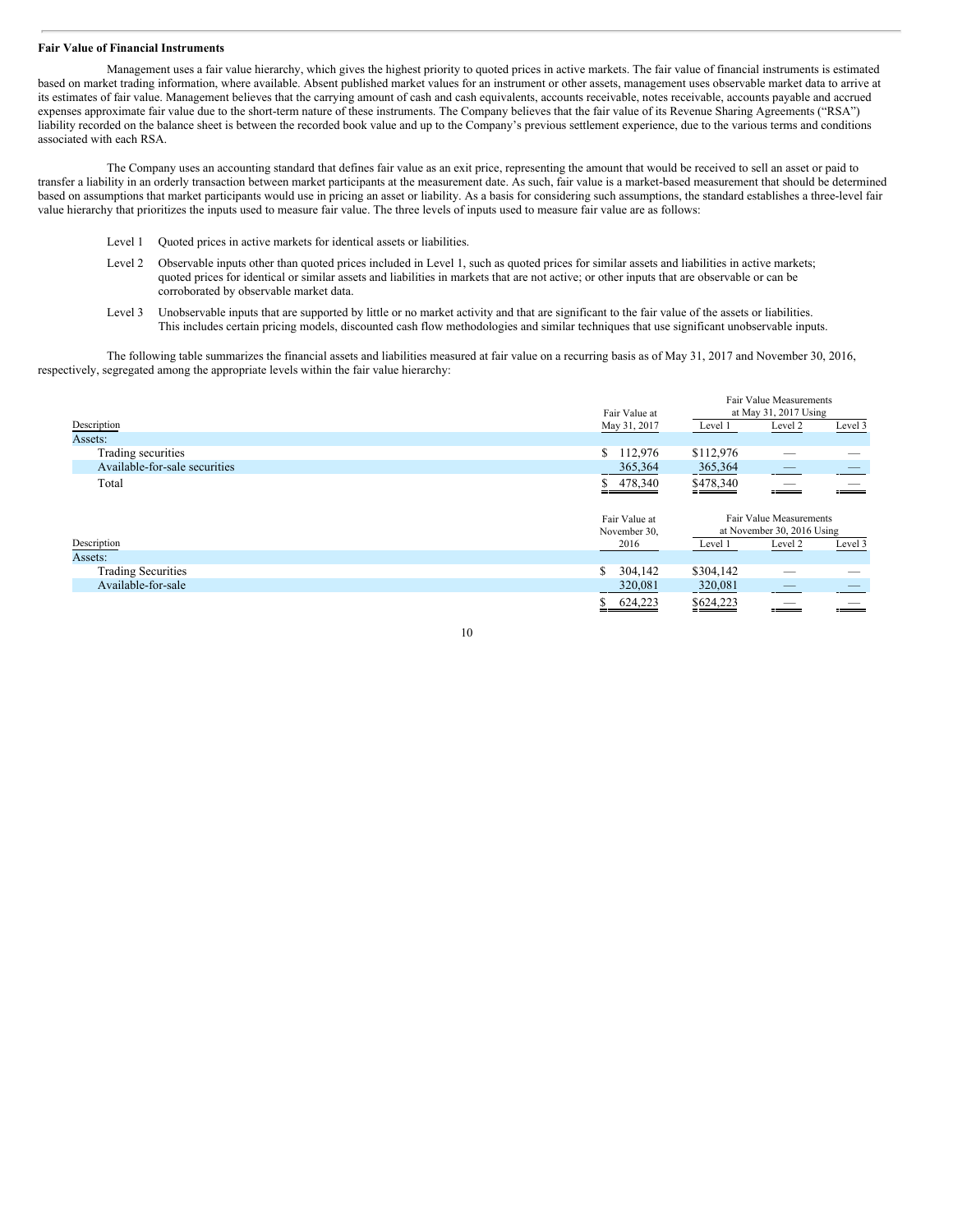**Fair Value of Financial Instruments**

Management uses a fair value hierarchy, which gives the highest priority to quoted prices in active markets. The fair value of financial instruments is estimated based on market trading information, where available. Absent published market values for an instrument or other assets, management uses observable market data to arrive at its estimates of fair value. Management believes that the carrying amount of cash and cash equivalents, accounts receivable, notes receivable, accounts payable and accrued expenses approximate fair value due to the short-term nature of these instruments. The Company believes that the fair value of its Revenue Sharing Agreements ("RSA") liability recorded on the balance sheet is between the recorded book value and up to the Company's previous settlement experience, due to the various terms and conditions associated with each RSA.

The Company uses an accounting standard that defines fair value as an exit price, representing the amount that would be received to sell an asset or paid to transfer a liability in an orderly transaction between market participants at the measurement date. As such, fair value is a market-based measurement that should be determined based on assumptions that market participants would use in pricing an asset or liability. As a basis for considering such assumptions, the standard establishes a three-level fair value hierarchy that prioritizes the inputs used to measure fair value. The three levels of inputs used to measure fair value are as follows:

- Level 1 Quoted prices in active markets for identical assets or liabilities.
- Level 2 Observable inputs other than quoted prices included in Level 1, such as quoted prices for similar assets and liabilities in active markets; quoted prices for identical or similar assets and liabilities in markets that are not active; or other inputs that are observable or can be corroborated by observable market data.
- Level 3 Unobservable inputs that are supported by little or no market activity and that are significant to the fair value of the assets or liabilities. This includes certain pricing models, discounted cash flow methodologies and similar techniques that use significant unobservable inputs.

The following table summarizes the financial assets and liabilities measured at fair value on a recurring basis as of May 31, 2017 and November 30, 2016, respectively, segregated among the appropriate levels within the fair value hierarchy:

| Description | Fair Value at May 31, 2017 | Fair Value Measurements at May 31, 2017 Using Level 1 | Level 2 | Level 3 |
|---|---|---|---|---|
| Assets: | | | | |
| Trading securities | $ 112,976 | $112,976 | — | — |
| Available-for-sale securities | 365,364 | 365,364 | — | — |
| Total | $ 478,340 | $478,340 | — | — |

| Description | Fair Value at November 30, 2016 | Fair Value Measurements at November 30, 2016 Using Level 1 | Level 2 | Level 3 |
|---|---|---|---|---|
| Assets: | | | | |
| Trading Securities | $ 304,142 | $304,142 | — | — |
| Available-for-sale | 320,081 | 320,081 | — | — |
| | $ 624,223 | $624,223 | — | — |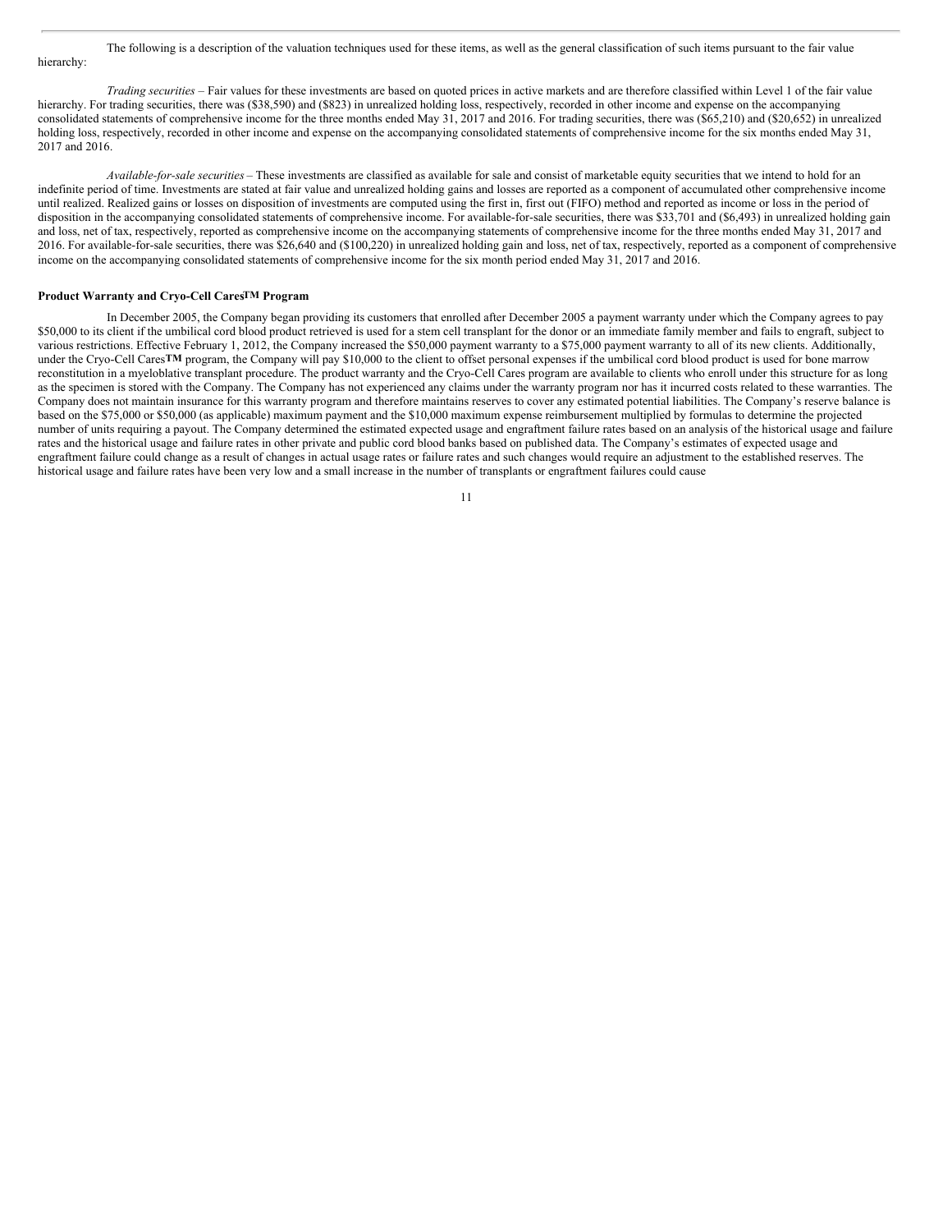The following is a description of the valuation techniques used for these items, as well as the general classification of such items pursuant to the fair value hierarchy:

*Trading securities* – Fair values for these investments are based on quoted prices in active markets and are therefore classified within Level 1 of the fair value hierarchy. For trading securities, there was ($38,590) and ($823) in unrealized holding loss, respectively, recorded in other income and expense on the accompanying consolidated statements of comprehensive income for the three months ended May 31, 2017 and 2016. For trading securities, there was ($65,210) and ($20,652) in unrealized holding loss, respectively, recorded in other income and expense on the accompanying consolidated statements of comprehensive income for the six months ended May 31, 2017 and 2016.

*Available-for-sale securities* – These investments are classified as available for sale and consist of marketable equity securities that we intend to hold for an indefinite period of time. Investments are stated at fair value and unrealized holding gains and losses are reported as a component of accumulated other comprehensive income until realized. Realized gains or losses on disposition of investments are computed using the first in, first out (FIFO) method and reported as income or loss in the period of disposition in the accompanying consolidated statements of comprehensive income. For available-for-sale securities, there was $33,701 and ($6,493) in unrealized holding gain and loss, net of tax, respectively, reported as comprehensive income on the accompanying statements of comprehensive income for the three months ended May 31, 2017 and 2016. For available-for-sale securities, there was $26,640 and ($100,220) in unrealized holding gain and loss, net of tax, respectively, reported as a component of comprehensive income on the accompanying consolidated statements of comprehensive income for the six month period ended May 31, 2017 and 2016.

**Product Warranty and Cryo-Cell Cares™ Program**

In December 2005, the Company began providing its customers that enrolled after December 2005 a payment warranty under which the Company agrees to pay $50,000 to its client if the umbilical cord blood product retrieved is used for a stem cell transplant for the donor or an immediate family member and fails to engraft, subject to various restrictions. Effective February 1, 2012, the Company increased the $50,000 payment warranty to a $75,000 payment warranty to all of its new clients. Additionally, under the Cryo-Cell Cares**™** program, the Company will pay $10,000 to the client to offset personal expenses if the umbilical cord blood product is used for bone marrow reconstitution in a myeloblative transplant procedure. The product warranty and the Cryo-Cell Cares program are available to clients who enroll under this structure for as long as the specimen is stored with the Company. The Company has not experienced any claims under the warranty program nor has it incurred costs related to these warranties. The Company does not maintain insurance for this warranty program and therefore maintains reserves to cover any estimated potential liabilities. The Company's reserve balance is based on the $75,000 or $50,000 (as applicable) maximum payment and the $10,000 maximum expense reimbursement multiplied by formulas to determine the projected number of units requiring a payout. The Company determined the estimated expected usage and engraftment failure rates based on an analysis of the historical usage and failure rates and the historical usage and failure rates in other private and public cord blood banks based on published data. The Company's estimates of expected usage and engraftment failure could change as a result of changes in actual usage rates or failure rates and such changes would require an adjustment to the established reserves. The historical usage and failure rates have been very low and a small increase in the number of transplants or engraftment failures could cause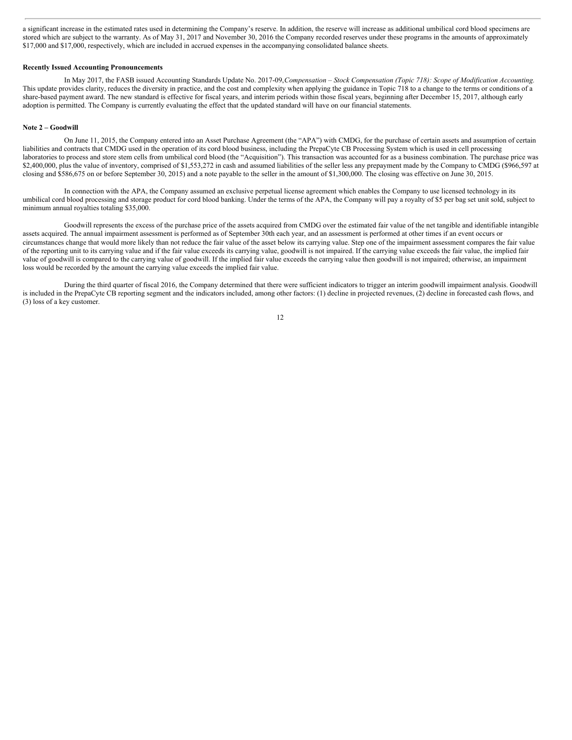a significant increase in the estimated rates used in determining the Company's reserve. In addition, the reserve will increase as additional umbilical cord blood specimens are stored which are subject to the warranty. As of May 31, 2017 and November 30, 2016 the Company recorded reserves under these programs in the amounts of approximately $17,000 and $17,000, respectively, which are included in accrued expenses in the accompanying consolidated balance sheets.

**Recently Issued Accounting Pronouncements**

In May 2017, the FASB issued Accounting Standards Update No. 2017-09, *Compensation – Stock Compensation (Topic 718): Scope of Modification Accounting.* This update provides clarity, reduces the diversity in practice, and the cost and complexity when applying the guidance in Topic 718 to a change to the terms or conditions of a share-based payment award. The new standard is effective for fiscal years, and interim periods within those fiscal years, beginning after December 15, 2017, although early adoption is permitted. The Company is currently evaluating the effect that the updated standard will have on our financial statements.

**Note 2 – Goodwill**

On June 11, 2015, the Company entered into an Asset Purchase Agreement (the "APA") with CMDG, for the purchase of certain assets and assumption of certain liabilities and contracts that CMDG used in the operation of its cord blood business, including the PrepaCyte CB Processing System which is used in cell processing laboratories to process and store stem cells from umbilical cord blood (the "Acquisition"). This transaction was accounted for as a business combination. The purchase price was $2,400,000, plus the value of inventory, comprised of $1,553,272 in cash and assumed liabilities of the seller less any prepayment made by the Company to CMDG ($966,597 at closing and $586,675 on or before September 30, 2015) and a note payable to the seller in the amount of $1,300,000. The closing was effective on June 30, 2015.

In connection with the APA, the Company assumed an exclusive perpetual license agreement which enables the Company to use licensed technology in its umbilical cord blood processing and storage product for cord blood banking. Under the terms of the APA, the Company will pay a royalty of $5 per bag set unit sold, subject to minimum annual royalties totaling $35,000.

Goodwill represents the excess of the purchase price of the assets acquired from CMDG over the estimated fair value of the net tangible and identifiable intangible assets acquired. The annual impairment assessment is performed as of September 30th each year, and an assessment is performed at other times if an event occurs or circumstances change that would more likely than not reduce the fair value of the asset below its carrying value. Step one of the impairment assessment compares the fair value of the reporting unit to its carrying value and if the fair value exceeds its carrying value, goodwill is not impaired. If the carrying value exceeds the fair value, the implied fair value of goodwill is compared to the carrying value of goodwill. If the implied fair value exceeds the carrying value then goodwill is not impaired; otherwise, an impairment loss would be recorded by the amount the carrying value exceeds the implied fair value.

During the third quarter of fiscal 2016, the Company determined that there were sufficient indicators to trigger an interim goodwill impairment analysis. Goodwill is included in the PrepaCyte CB reporting segment and the indicators included, among other factors: (1) decline in projected revenues, (2) decline in forecasted cash flows, and (3) loss of a key customer.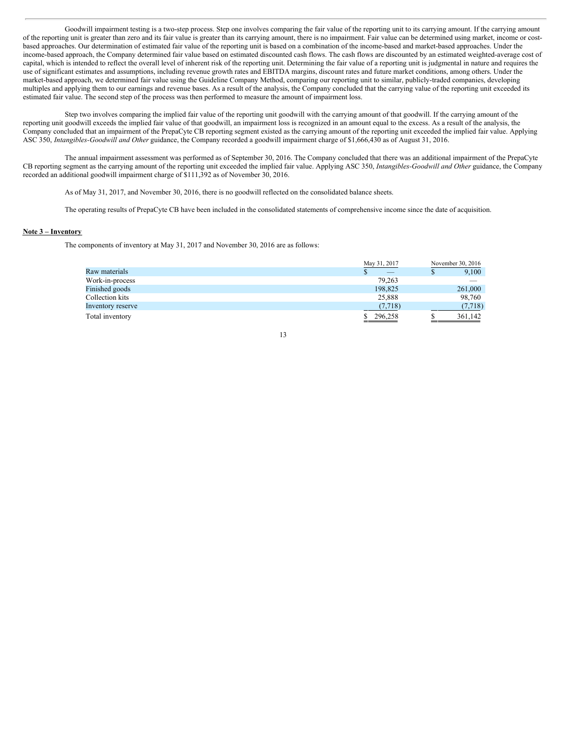Goodwill impairment testing is a two-step process. Step one involves comparing the fair value of the reporting unit to its carrying amount. If the carrying amount of the reporting unit is greater than zero and its fair value is greater than its carrying amount, there is no impairment. Fair value can be determined using market, income or cost-based approaches. Our determination of estimated fair value of the reporting unit is based on a combination of the income-based and market-based approaches. Under the income-based approach, the Company determined fair value based on estimated discounted cash flows. The cash flows are discounted by an estimated weighted-average cost of capital, which is intended to reflect the overall level of inherent risk of the reporting unit. Determining the fair value of a reporting unit is judgmental in nature and requires the use of significant estimates and assumptions, including revenue growth rates and EBITDA margins, discount rates and future market conditions, among others. Under the market-based approach, we determined fair value using the Guideline Company Method, comparing our reporting unit to similar, publicly-traded companies, developing multiples and applying them to our earnings and revenue bases. As a result of the analysis, the Company concluded that the carrying value of the reporting unit exceeded its estimated fair value. The second step of the process was then performed to measure the amount of impairment loss.

Step two involves comparing the implied fair value of the reporting unit goodwill with the carrying amount of that goodwill. If the carrying amount of the reporting unit goodwill exceeds the implied fair value of that goodwill, an impairment loss is recognized in an amount equal to the excess. As a result of the analysis, the Company concluded that an impairment of the PrepaCyte CB reporting segment existed as the carrying amount of the reporting unit exceeded the implied fair value. Applying ASC 350, *Intangibles-Goodwill and Other* guidance, the Company recorded a goodwill impairment charge of $1,666,430 as of August 31, 2016.

The annual impairment assessment was performed as of September 30, 2016. The Company concluded that there was an additional impairment of the PrepaCyte CB reporting segment as the carrying amount of the reporting unit exceeded the implied fair value. Applying ASC 350, *Intangibles-Goodwill and Other* guidance, the Company recorded an additional goodwill impairment charge of $111,392 as of November 30, 2016.

As of May 31, 2017, and November 30, 2016, there is no goodwill reflected on the consolidated balance sheets.

The operating results of PrepaCyte CB have been included in the consolidated statements of comprehensive income since the date of acquisition.

**Note 3 – Inventory**

The components of inventory at May 31, 2017 and November 30, 2016 are as follows:

| | May 31, 2017 | November 30, 2016 |
|---|---|---|
| Raw materials | $ — | $ 9,100 |
| Work-in-process | 79,263 | — |
| Finished goods | 198,825 | 261,000 |
| Collection kits | 25,888 | 98,760 |
| Inventory reserve | (7,718) | (7,718) |
| Total inventory | $ 296,258 | $ 361,142 |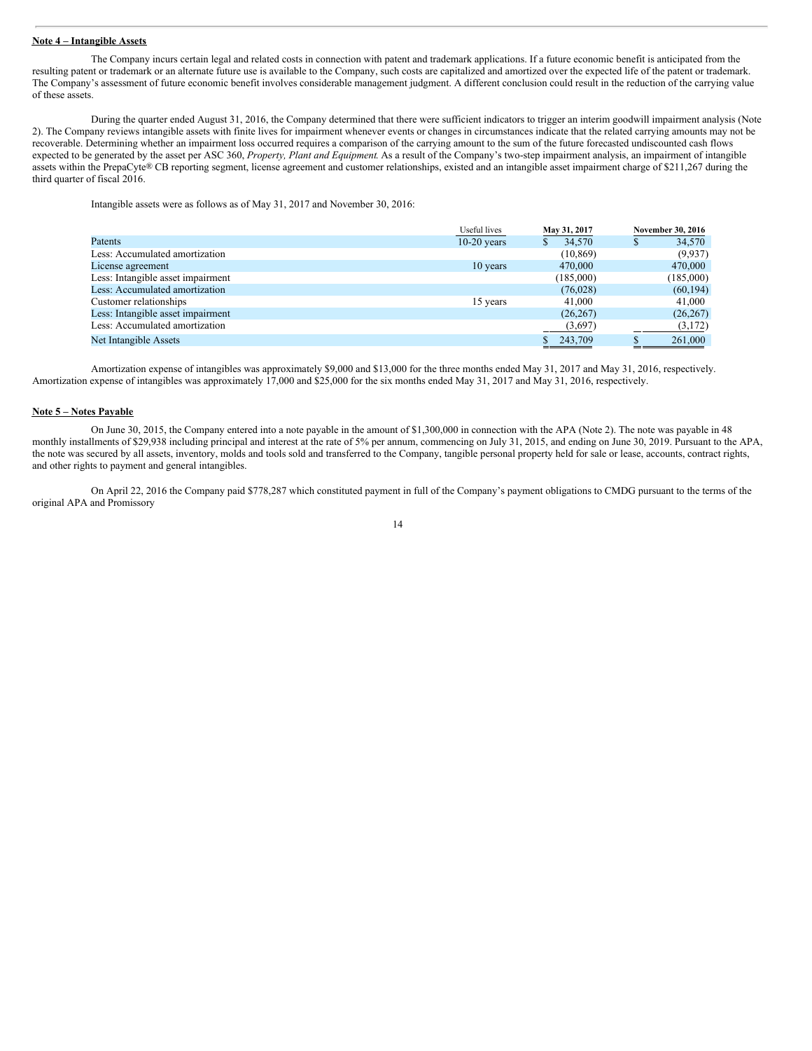**Note 4 – Intangible Assets**

The Company incurs certain legal and related costs in connection with patent and trademark applications. If a future economic benefit is anticipated from the resulting patent or trademark or an alternate future use is available to the Company, such costs are capitalized and amortized over the expected life of the patent or trademark. The Company's assessment of future economic benefit involves considerable management judgment. A different conclusion could result in the reduction of the carrying value of these assets.

During the quarter ended August 31, 2016, the Company determined that there were sufficient indicators to trigger an interim goodwill impairment analysis (Note 2). The Company reviews intangible assets with finite lives for impairment whenever events or changes in circumstances indicate that the related carrying amounts may not be recoverable. Determining whether an impairment loss occurred requires a comparison of the carrying amount to the sum of the future forecasted undiscounted cash flows expected to be generated by the asset per ASC 360, *Property, Plant and Equipment.* As a result of the Company's two-step impairment analysis, an impairment of intangible assets within the PrepaCyte® CB reporting segment, license agreement and customer relationships, existed and an intangible asset impairment charge of $211,267 during the third quarter of fiscal 2016.

Intangible assets were as follows as of May 31, 2017 and November 30, 2016:

| | Useful lives | May 31, 2017 | November 30, 2016 |
|---|---|---|---|
| Patents | 10-20 years | $ 34,570 | $ 34,570 |
| Less: Accumulated amortization | | (10,869) | (9,937) |
| License agreement | 10 years | 470,000 | 470,000 |
| Less: Intangible asset impairment | | (185,000) | (185,000) |
| Less: Accumulated amortization | | (76,028) | (60,194) |
| Customer relationships | 15 years | 41,000 | 41,000 |
| Less: Intangible asset impairment | | (26,267) | (26,267) |
| Less: Accumulated amortization | | (3,697) | (3,172) |
| Net Intangible Assets | | $ 243,709 | $ 261,000 |

Amortization expense of intangibles was approximately $9,000 and $13,000 for the three months ended May 31, 2017 and May 31, 2016, respectively. Amortization expense of intangibles was approximately 17,000 and $25,000 for the six months ended May 31, 2017 and May 31, 2016, respectively.

**Note 5 – Notes Payable**

On June 30, 2015, the Company entered into a note payable in the amount of $1,300,000 in connection with the APA (Note 2). The note was payable in 48 monthly installments of $29,938 including principal and interest at the rate of 5% per annum, commencing on July 31, 2015, and ending on June 30, 2019. Pursuant to the APA, the note was secured by all assets, inventory, molds and tools sold and transferred to the Company, tangible personal property held for sale or lease, accounts, contract rights, and other rights to payment and general intangibles.

On April 22, 2016 the Company paid $778,287 which constituted payment in full of the Company's payment obligations to CMDG pursuant to the terms of the original APA and Promissory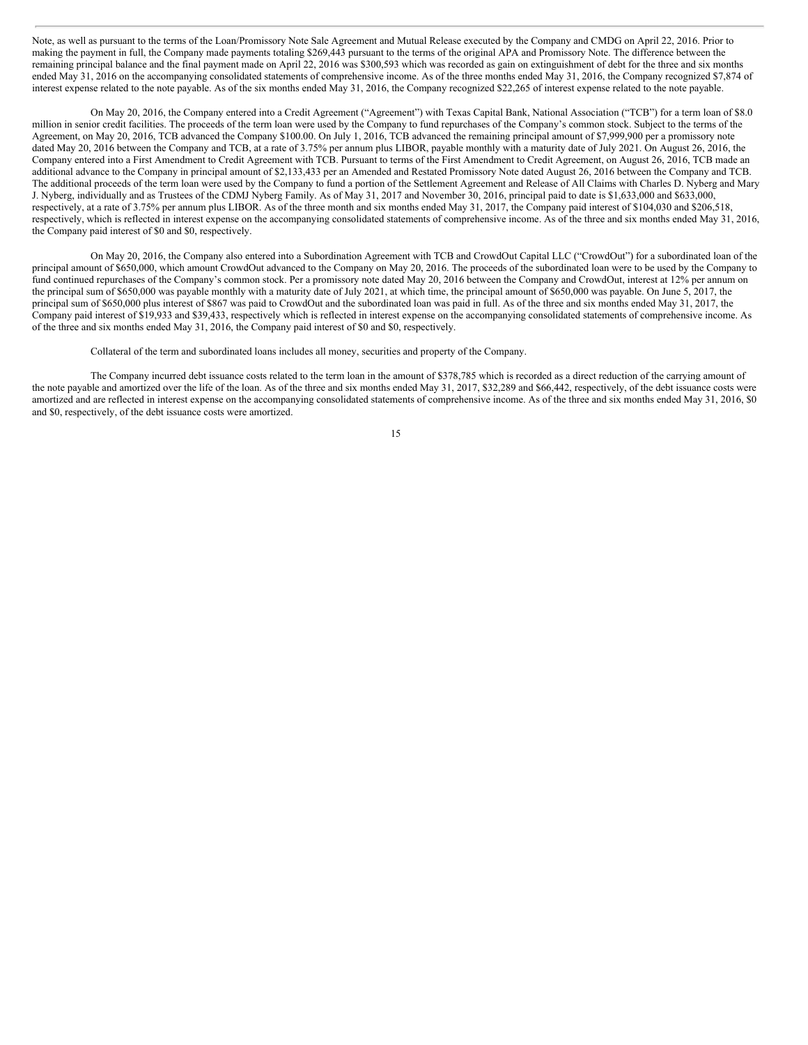Note, as well as pursuant to the terms of the Loan/Promissory Note Sale Agreement and Mutual Release executed by the Company and CMDG on April 22, 2016. Prior to making the payment in full, the Company made payments totaling $269,443 pursuant to the terms of the original APA and Promissory Note. The difference between the remaining principal balance and the final payment made on April 22, 2016 was $300,593 which was recorded as gain on extinguishment of debt for the three and six months ended May 31, 2016 on the accompanying consolidated statements of comprehensive income. As of the three months ended May 31, 2016, the Company recognized $7,874 of interest expense related to the note payable. As of the six months ended May 31, 2016, the Company recognized $22,265 of interest expense related to the note payable.

On May 20, 2016, the Company entered into a Credit Agreement ("Agreement") with Texas Capital Bank, National Association ("TCB") for a term loan of $8.0 million in senior credit facilities. The proceeds of the term loan were used by the Company to fund repurchases of the Company's common stock. Subject to the terms of the Agreement, on May 20, 2016, TCB advanced the Company $100.00. On July 1, 2016, TCB advanced the remaining principal amount of $7,999,900 per a promissory note dated May 20, 2016 between the Company and TCB, at a rate of 3.75% per annum plus LIBOR, payable monthly with a maturity date of July 2021. On August 26, 2016, the Company entered into a First Amendment to Credit Agreement with TCB. Pursuant to terms of the First Amendment to Credit Agreement, on August 26, 2016, TCB made an additional advance to the Company in principal amount of $2,133,433 per an Amended and Restated Promissory Note dated August 26, 2016 between the Company and TCB. The additional proceeds of the term loan were used by the Company to fund a portion of the Settlement Agreement and Release of All Claims with Charles D. Nyberg and Mary J. Nyberg, individually and as Trustees of the CDMJ Nyberg Family. As of May 31, 2017 and November 30, 2016, principal paid to date is $1,633,000 and $633,000, respectively, at a rate of 3.75% per annum plus LIBOR. As of the three month and six months ended May 31, 2017, the Company paid interest of $104,030 and $206,518, respectively, which is reflected in interest expense on the accompanying consolidated statements of comprehensive income. As of the three and six months ended May 31, 2016, the Company paid interest of $0 and $0, respectively.

On May 20, 2016, the Company also entered into a Subordination Agreement with TCB and CrowdOut Capital LLC ("CrowdOut") for a subordinated loan of the principal amount of $650,000, which amount CrowdOut advanced to the Company on May 20, 2016. The proceeds of the subordinated loan were to be used by the Company to fund continued repurchases of the Company's common stock. Per a promissory note dated May 20, 2016 between the Company and CrowdOut, interest at 12% per annum on the principal sum of $650,000 was payable monthly with a maturity date of July 2021, at which time, the principal amount of $650,000 was payable. On June 5, 2017, the principal sum of $650,000 plus interest of $867 was paid to CrowdOut and the subordinated loan was paid in full. As of the three and six months ended May 31, 2017, the Company paid interest of $19,933 and $39,433, respectively which is reflected in interest expense on the accompanying consolidated statements of comprehensive income. As of the three and six months ended May 31, 2016, the Company paid interest of $0 and $0, respectively.

Collateral of the term and subordinated loans includes all money, securities and property of the Company.

The Company incurred debt issuance costs related to the term loan in the amount of $378,785 which is recorded as a direct reduction of the carrying amount of the note payable and amortized over the life of the loan. As of the three and six months ended May 31, 2017, $32,289 and $66,442, respectively, of the debt issuance costs were amortized and are reflected in interest expense on the accompanying consolidated statements of comprehensive income. As of the three and six months ended May 31, 2016, $0 and $0, respectively, of the debt issuance costs were amortized.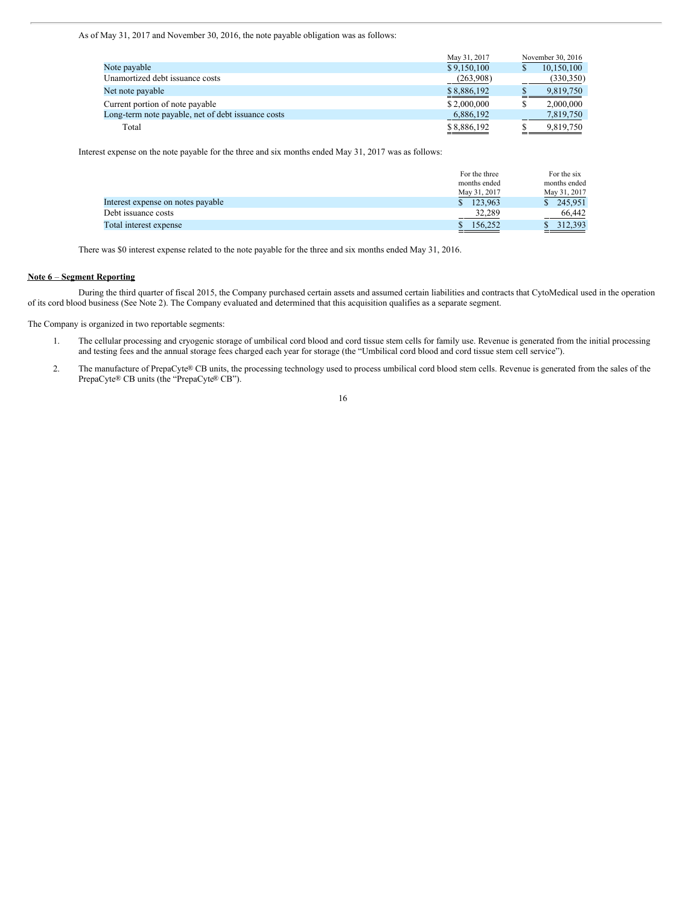As of May 31, 2017 and November 30, 2016, the note payable obligation was as follows:

| | May 31, 2017 | November 30, 2016 |
|---|---|---|
| Note payable | $ 9,150,100 | $ 10,150,100 |
| Unamortized debt issuance costs | (263,908) | (330,350) |
| Net note payable | $ 8,886,192 | $ 9,819,750 |
| Current portion of note payable | $ 2,000,000 | $ 2,000,000 |
| Long-term note payable, net of debt issuance costs | 6,886,192 | 7,819,750 |
| Total | $ 8,886,192 | $ 9,819,750 |

Interest expense on the note payable for the three and six months ended May 31, 2017 was as follows:

| | For the three months ended May 31, 2017 | For the six months ended May 31, 2017 |
|---|---|---|
| Interest expense on notes payable | $ 123,963 | $ 245,951 |
| Debt issuance costs | 32,289 | 66,442 |
| Total interest expense | $ 156,252 | $ 312,393 |

There was $0 interest expense related to the note payable for the three and six months ended May 31, 2016.

## Note 6 – Segment Reporting

During the third quarter of fiscal 2015, the Company purchased certain assets and assumed certain liabilities and contracts that CytoMedical used in the operation of its cord blood business (See Note 2). The Company evaluated and determined that this acquisition qualifies as a separate segment.

The Company is organized in two reportable segments:

1. The cellular processing and cryogenic storage of umbilical cord blood and cord tissue stem cells for family use. Revenue is generated from the initial processing and testing fees and the annual storage fees charged each year for storage (the "Umbilical cord blood and cord tissue stem cell service").
2. The manufacture of PrepaCyte® CB units, the processing technology used to process umbilical cord blood stem cells. Revenue is generated from the sales of the PrepaCyte® CB units (the "PrepaCyte® CB").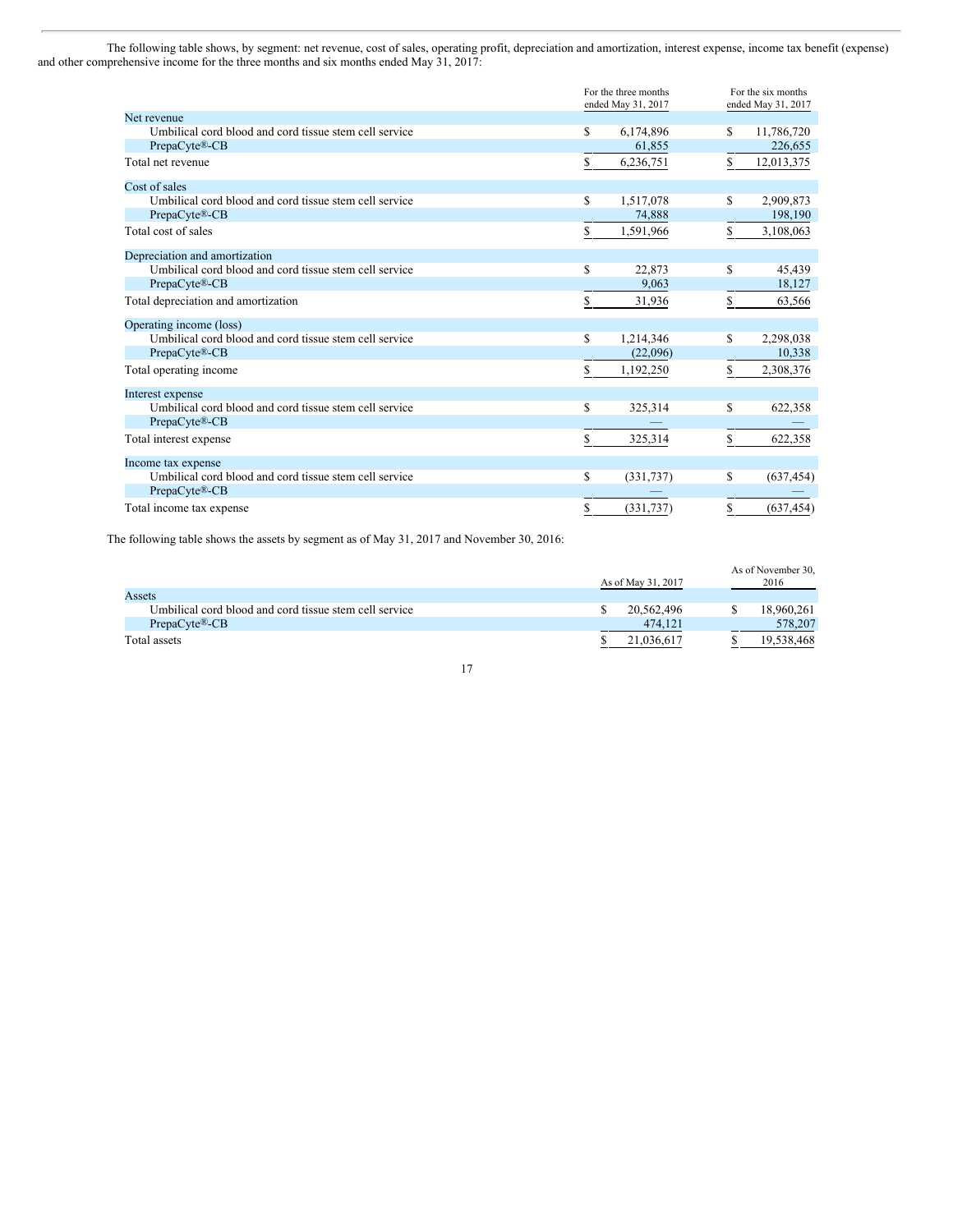The following table shows, by segment: net revenue, cost of sales, operating profit, depreciation and amortization, interest expense, income tax benefit (expense) and other comprehensive income for the three months and six months ended May 31, 2017:

| | For the three months ended May 31, 2017 | For the six months ended May 31, 2017 |
|---|---|---|
| **Net revenue** | | |
| Umbilical cord blood and cord tissue stem cell service | $ 6,174,896 | $ 11,786,720 |
| PrepaCyte®-CB | 61,855 | 226,655 |
| Total net revenue | $ 6,236,751 | $ 12,013,375 |
| **Cost of sales** | | |
| Umbilical cord blood and cord tissue stem cell service | $ 1,517,078 | $ 2,909,873 |
| PrepaCyte®-CB | 74,888 | 198,190 |
| Total cost of sales | $ 1,591,966 | $ 3,108,063 |
| **Depreciation and amortization** | | |
| Umbilical cord blood and cord tissue stem cell service | $ 22,873 | $ 45,439 |
| PrepaCyte®-CB | 9,063 | 18,127 |
| Total depreciation and amortization | $ 31,936 | $ 63,566 |
| **Operating income (loss)** | | |
| Umbilical cord blood and cord tissue stem cell service | $ 1,214,346 | $ 2,298,038 |
| PrepaCyte®-CB | (22,096) | 10,338 |
| Total operating income | $ 1,192,250 | $ 2,308,376 |
| **Interest expense** | | |
| Umbilical cord blood and cord tissue stem cell service | $ 325,314 | $ 622,358 |
| PrepaCyte®-CB | — | — |
| Total interest expense | $ 325,314 | $ 622,358 |
| **Income tax expense** | | |
| Umbilical cord blood and cord tissue stem cell service | $ (331,737) | $ (637,454) |
| PrepaCyte®-CB | — | — |
| Total income tax expense | $ (331,737) | $ (637,454) |

The following table shows the assets by segment as of May 31, 2017 and November 30, 2016:

| | As of May 31, 2017 | As of November 30, 2016 |
|---|---|---|
| **Assets** | | |
| Umbilical cord blood and cord tissue stem cell service | $ 20,562,496 | $ 18,960,261 |
| PrepaCyte®-CB | 474,121 | 578,207 |
| Total assets | $ 21,036,617 | $ 19,538,468 |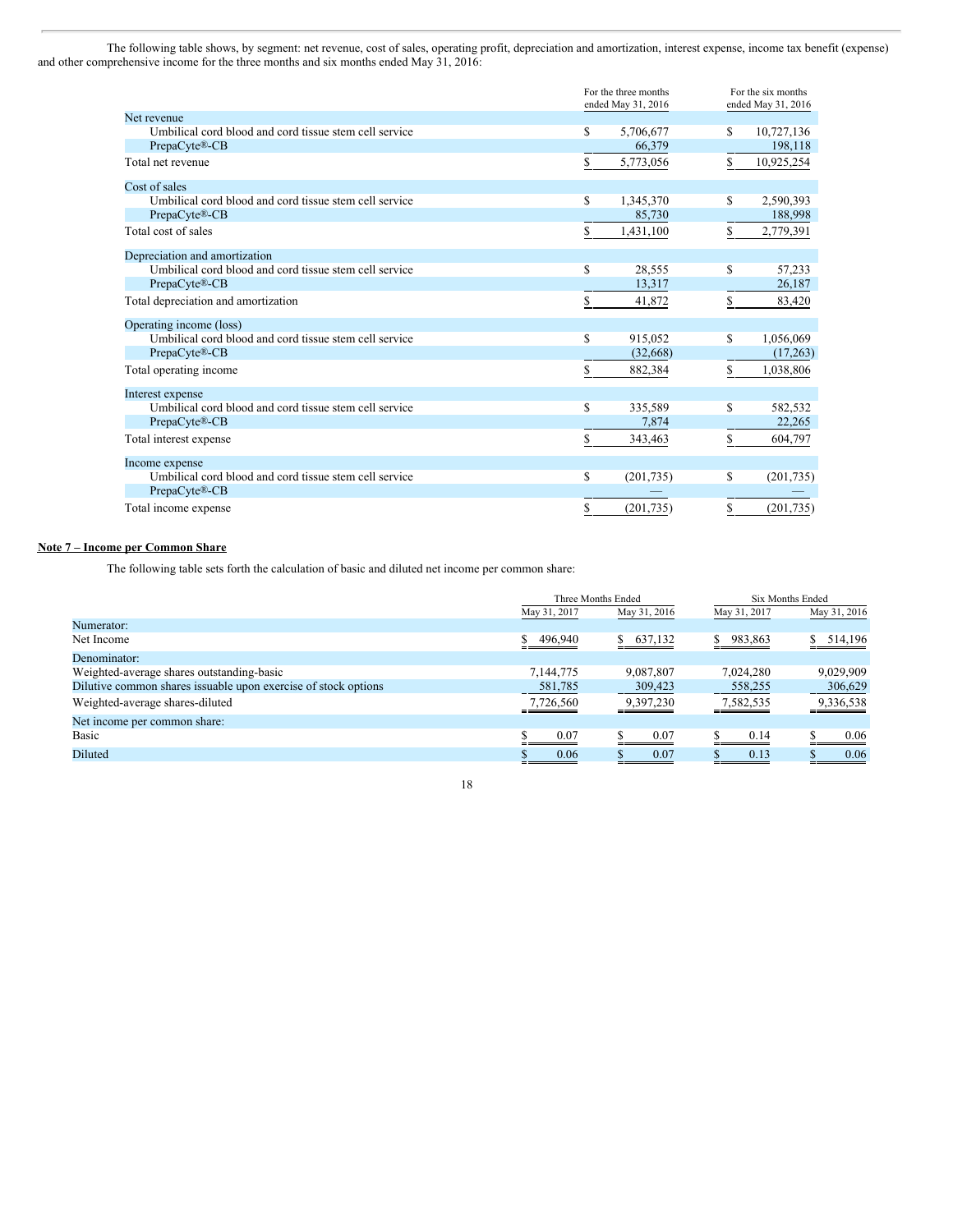The following table shows, by segment: net revenue, cost of sales, operating profit, depreciation and amortization, interest expense, income tax benefit (expense) and other comprehensive income for the three months and six months ended May 31, 2016:

| | For the three months ended May 31, 2016 | For the six months ended May 31, 2016 |
|---|---|---|
| Net revenue | | |
| Umbilical cord blood and cord tissue stem cell service | $ 5,706,677 | $ 10,727,136 |
| PrepaCyte®-CB | 66,379 | 198,118 |
| Total net revenue | $ 5,773,056 | $ 10,925,254 |
| Cost of sales | | |
| Umbilical cord blood and cord tissue stem cell service | $ 1,345,370 | $ 2,590,393 |
| PrepaCyte®-CB | 85,730 | 188,998 |
| Total cost of sales | $ 1,431,100 | $ 2,779,391 |
| Depreciation and amortization | | |
| Umbilical cord blood and cord tissue stem cell service | $ 28,555 | $ 57,233 |
| PrepaCyte®-CB | 13,317 | 26,187 |
| Total depreciation and amortization | $ 41,872 | $ 83,420 |
| Operating income (loss) | | |
| Umbilical cord blood and cord tissue stem cell service | $ 915,052 | $ 1,056,069 |
| PrepaCyte®-CB | (32,668) | (17,263) |
| Total operating income | $ 882,384 | $ 1,038,806 |
| Interest expense | | |
| Umbilical cord blood and cord tissue stem cell service | $ 335,589 | $ 582,532 |
| PrepaCyte®-CB | 7,874 | 22,265 |
| Total interest expense | $ 343,463 | $ 604,797 |
| Income expense | | |
| Umbilical cord blood and cord tissue stem cell service | $ (201,735) | $ (201,735) |
| PrepaCyte®-CB | — | — |
| Total income expense | $ (201,735) | $ (201,735) |

## Note 7 – Income per Common Share

The following table sets forth the calculation of basic and diluted net income per common share:

| | Three Months Ended | | Six Months Ended | |
|---|---|---|---|---|
| | May 31, 2017 | May 31, 2016 | May 31, 2017 | May 31, 2016 |
| Numerator: | | | | |
| Net Income | $ 496,940 | $ 637,132 | $ 983,863 | $ 514,196 |
| Denominator: | | | | |
| Weighted-average shares outstanding-basic | 7,144,775 | 9,087,807 | 7,024,280 | 9,029,909 |
| Dilutive common shares issuable upon exercise of stock options | 581,785 | 309,423 | 558,255 | 306,629 |
| Weighted-average shares-diluted | 7,726,560 | 9,397,230 | 7,582,535 | 9,336,538 |
| Net income per common share: | | | | |
| Basic | $ 0.07 | $ 0.07 | $ 0.14 | $ 0.06 |
| Diluted | $ 0.06 | $ 0.07 | $ 0.13 | $ 0.06 |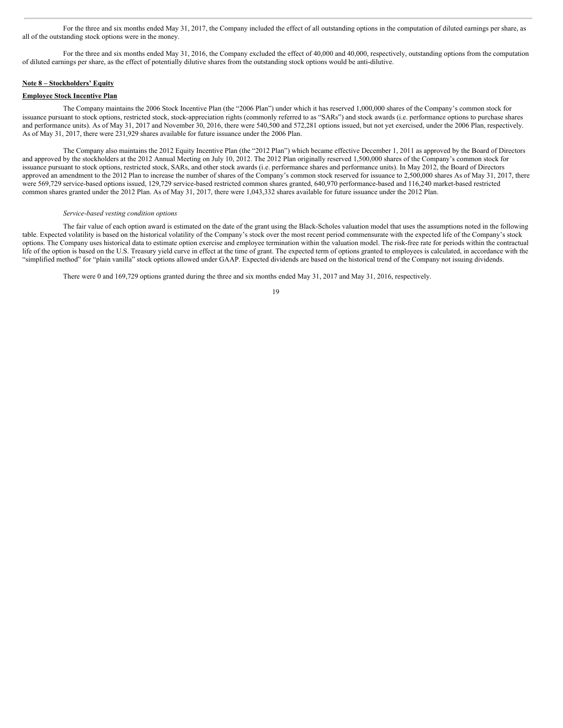For the three and six months ended May 31, 2017, the Company included the effect of all outstanding options in the computation of diluted earnings per share, as all of the outstanding stock options were in the money.

For the three and six months ended May 31, 2016, the Company excluded the effect of 40,000 and 40,000, respectively, outstanding options from the computation of diluted earnings per share, as the effect of potentially dilutive shares from the outstanding stock options would be anti-dilutive.

**Note 8 – Stockholders' Equity**

**Employee Stock Incentive Plan**

The Company maintains the 2006 Stock Incentive Plan (the "2006 Plan") under which it has reserved 1,000,000 shares of the Company's common stock for issuance pursuant to stock options, restricted stock, stock-appreciation rights (commonly referred to as "SARs") and stock awards (i.e. performance options to purchase shares and performance units). As of May 31, 2017 and November 30, 2016, there were 540,500 and 572,281 options issued, but not yet exercised, under the 2006 Plan, respectively. As of May 31, 2017, there were 231,929 shares available for future issuance under the 2006 Plan.

The Company also maintains the 2012 Equity Incentive Plan (the "2012 Plan") which became effective December 1, 2011 as approved by the Board of Directors and approved by the stockholders at the 2012 Annual Meeting on July 10, 2012. The 2012 Plan originally reserved 1,500,000 shares of the Company's common stock for issuance pursuant to stock options, restricted stock, SARs, and other stock awards (i.e. performance shares and performance units). In May 2012, the Board of Directors approved an amendment to the 2012 Plan to increase the number of shares of the Company's common stock reserved for issuance to 2,500,000 shares As of May 31, 2017, there were 569,729 service-based options issued, 129,729 service-based restricted common shares granted, 640,970 performance-based and 116,240 market-based restricted common shares granted under the 2012 Plan. As of May 31, 2017, there were 1,043,332 shares available for future issuance under the 2012 Plan.

*Service-based vesting condition options*

The fair value of each option award is estimated on the date of the grant using the Black-Scholes valuation model that uses the assumptions noted in the following table. Expected volatility is based on the historical volatility of the Company's stock over the most recent period commensurate with the expected life of the Company's stock options. The Company uses historical data to estimate option exercise and employee termination within the valuation model. The risk-free rate for periods within the contractual life of the option is based on the U.S. Treasury yield curve in effect at the time of grant. The expected term of options granted to employees is calculated, in accordance with the "simplified method" for "plain vanilla" stock options allowed under GAAP. Expected dividends are based on the historical trend of the Company not issuing dividends.

There were 0 and 169,729 options granted during the three and six months ended May 31, 2017 and May 31, 2016, respectively.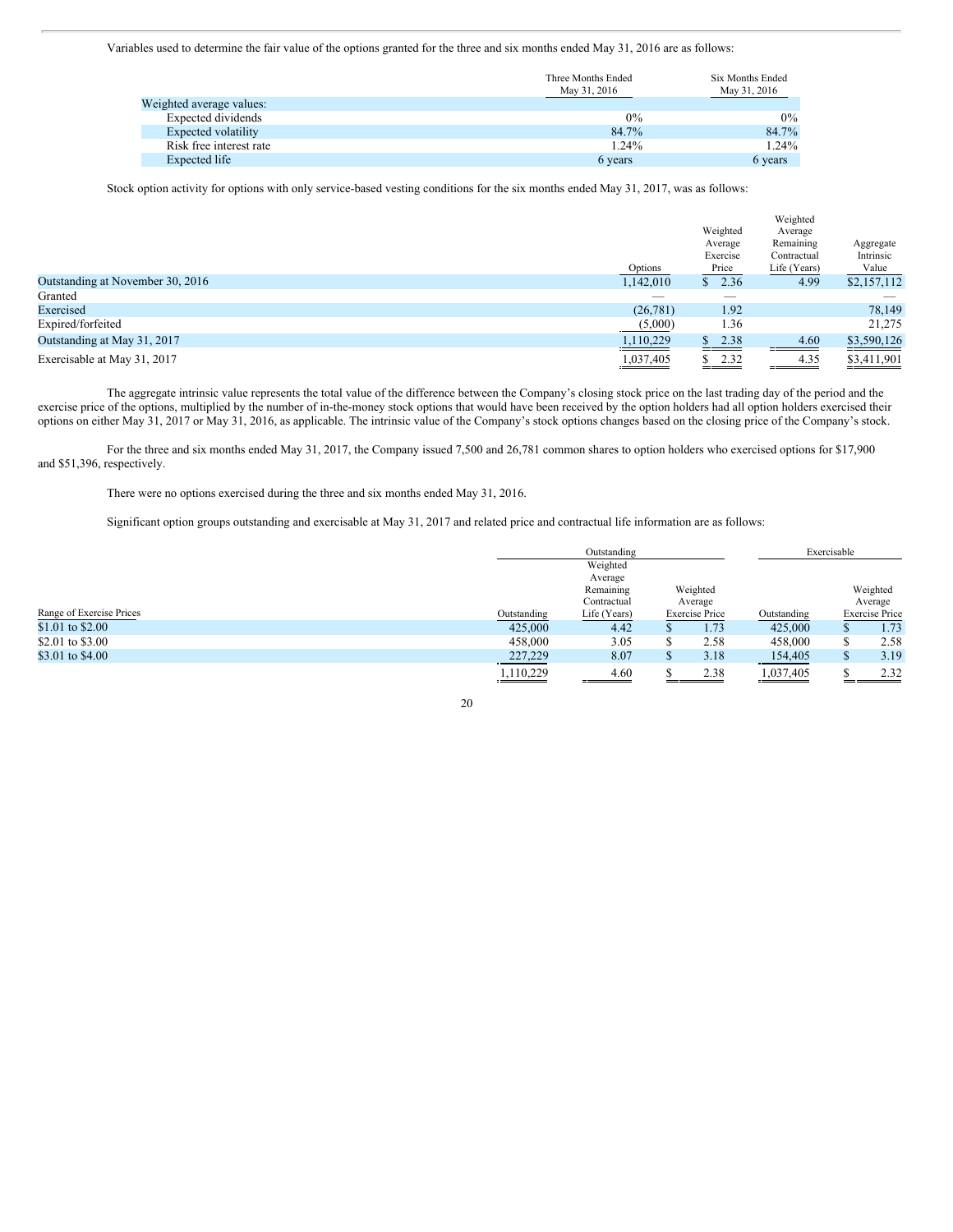Variables used to determine the fair value of the options granted for the three and six months ended May 31, 2016 are as follows:

| | Three Months Ended May 31, 2016 | Six Months Ended May 31, 2016 |
|---|---|---|
| Weighted average values: | | |
| Expected dividends | 0% | 0% |
| Expected volatility | 84.7% | 84.7% |
| Risk free interest rate | 1.24% | 1.24% |
| Expected life | 6 years | 6 years |

Stock option activity for options with only service-based vesting conditions for the six months ended May 31, 2017, was as follows:

| | Options | Weighted Average Exercise Price | Weighted Average Remaining Contractual Life (Years) | Aggregate Intrinsic Value |
|---|---|---|---|---|
| Outstanding at November 30, 2016 | 1,142,010 | $ 2.36 | 4.99 | $2,157,112 |
| Granted | — | — | | — |
| Exercised | (26,781) | 1.92 | | 78,149 |
| Expired/forfeited | (5,000) | 1.36 | | 21,275 |
| Outstanding at May 31, 2017 | 1,110,229 | $ 2.38 | 4.60 | $3,590,126 |
| Exercisable at May 31, 2017 | 1,037,405 | $ 2.32 | 4.35 | $3,411,901 |

The aggregate intrinsic value represents the total value of the difference between the Company's closing stock price on the last trading day of the period and the exercise price of the options, multiplied by the number of in-the-money stock options that would have been received by the option holders had all option holders exercised their options on either May 31, 2017 or May 31, 2016, as applicable. The intrinsic value of the Company's stock options changes based on the closing price of the Company's stock.

For the three and six months ended May 31, 2017, the Company issued 7,500 and 26,781 common shares to option holders who exercised options for $17,900 and $51,396, respectively.

There were no options exercised during the three and six months ended May 31, 2016.

Significant option groups outstanding and exercisable at May 31, 2017 and related price and contractual life information are as follows:

| | Outstanding | | | Exercisable | |
|---|---|---|---|---|---|
| Range of Exercise Prices | Outstanding | Weighted Average Remaining Contractual Life (Years) | Weighted Average Exercise Price | Outstanding | Weighted Average Exercise Price |
| $1.01 to $2.00 | 425,000 | 4.42 | $ 1.73 | 425,000 | $ 1.73 |
| $2.01 to $3.00 | 458,000 | 3.05 | $ 2.58 | 458,000 | $ 2.58 |
| $3.01 to $4.00 | 227,229 | 8.07 | $ 3.18 | 154,405 | $ 3.19 |
| | 1,110,229 | 4.60 | $ 2.38 | 1,037,405 | $ 2.32 |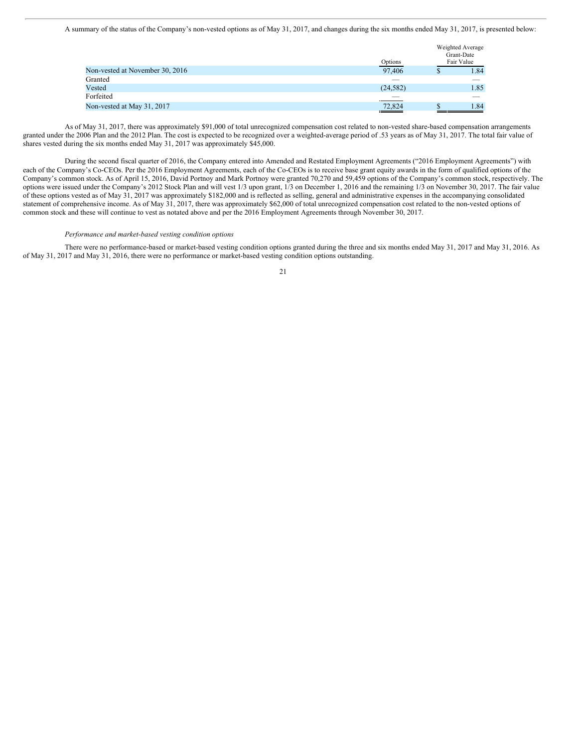A summary of the status of the Company's non-vested options as of May 31, 2017, and changes during the six months ended May 31, 2017, is presented below:

| | Options | Weighted Average Grant-Date Fair Value |
|---|---|---|
| Non-vested at November 30, 2016 | 97,406 | $ 1.84 |
| Granted | — | — |
| Vested | (24,582) | 1.85 |
| Forfeited | — | — |
| Non-vested at May 31, 2017 | 72,824 | $ 1.84 |

As of May 31, 2017, there was approximately $91,000 of total unrecognized compensation cost related to non-vested share-based compensation arrangements granted under the 2006 Plan and the 2012 Plan. The cost is expected to be recognized over a weighted-average period of .53 years as of May 31, 2017. The total fair value of shares vested during the six months ended May 31, 2017 was approximately $45,000.

During the second fiscal quarter of 2016, the Company entered into Amended and Restated Employment Agreements ("2016 Employment Agreements") with each of the Company's Co-CEOs. Per the 2016 Employment Agreements, each of the Co-CEOs is to receive base grant equity awards in the form of qualified options of the Company's common stock. As of April 15, 2016, David Portnoy and Mark Portnoy were granted 70,270 and 59,459 options of the Company's common stock, respectively. The options were issued under the Company's 2012 Stock Plan and will vest 1/3 upon grant, 1/3 on December 1, 2016 and the remaining 1/3 on November 30, 2017. The fair value of these options vested as of May 31, 2017 was approximately $182,000 and is reflected as selling, general and administrative expenses in the accompanying consolidated statement of comprehensive income. As of May 31, 2017, there was approximately $62,000 of total unrecognized compensation cost related to the non-vested options of common stock and these will continue to vest as notated above and per the 2016 Employment Agreements through November 30, 2017.

*Performance and market-based vesting condition options*

There were no performance-based or market-based vesting condition options granted during the three and six months ended May 31, 2017 and May 31, 2016. As of May 31, 2017 and May 31, 2016, there were no performance or market-based vesting condition options outstanding.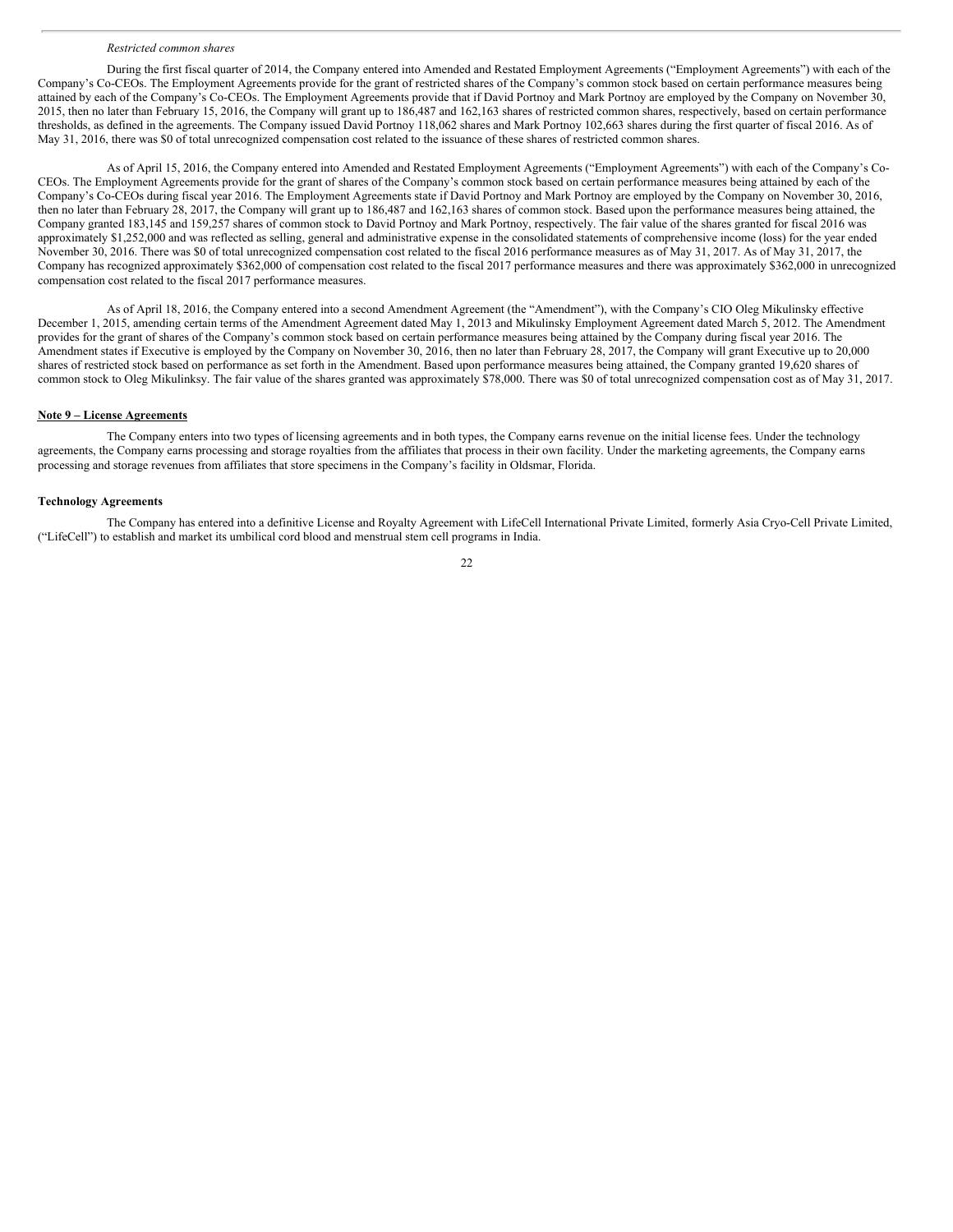*Restricted common shares*

During the first fiscal quarter of 2014, the Company entered into Amended and Restated Employment Agreements ("Employment Agreements") with each of the Company's Co-CEOs. The Employment Agreements provide for the grant of restricted shares of the Company's common stock based on certain performance measures being attained by each of the Company's Co-CEOs. The Employment Agreements provide that if David Portnoy and Mark Portnoy are employed by the Company on November 30, 2015, then no later than February 15, 2016, the Company will grant up to 186,487 and 162,163 shares of restricted common shares, respectively, based on certain performance thresholds, as defined in the agreements. The Company issued David Portnoy 118,062 shares and Mark Portnoy 102,663 shares during the first quarter of fiscal 2016. As of May 31, 2016, there was $0 of total unrecognized compensation cost related to the issuance of these shares of restricted common shares.

As of April 15, 2016, the Company entered into Amended and Restated Employment Agreements ("Employment Agreements") with each of the Company's Co-CEOs. The Employment Agreements provide for the grant of shares of the Company's common stock based on certain performance measures being attained by each of the Company's Co-CEOs during fiscal year 2016. The Employment Agreements state if David Portnoy and Mark Portnoy are employed by the Company on November 30, 2016, then no later than February 28, 2017, the Company will grant up to 186,487 and 162,163 shares of common stock. Based upon the performance measures being attained, the Company granted 183,145 and 159,257 shares of common stock to David Portnoy and Mark Portnoy, respectively. The fair value of the shares granted for fiscal 2016 was approximately $1,252,000 and was reflected as selling, general and administrative expense in the consolidated statements of comprehensive income (loss) for the year ended November 30, 2016. There was $0 of total unrecognized compensation cost related to the fiscal 2016 performance measures as of May 31, 2017. As of May 31, 2017, the Company has recognized approximately $362,000 of compensation cost related to the fiscal 2017 performance measures and there was approximately $362,000 in unrecognized compensation cost related to the fiscal 2017 performance measures.

As of April 18, 2016, the Company entered into a second Amendment Agreement (the "Amendment"), with the Company's CIO Oleg Mikulinsky effective December 1, 2015, amending certain terms of the Amendment Agreement dated May 1, 2013 and Mikulinsky Employment Agreement dated March 5, 2012. The Amendment provides for the grant of shares of the Company's common stock based on certain performance measures being attained by the Company during fiscal year 2016. The Amendment states if Executive is employed by the Company on November 30, 2016, then no later than February 28, 2017, the Company will grant Executive up to 20,000 shares of restricted stock based on performance as set forth in the Amendment. Based upon performance measures being attained, the Company granted 19,620 shares of common stock to Oleg Mikulinksy. The fair value of the shares granted was approximately $78,000. There was $0 of total unrecognized compensation cost as of May 31, 2017.

## Note 9 – License Agreements

The Company enters into two types of licensing agreements and in both types, the Company earns revenue on the initial license fees. Under the technology agreements, the Company earns processing and storage royalties from the affiliates that process in their own facility. Under the marketing agreements, the Company earns processing and storage revenues from affiliates that store specimens in the Company's facility in Oldsmar, Florida.

### Technology Agreements

The Company has entered into a definitive License and Royalty Agreement with LifeCell International Private Limited, formerly Asia Cryo-Cell Private Limited, ("LifeCell") to establish and market its umbilical cord blood and menstrual stem cell programs in India.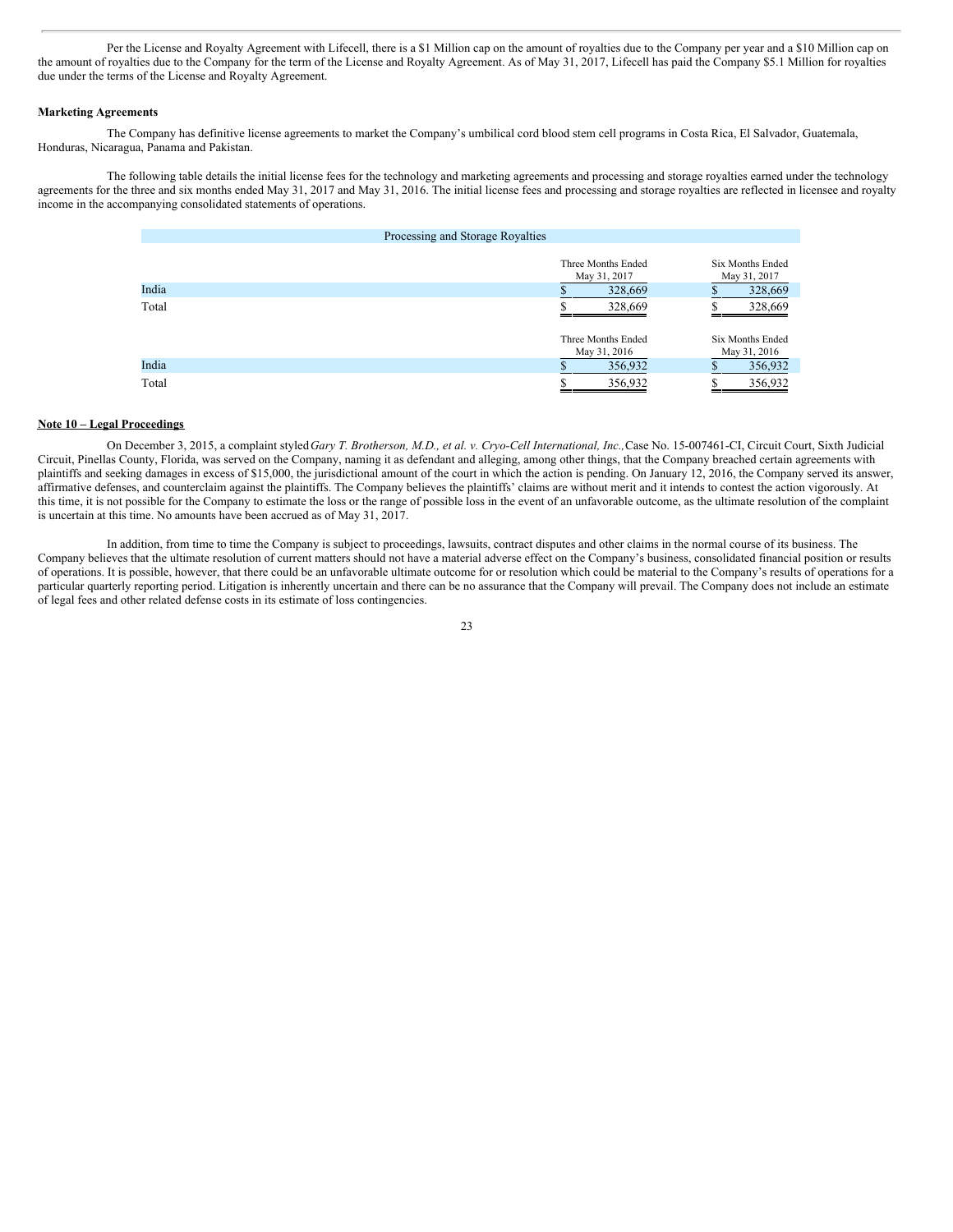Per the License and Royalty Agreement with Lifecell, there is a $1 Million cap on the amount of royalties due to the Company per year and a $10 Million cap on the amount of royalties due to the Company for the term of the License and Royalty Agreement. As of May 31, 2017, Lifecell has paid the Company $5.1 Million for royalties due under the terms of the License and Royalty Agreement.

**Marketing Agreements**

The Company has definitive license agreements to market the Company's umbilical cord blood stem cell programs in Costa Rica, El Salvador, Guatemala, Honduras, Nicaragua, Panama and Pakistan.

The following table details the initial license fees for the technology and marketing agreements and processing and storage royalties earned under the technology agreements for the three and six months ended May 31, 2017 and May 31, 2016. The initial license fees and processing and storage royalties are reflected in licensee and royalty income in the accompanying consolidated statements of operations.

| Processing and Storage Royalties | | |
|---|---|---|
| | Three Months Ended May 31, 2017 | Six Months Ended May 31, 2017 |
| India | $ 328,669 | $ 328,669 |
| Total | $ 328,669 | $ 328,669 |
| | Three Months Ended May 31, 2016 | Six Months Ended May 31, 2016 |
| India | $ 356,932 | $ 356,932 |
| Total | $ 356,932 | $ 356,932 |

**Note 10 – Legal Proceedings**

On December 3, 2015, a complaint styled *Gary T. Brotherson, M.D., et al. v. Cryo-Cell International, Inc.,* Case No. 15-007461-CI, Circuit Court, Sixth Judicial Circuit, Pinellas County, Florida, was served on the Company, naming it as defendant and alleging, among other things, that the Company breached certain agreements with plaintiffs and seeking damages in excess of $15,000, the jurisdictional amount of the court in which the action is pending. On January 12, 2016, the Company served its answer, affirmative defenses, and counterclaim against the plaintiffs. The Company believes the plaintiffs' claims are without merit and it intends to contest the action vigorously. At this time, it is not possible for the Company to estimate the loss or the range of possible loss in the event of an unfavorable outcome, as the ultimate resolution of the complaint is uncertain at this time. No amounts have been accrued as of May 31, 2017.

In addition, from time to time the Company is subject to proceedings, lawsuits, contract disputes and other claims in the normal course of its business. The Company believes that the ultimate resolution of current matters should not have a material adverse effect on the Company's business, consolidated financial position or results of operations. It is possible, however, that there could be an unfavorable ultimate outcome for or resolution which could be material to the Company's results of operations for a particular quarterly reporting period. Litigation is inherently uncertain and there can be no assurance that the Company will prevail. The Company does not include an estimate of legal fees and other related defense costs in its estimate of loss contingencies.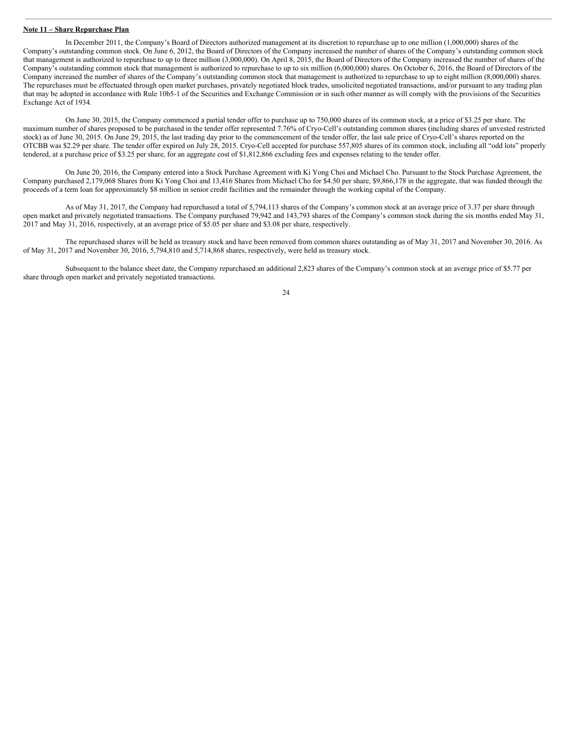**Note 11 – Share Repurchase Plan**

In December 2011, the Company's Board of Directors authorized management at its discretion to repurchase up to one million (1,000,000) shares of the Company's outstanding common stock. On June 6, 2012, the Board of Directors of the Company increased the number of shares of the Company's outstanding common stock that management is authorized to repurchase to up to three million (3,000,000). On April 8, 2015, the Board of Directors of the Company increased the number of shares of the Company's outstanding common stock that management is authorized to repurchase to up to six million (6,000,000) shares. On October 6, 2016, the Board of Directors of the Company increased the number of shares of the Company's outstanding common stock that management is authorized to repurchase to up to eight million (8,000,000) shares. The repurchases must be effectuated through open market purchases, privately negotiated block trades, unsolicited negotiated transactions, and/or pursuant to any trading plan that may be adopted in accordance with Rule 10b5-1 of the Securities and Exchange Commission or in such other manner as will comply with the provisions of the Securities Exchange Act of 1934.

On June 30, 2015, the Company commenced a partial tender offer to purchase up to 750,000 shares of its common stock, at a price of $3.25 per share. The maximum number of shares proposed to be purchased in the tender offer represented 7.76% of Cryo-Cell's outstanding common shares (including shares of unvested restricted stock) as of June 30, 2015. On June 29, 2015, the last trading day prior to the commencement of the tender offer, the last sale price of Cryo-Cell's shares reported on the OTCBB was $2.29 per share. The tender offer expired on July 28, 2015. Cryo-Cell accepted for purchase 557,805 shares of its common stock, including all "odd lots" properly tendered, at a purchase price of $3.25 per share, for an aggregate cost of $1,812,866 excluding fees and expenses relating to the tender offer.

On June 20, 2016, the Company entered into a Stock Purchase Agreement with Ki Yong Choi and Michael Cho. Pursuant to the Stock Purchase Agreement, the Company purchased 2,179,068 Shares from Ki Yong Choi and 13,416 Shares from Michael Cho for $4.50 per share, $9,866,178 in the aggregate, that was funded through the proceeds of a term loan for approximately $8 million in senior credit facilities and the remainder through the working capital of the Company.

As of May 31, 2017, the Company had repurchased a total of 5,794,113 shares of the Company's common stock at an average price of 3.37 per share through open market and privately negotiated transactions. The Company purchased 79,942 and 143,793 shares of the Company's common stock during the six months ended May 31, 2017 and May 31, 2016, respectively, at an average price of $5.05 per share and $3.08 per share, respectively.

The repurchased shares will be held as treasury stock and have been removed from common shares outstanding as of May 31, 2017 and November 30, 2016. As of May 31, 2017 and November 30, 2016, 5,794,810 and 5,714,868 shares, respectively, were held as treasury stock.

Subsequent to the balance sheet date, the Company repurchased an additional 2,823 shares of the Company's common stock at an average price of $5.77 per share through open market and privately negotiated transactions.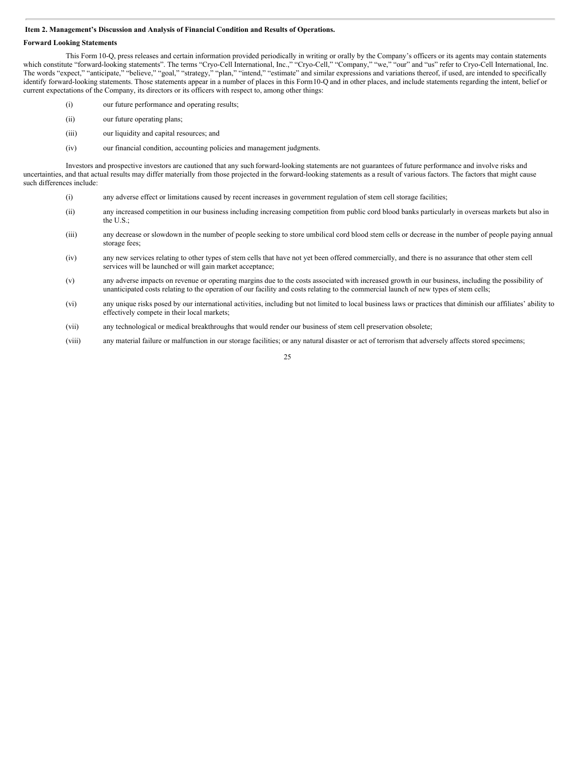## Item 2. Management's Discussion and Analysis of Financial Condition and Results of Operations.

### Forward Looking Statements

This Form 10-Q, press releases and certain information provided periodically in writing or orally by the Company's officers or its agents may contain statements which constitute "forward-looking statements". The terms "Cryo-Cell International, Inc.," "Cryo-Cell," "Company," "we," "our" and "us" refer to Cryo-Cell International, Inc. The words "expect," "anticipate," "believe," "goal," "strategy," "plan," "intend," "estimate" and similar expressions and variations thereof, if used, are intended to specifically identify forward-looking statements. Those statements appear in a number of places in this Form10-Q and in other places, and include statements regarding the intent, belief or current expectations of the Company, its directors or its officers with respect to, among other things:

(i) our future performance and operating results;

(ii) our future operating plans;

(iii) our liquidity and capital resources; and

(iv) our financial condition, accounting policies and management judgments.

Investors and prospective investors are cautioned that any such forward-looking statements are not guarantees of future performance and involve risks and uncertainties, and that actual results may differ materially from those projected in the forward-looking statements as a result of various factors. The factors that might cause such differences include:

(i) any adverse effect or limitations caused by recent increases in government regulation of stem cell storage facilities;

(ii) any increased competition in our business including increasing competition from public cord blood banks particularly in overseas markets but also in the U.S.;

(iii) any decrease or slowdown in the number of people seeking to store umbilical cord blood stem cells or decrease in the number of people paying annual storage fees;

(iv) any new services relating to other types of stem cells that have not yet been offered commercially, and there is no assurance that other stem cell services will be launched or will gain market acceptance;

(v) any adverse impacts on revenue or operating margins due to the costs associated with increased growth in our business, including the possibility of unanticipated costs relating to the operation of our facility and costs relating to the commercial launch of new types of stem cells;

(vi) any unique risks posed by our international activities, including but not limited to local business laws or practices that diminish our affiliates' ability to effectively compete in their local markets;

(vii) any technological or medical breakthroughs that would render our business of stem cell preservation obsolete;

(viii) any material failure or malfunction in our storage facilities; or any natural disaster or act of terrorism that adversely affects stored specimens;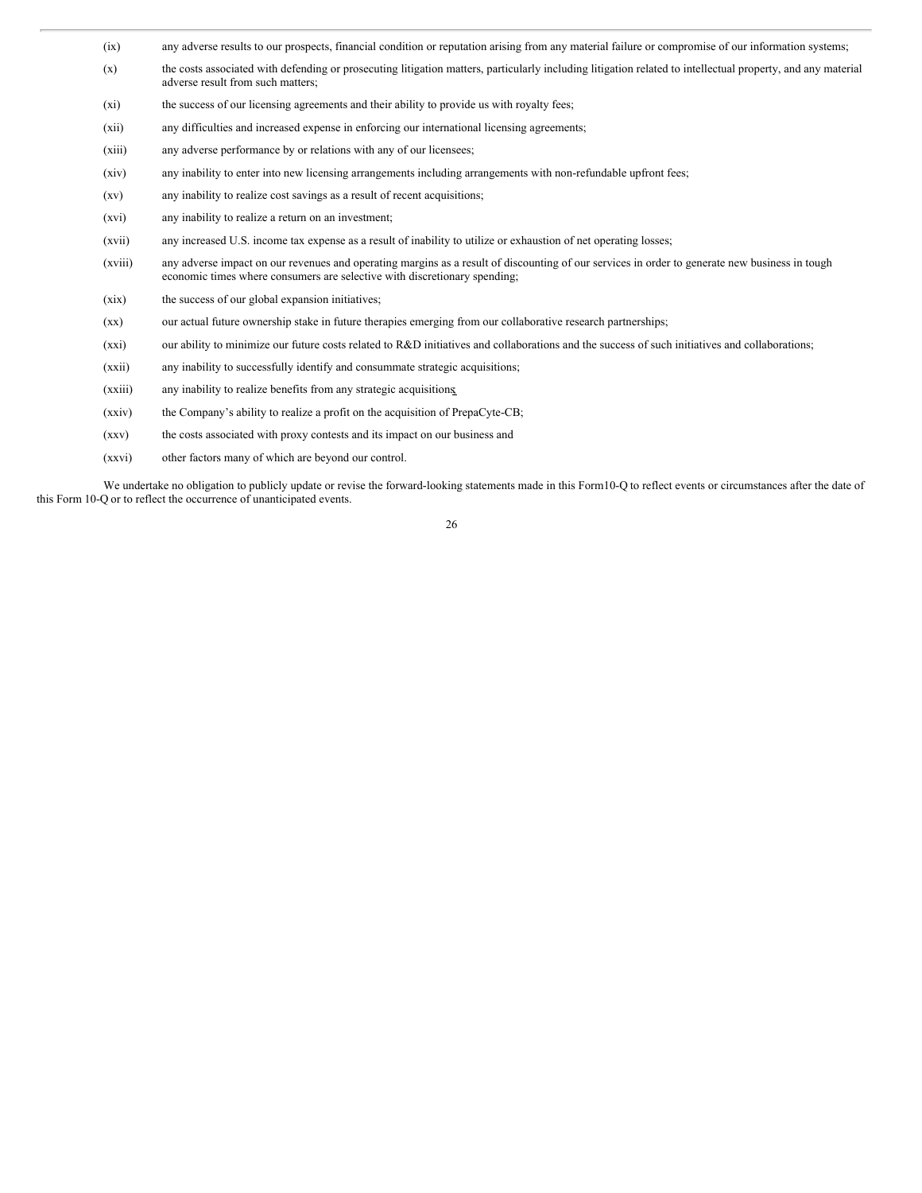(ix) any adverse results to our prospects, financial condition or reputation arising from any material failure or compromise of our information systems;

(x) the costs associated with defending or prosecuting litigation matters, particularly including litigation related to intellectual property, and any material adverse result from such matters;

(xi) the success of our licensing agreements and their ability to provide us with royalty fees;

(xii) any difficulties and increased expense in enforcing our international licensing agreements;

(xiii) any adverse performance by or relations with any of our licensees;

(xiv) any inability to enter into new licensing arrangements including arrangements with non-refundable upfront fees;

(xv) any inability to realize cost savings as a result of recent acquisitions;

(xvi) any inability to realize a return on an investment;

(xvii) any increased U.S. income tax expense as a result of inability to utilize or exhaustion of net operating losses;

(xviii) any adverse impact on our revenues and operating margins as a result of discounting of our services in order to generate new business in tough economic times where consumers are selective with discretionary spending;

(xix) the success of our global expansion initiatives;

(xx) our actual future ownership stake in future therapies emerging from our collaborative research partnerships;

(xxi) our ability to minimize our future costs related to R&D initiatives and collaborations and the success of such initiatives and collaborations;

(xxii) any inability to successfully identify and consummate strategic acquisitions;

(xxiii) any inability to realize benefits from any strategic acquisitions;

(xxiv) the Company's ability to realize a profit on the acquisition of PrepaCyte-CB;

(xxv) the costs associated with proxy contests and its impact on our business and

(xxvi) other factors many of which are beyond our control.

We undertake no obligation to publicly update or revise the forward-looking statements made in this Form10-Q to reflect events or circumstances after the date of this Form 10-Q or to reflect the occurrence of unanticipated events.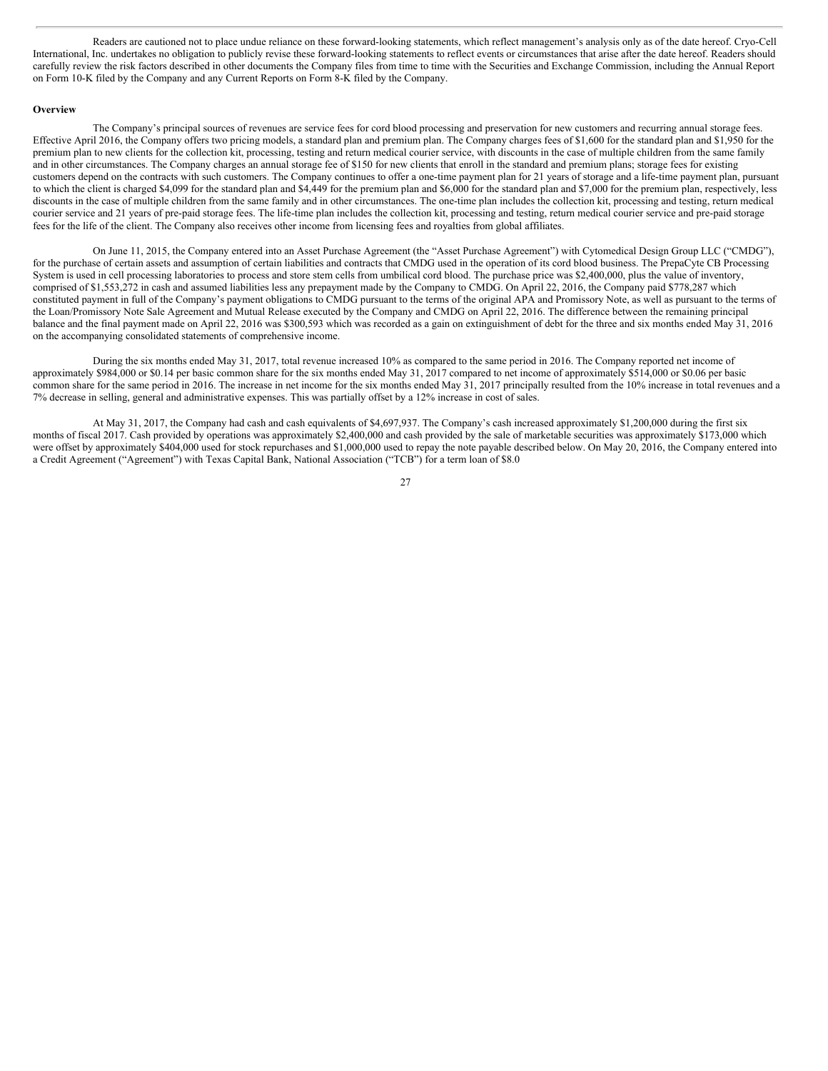Readers are cautioned not to place undue reliance on these forward-looking statements, which reflect management's analysis only as of the date hereof. Cryo-Cell International, Inc. undertakes no obligation to publicly revise these forward-looking statements to reflect events or circumstances that arise after the date hereof. Readers should carefully review the risk factors described in other documents the Company files from time to time with the Securities and Exchange Commission, including the Annual Report on Form 10-K filed by the Company and any Current Reports on Form 8-K filed by the Company.

**Overview**

The Company's principal sources of revenues are service fees for cord blood processing and preservation for new customers and recurring annual storage fees. Effective April 2016, the Company offers two pricing models, a standard plan and premium plan. The Company charges fees of $1,600 for the standard plan and $1,950 for the premium plan to new clients for the collection kit, processing, testing and return medical courier service, with discounts in the case of multiple children from the same family and in other circumstances. The Company charges an annual storage fee of $150 for new clients that enroll in the standard and premium plans; storage fees for existing customers depend on the contracts with such customers. The Company continues to offer a one-time payment plan for 21 years of storage and a life-time payment plan, pursuant to which the client is charged $4,099 for the standard plan and $4,449 for the premium plan and $6,000 for the standard plan and $7,000 for the premium plan, respectively, less discounts in the case of multiple children from the same family and in other circumstances. The one-time plan includes the collection kit, processing and testing, return medical courier service and 21 years of pre-paid storage fees. The life-time plan includes the collection kit, processing and testing, return medical courier service and pre-paid storage fees for the life of the client. The Company also receives other income from licensing fees and royalties from global affiliates.

On June 11, 2015, the Company entered into an Asset Purchase Agreement (the "Asset Purchase Agreement") with Cytomedical Design Group LLC ("CMDG"), for the purchase of certain assets and assumption of certain liabilities and contracts that CMDG used in the operation of its cord blood business. The PrepaCyte CB Processing System is used in cell processing laboratories to process and store stem cells from umbilical cord blood. The purchase price was $2,400,000, plus the value of inventory, comprised of $1,553,272 in cash and assumed liabilities less any prepayment made by the Company to CMDG. On April 22, 2016, the Company paid $778,287 which constituted payment in full of the Company's payment obligations to CMDG pursuant to the terms of the original APA and Promissory Note, as well as pursuant to the terms of the Loan/Promissory Note Sale Agreement and Mutual Release executed by the Company and CMDG on April 22, 2016. The difference between the remaining principal balance and the final payment made on April 22, 2016 was $300,593 which was recorded as a gain on extinguishment of debt for the three and six months ended May 31, 2016 on the accompanying consolidated statements of comprehensive income.

During the six months ended May 31, 2017, total revenue increased 10% as compared to the same period in 2016. The Company reported net income of approximately $984,000 or $0.14 per basic common share for the six months ended May 31, 2017 compared to net income of approximately $514,000 or $0.06 per basic common share for the same period in 2016. The increase in net income for the six months ended May 31, 2017 principally resulted from the 10% increase in total revenues and a 7% decrease in selling, general and administrative expenses. This was partially offset by a 12% increase in cost of sales.

At May 31, 2017, the Company had cash and cash equivalents of $4,697,937. The Company's cash increased approximately $1,200,000 during the first six months of fiscal 2017. Cash provided by operations was approximately $2,400,000 and cash provided by the sale of marketable securities was approximately $173,000 which were offset by approximately $404,000 used for stock repurchases and $1,000,000 used to repay the note payable described below. On May 20, 2016, the Company entered into a Credit Agreement ("Agreement") with Texas Capital Bank, National Association ("TCB") for a term loan of $8.0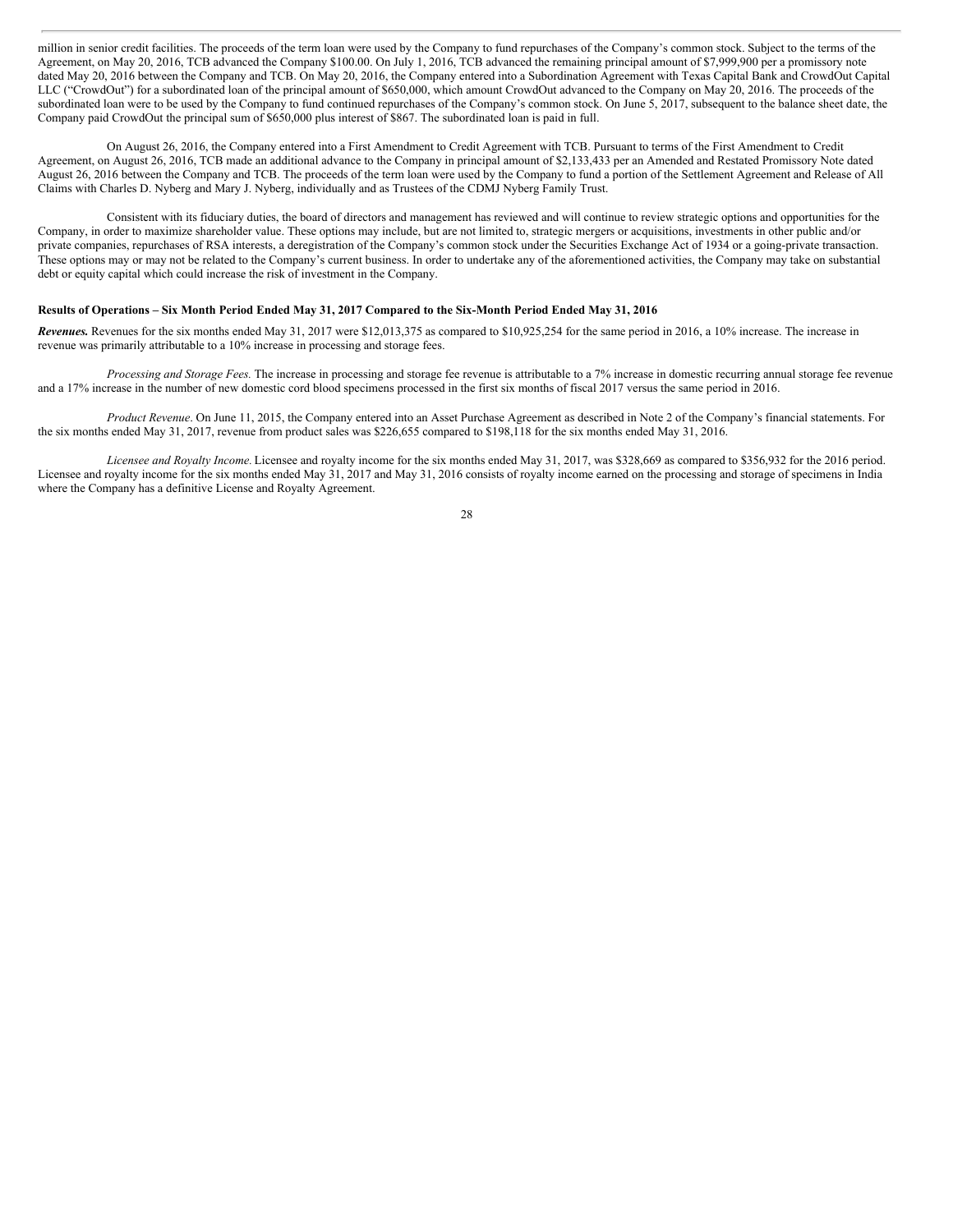million in senior credit facilities. The proceeds of the term loan were used by the Company to fund repurchases of the Company's common stock. Subject to the terms of the Agreement, on May 20, 2016, TCB advanced the Company $100.00. On July 1, 2016, TCB advanced the remaining principal amount of $7,999,900 per a promissory note dated May 20, 2016 between the Company and TCB. On May 20, 2016, the Company entered into a Subordination Agreement with Texas Capital Bank and CrowdOut Capital LLC ("CrowdOut") for a subordinated loan of the principal amount of $650,000, which amount CrowdOut advanced to the Company on May 20, 2016. The proceeds of the subordinated loan were to be used by the Company to fund continued repurchases of the Company's common stock. On June 5, 2017, subsequent to the balance sheet date, the Company paid CrowdOut the principal sum of $650,000 plus interest of $867. The subordinated loan is paid in full.

On August 26, 2016, the Company entered into a First Amendment to Credit Agreement with TCB. Pursuant to terms of the First Amendment to Credit Agreement, on August 26, 2016, TCB made an additional advance to the Company in principal amount of $2,133,433 per an Amended and Restated Promissory Note dated August 26, 2016 between the Company and TCB. The proceeds of the term loan were used by the Company to fund a portion of the Settlement Agreement and Release of All Claims with Charles D. Nyberg and Mary J. Nyberg, individually and as Trustees of the CDMJ Nyberg Family Trust.

Consistent with its fiduciary duties, the board of directors and management has reviewed and will continue to review strategic options and opportunities for the Company, in order to maximize shareholder value. These options may include, but are not limited to, strategic mergers or acquisitions, investments in other public and/or private companies, repurchases of RSA interests, a deregistration of the Company's common stock under the Securities Exchange Act of 1934 or a going-private transaction. These options may or may not be related to the Company's current business. In order to undertake any of the aforementioned activities, the Company may take on substantial debt or equity capital which could increase the risk of investment in the Company.

**Results of Operations – Six Month Period Ended May 31, 2017 Compared to the Six-Month Period Ended May 31, 2016**

***Revenues.*** Revenues for the six months ended May 31, 2017 were $12,013,375 as compared to $10,925,254 for the same period in 2016, a 10% increase. The increase in revenue was primarily attributable to a 10% increase in processing and storage fees.

*Processing and Storage Fees.* The increase in processing and storage fee revenue is attributable to a 7% increase in domestic recurring annual storage fee revenue and a 17% increase in the number of new domestic cord blood specimens processed in the first six months of fiscal 2017 versus the same period in 2016.

*Product Revenue*. On June 11, 2015, the Company entered into an Asset Purchase Agreement as described in Note 2 of the Company's financial statements. For the six months ended May 31, 2017, revenue from product sales was $226,655 compared to $198,118 for the six months ended May 31, 2016.

*Licensee and Royalty Income.* Licensee and royalty income for the six months ended May 31, 2017, was $328,669 as compared to $356,932 for the 2016 period. Licensee and royalty income for the six months ended May 31, 2017 and May 31, 2016 consists of royalty income earned on the processing and storage of specimens in India where the Company has a definitive License and Royalty Agreement.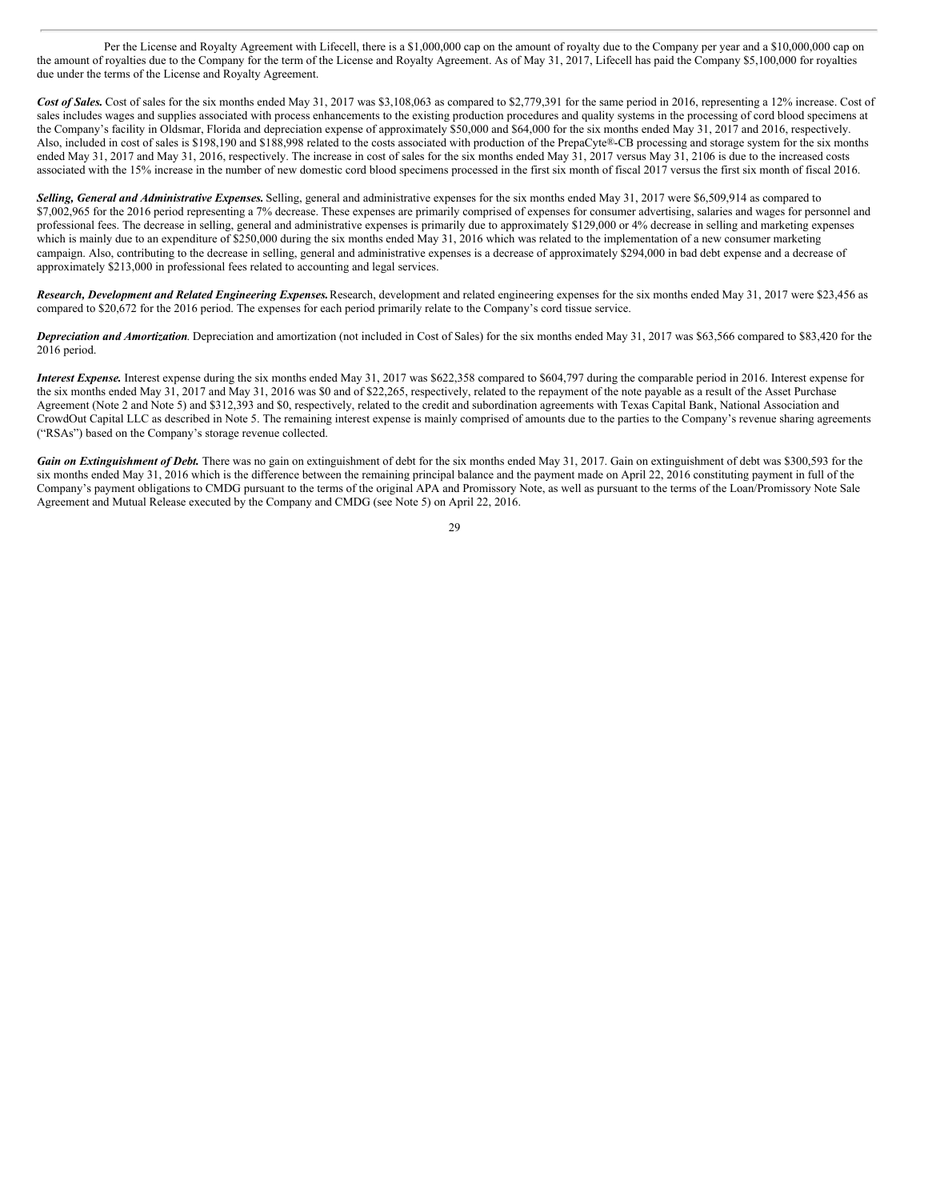Per the License and Royalty Agreement with Lifecell, there is a $1,000,000 cap on the amount of royalty due to the Company per year and a $10,000,000 cap on the amount of royalties due to the Company for the term of the License and Royalty Agreement. As of May 31, 2017, Lifecell has paid the Company $5,100,000 for royalties due under the terms of the License and Royalty Agreement.

***Cost of Sales.*** Cost of sales for the six months ended May 31, 2017 was $3,108,063 as compared to $2,779,391 for the same period in 2016, representing a 12% increase. Cost of sales includes wages and supplies associated with process enhancements to the existing production procedures and quality systems in the processing of cord blood specimens at the Company's facility in Oldsmar, Florida and depreciation expense of approximately $50,000 and $64,000 for the six months ended May 31, 2017 and 2016, respectively. Also, included in cost of sales is $198,190 and $188,998 related to the costs associated with production of the PrepaCyte®-CB processing and storage system for the six months ended May 31, 2017 and May 31, 2016, respectively. The increase in cost of sales for the six months ended May 31, 2017 versus May 31, 2106 is due to the increased costs associated with the 15% increase in the number of new domestic cord blood specimens processed in the first six month of fiscal 2017 versus the first six month of fiscal 2016.

***Selling, General and Administrative Expenses.*** Selling, general and administrative expenses for the six months ended May 31, 2017 were $6,509,914 as compared to $7,002,965 for the 2016 period representing a 7% decrease. These expenses are primarily comprised of expenses for consumer advertising, salaries and wages for personnel and professional fees. The decrease in selling, general and administrative expenses is primarily due to approximately $129,000 or 4% decrease in selling and marketing expenses which is mainly due to an expenditure of $250,000 during the six months ended May 31, 2016 which was related to the implementation of a new consumer marketing campaign. Also, contributing to the decrease in selling, general and administrative expenses is a decrease of approximately $294,000 in bad debt expense and a decrease of approximately $213,000 in professional fees related to accounting and legal services.

***Research, Development and Related Engineering Expenses.*** Research, development and related engineering expenses for the six months ended May 31, 2017 were $23,456 as compared to $20,672 for the 2016 period. The expenses for each period primarily relate to the Company's cord tissue service.

***Depreciation and Amortization***. Depreciation and amortization (not included in Cost of Sales) for the six months ended May 31, 2017 was $63,566 compared to $83,420 for the 2016 period.

***Interest Expense.*** Interest expense during the six months ended May 31, 2017 was $622,358 compared to $604,797 during the comparable period in 2016. Interest expense for the six months ended May 31, 2017 and May 31, 2016 was $0 and of $22,265, respectively, related to the repayment of the note payable as a result of the Asset Purchase Agreement (Note 2 and Note 5) and $312,393 and $0, respectively, related to the credit and subordination agreements with Texas Capital Bank, National Association and CrowdOut Capital LLC as described in Note 5. The remaining interest expense is mainly comprised of amounts due to the parties to the Company's revenue sharing agreements ("RSAs") based on the Company's storage revenue collected.

***Gain on Extinguishment of Debt.*** There was no gain on extinguishment of debt for the six months ended May 31, 2017. Gain on extinguishment of debt was $300,593 for the six months ended May 31, 2016 which is the difference between the remaining principal balance and the payment made on April 22, 2016 constituting payment in full of the Company's payment obligations to CMDG pursuant to the terms of the original APA and Promissory Note, as well as pursuant to the terms of the Loan/Promissory Note Sale Agreement and Mutual Release executed by the Company and CMDG (see Note 5) on April 22, 2016.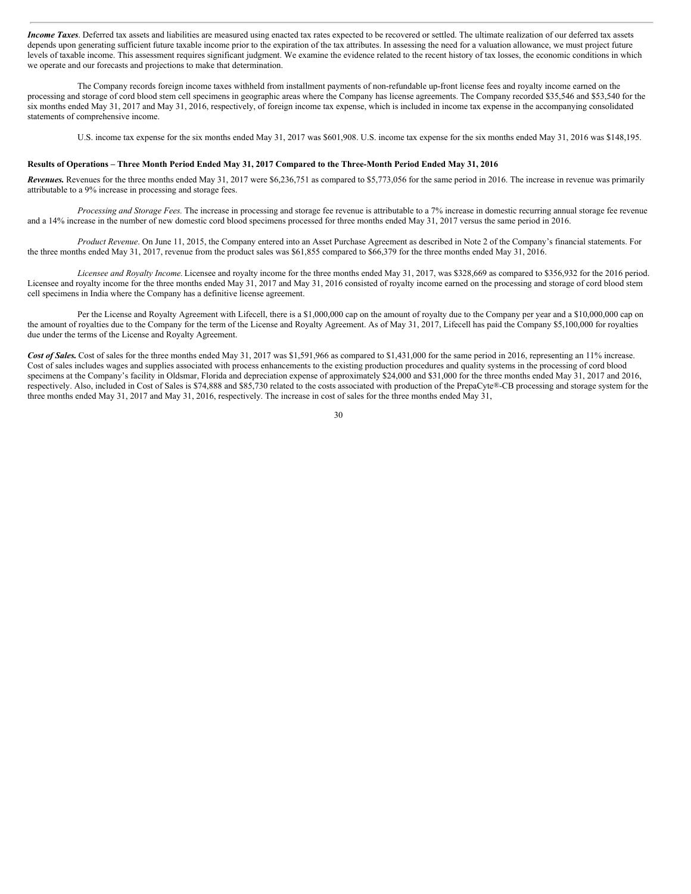***Income Taxes***. Deferred tax assets and liabilities are measured using enacted tax rates expected to be recovered or settled. The ultimate realization of our deferred tax assets depends upon generating sufficient future taxable income prior to the expiration of the tax attributes. In assessing the need for a valuation allowance, we must project future levels of taxable income. This assessment requires significant judgment. We examine the evidence related to the recent history of tax losses, the economic conditions in which we operate and our forecasts and projections to make that determination.

The Company records foreign income taxes withheld from installment payments of non-refundable up-front license fees and royalty income earned on the processing and storage of cord blood stem cell specimens in geographic areas where the Company has license agreements. The Company recorded $35,546 and $53,540 for the six months ended May 31, 2017 and May 31, 2016, respectively, of foreign income tax expense, which is included in income tax expense in the accompanying consolidated statements of comprehensive income.

U.S. income tax expense for the six months ended May 31, 2017 was $601,908. U.S. income tax expense for the six months ended May 31, 2016 was $148,195.

**Results of Operations – Three Month Period Ended May 31, 2017 Compared to the Three-Month Period Ended May 31, 2016**

***Revenues.*** Revenues for the three months ended May 31, 2017 were $6,236,751 as compared to $5,773,056 for the same period in 2016. The increase in revenue was primarily attributable to a 9% increase in processing and storage fees.

*Processing and Storage Fees.* The increase in processing and storage fee revenue is attributable to a 7% increase in domestic recurring annual storage fee revenue and a 14% increase in the number of new domestic cord blood specimens processed for three months ended May 31, 2017 versus the same period in 2016.

*Product Revenue*. On June 11, 2015, the Company entered into an Asset Purchase Agreement as described in Note 2 of the Company's financial statements. For the three months ended May 31, 2017, revenue from the product sales was $61,855 compared to $66,379 for the three months ended May 31, 2016.

*Licensee and Royalty Income.* Licensee and royalty income for the three months ended May 31, 2017, was $328,669 as compared to $356,932 for the 2016 period. Licensee and royalty income for the three months ended May 31, 2017 and May 31, 2016 consisted of royalty income earned on the processing and storage of cord blood stem cell specimens in India where the Company has a definitive license agreement.

Per the License and Royalty Agreement with Lifecell, there is a $1,000,000 cap on the amount of royalty due to the Company per year and a $10,000,000 cap on the amount of royalties due to the Company for the term of the License and Royalty Agreement. As of May 31, 2017, Lifecell has paid the Company $5,100,000 for royalties due under the terms of the License and Royalty Agreement.

***Cost of Sales.*** Cost of sales for the three months ended May 31, 2017 was $1,591,966 as compared to $1,431,000 for the same period in 2016, representing an 11% increase. Cost of sales includes wages and supplies associated with process enhancements to the existing production procedures and quality systems in the processing of cord blood specimens at the Company's facility in Oldsmar, Florida and depreciation expense of approximately $24,000 and $31,000 for the three months ended May 31, 2017 and 2016, respectively. Also, included in Cost of Sales is $74,888 and $85,730 related to the costs associated with production of the PrepaCyte®-CB processing and storage system for the three months ended May 31, 2017 and May 31, 2016, respectively. The increase in cost of sales for the three months ended May 31,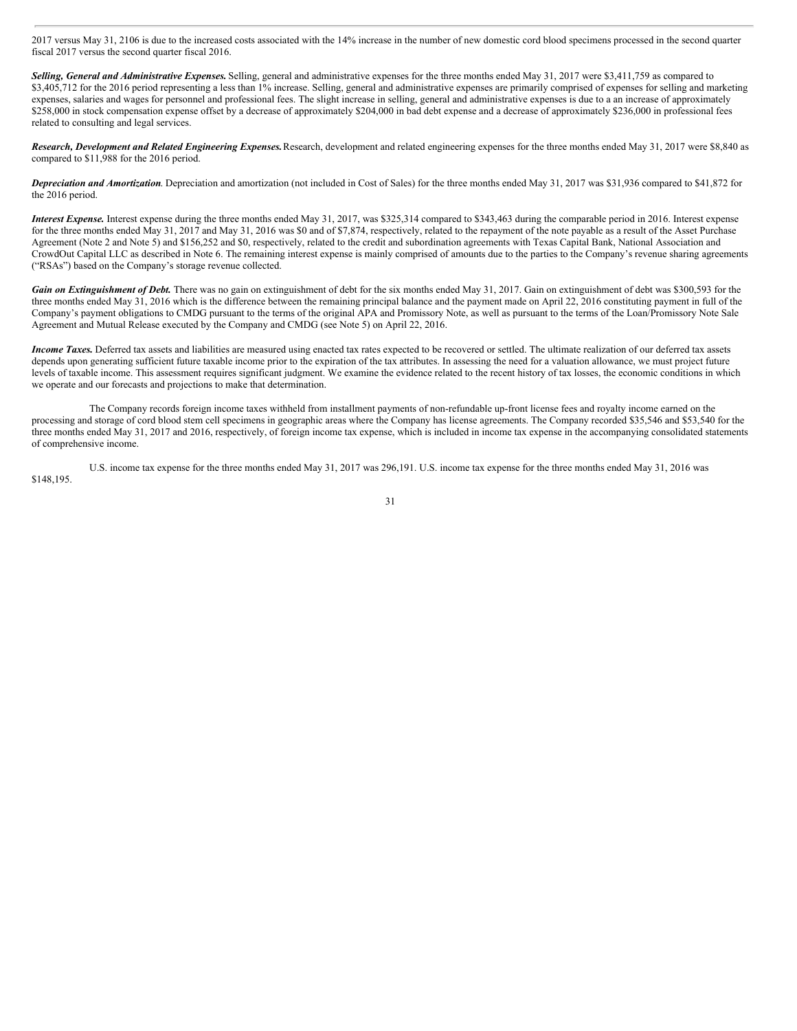2017 versus May 31, 2106 is due to the increased costs associated with the 14% increase in the number of new domestic cord blood specimens processed in the second quarter fiscal 2017 versus the second quarter fiscal 2016.

***Selling, General and Administrative Expenses.*** Selling, general and administrative expenses for the three months ended May 31, 2017 were $3,411,759 as compared to $3,405,712 for the 2016 period representing a less than 1% increase. Selling, general and administrative expenses are primarily comprised of expenses for selling and marketing expenses, salaries and wages for personnel and professional fees. The slight increase in selling, general and administrative expenses is due to a an increase of approximately $258,000 in stock compensation expense offset by a decrease of approximately $204,000 in bad debt expense and a decrease of approximately $236,000 in professional fees related to consulting and legal services.

***Research, Development and Related Engineering Expenses.*** Research, development and related engineering expenses for the three months ended May 31, 2017 were $8,840 as compared to $11,988 for the 2016 period.

***Depreciation and Amortization*.** Depreciation and amortization (not included in Cost of Sales) for the three months ended May 31, 2017 was $31,936 compared to $41,872 for the 2016 period.

***Interest Expense.*** Interest expense during the three months ended May 31, 2017, was $325,314 compared to $343,463 during the comparable period in 2016. Interest expense for the three months ended May 31, 2017 and May 31, 2016 was $0 and of $7,874, respectively, related to the repayment of the note payable as a result of the Asset Purchase Agreement (Note 2 and Note 5) and $156,252 and $0, respectively, related to the credit and subordination agreements with Texas Capital Bank, National Association and CrowdOut Capital LLC as described in Note 6. The remaining interest expense is mainly comprised of amounts due to the parties to the Company's revenue sharing agreements ("RSAs") based on the Company's storage revenue collected.

***Gain on Extinguishment of Debt.*** There was no gain on extinguishment of debt for the six months ended May 31, 2017. Gain on extinguishment of debt was $300,593 for the three months ended May 31, 2016 which is the difference between the remaining principal balance and the payment made on April 22, 2016 constituting payment in full of the Company's payment obligations to CMDG pursuant to the terms of the original APA and Promissory Note, as well as pursuant to the terms of the Loan/Promissory Note Sale Agreement and Mutual Release executed by the Company and CMDG (see Note 5) on April 22, 2016.

***Income Taxes.*** Deferred tax assets and liabilities are measured using enacted tax rates expected to be recovered or settled. The ultimate realization of our deferred tax assets depends upon generating sufficient future taxable income prior to the expiration of the tax attributes. In assessing the need for a valuation allowance, we must project future levels of taxable income. This assessment requires significant judgment. We examine the evidence related to the recent history of tax losses, the economic conditions in which we operate and our forecasts and projections to make that determination.

The Company records foreign income taxes withheld from installment payments of non-refundable up-front license fees and royalty income earned on the processing and storage of cord blood stem cell specimens in geographic areas where the Company has license agreements. The Company recorded $35,546 and $53,540 for the three months ended May 31, 2017 and 2016, respectively, of foreign income tax expense, which is included in income tax expense in the accompanying consolidated statements of comprehensive income.

U.S. income tax expense for the three months ended May 31, 2017 was 296,191. U.S. income tax expense for the three months ended May 31, 2016 was $148,195.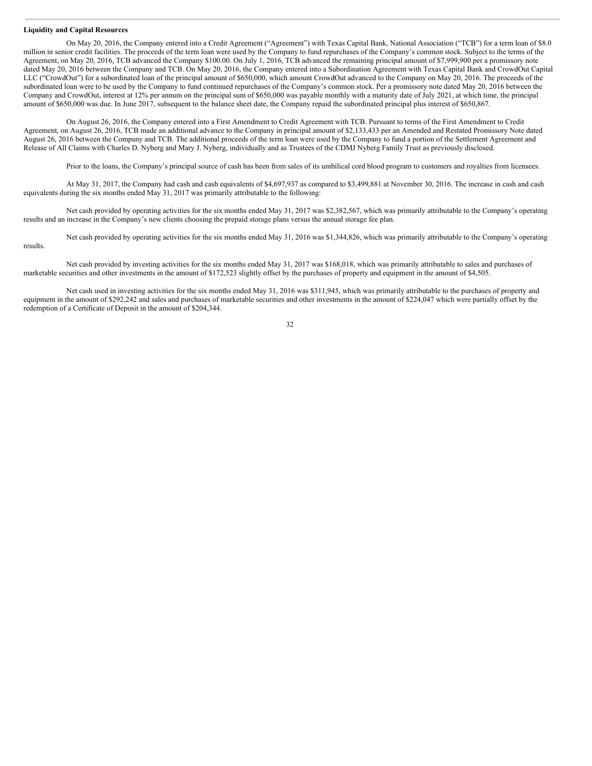**Liquidity and Capital Resources**

On May 20, 2016, the Company entered into a Credit Agreement ("Agreement") with Texas Capital Bank, National Association ("TCB") for a term loan of $8.0 million in senior credit facilities. The proceeds of the term loan were used by the Company to fund repurchases of the Company's common stock. Subject to the terms of the Agreement, on May 20, 2016, TCB advanced the Company $100.00. On July 1, 2016, TCB advanced the remaining principal amount of $7,999,900 per a promissory note dated May 20, 2016 between the Company and TCB. On May 20, 2016, the Company entered into a Subordination Agreement with Texas Capital Bank and CrowdOut Capital LLC ("CrowdOut") for a subordinated loan of the principal amount of $650,000, which amount CrowdOut advanced to the Company on May 20, 2016. The proceeds of the subordinated loan were to be used by the Company to fund continued repurchases of the Company's common stock. Per a promissory note dated May 20, 2016 between the Company and CrowdOut, interest at 12% per annum on the principal sum of $650,000 was payable monthly with a maturity date of July 2021, at which time, the principal amount of $650,000 was due. In June 2017, subsequent to the balance sheet date, the Company repaid the subordinated principal plus interest of $650,867.

On August 26, 2016, the Company entered into a First Amendment to Credit Agreement with TCB. Pursuant to terms of the First Amendment to Credit Agreement, on August 26, 2016, TCB made an additional advance to the Company in principal amount of $2,133,433 per an Amended and Restated Promissory Note dated August 26, 2016 between the Company and TCB. The additional proceeds of the term loan were used by the Company to fund a portion of the Settlement Agreement and Release of All Claims with Charles D. Nyberg and Mary J. Nyberg, individually and as Trustees of the CDMJ Nyberg Family Trust as previously disclosed.

Prior to the loans, the Company's principal source of cash has been from sales of its umbilical cord blood program to customers and royalties from licensees.

At May 31, 2017, the Company had cash and cash equivalents of $4,697,937 as compared to $3,499,881 at November 30, 2016. The increase in cash and cash equivalents during the six months ended May 31, 2017 was primarily attributable to the following:

Net cash provided by operating activities for the six months ended May 31, 2017 was $2,382,567, which was primarily attributable to the Company's operating results and an increase in the Company's new clients choosing the prepaid storage plans versus the annual storage fee plan.

Net cash provided by operating activities for the six months ended May 31, 2016 was $1,344,826, which was primarily attributable to the Company's operating results.

Net cash provided by investing activities for the six months ended May 31, 2017 was $168,018, which was primarily attributable to sales and purchases of marketable securities and other investments in the amount of $172,523 slightly offset by the purchases of property and equipment in the amount of $4,505.

Net cash used in investing activities for the six months ended May 31, 2016 was $311,945, which was primarily attributable to the purchases of property and equipment in the amount of $292,242 and sales and purchases of marketable securities and other investments in the amount of $224,047 which were partially offset by the redemption of a Certificate of Deposit in the amount of $204,344.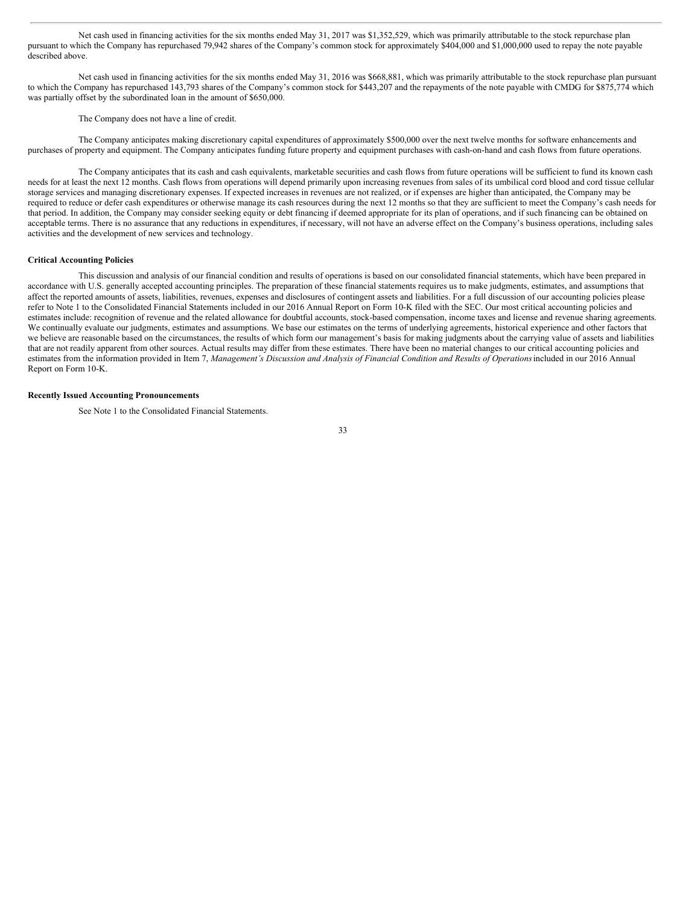Net cash used in financing activities for the six months ended May 31, 2017 was $1,352,529, which was primarily attributable to the stock repurchase plan pursuant to which the Company has repurchased 79,942 shares of the Company's common stock for approximately $404,000 and $1,000,000 used to repay the note payable described above.

Net cash used in financing activities for the six months ended May 31, 2016 was $668,881, which was primarily attributable to the stock repurchase plan pursuant to which the Company has repurchased 143,793 shares of the Company's common stock for $443,207 and the repayments of the note payable with CMDG for $875,774 which was partially offset by the subordinated loan in the amount of $650,000.

The Company does not have a line of credit.

The Company anticipates making discretionary capital expenditures of approximately $500,000 over the next twelve months for software enhancements and purchases of property and equipment. The Company anticipates funding future property and equipment purchases with cash-on-hand and cash flows from future operations.

The Company anticipates that its cash and cash equivalents, marketable securities and cash flows from future operations will be sufficient to fund its known cash needs for at least the next 12 months. Cash flows from operations will depend primarily upon increasing revenues from sales of its umbilical cord blood and cord tissue cellular storage services and managing discretionary expenses. If expected increases in revenues are not realized, or if expenses are higher than anticipated, the Company may be required to reduce or defer cash expenditures or otherwise manage its cash resources during the next 12 months so that they are sufficient to meet the Company's cash needs for that period. In addition, the Company may consider seeking equity or debt financing if deemed appropriate for its plan of operations, and if such financing can be obtained on acceptable terms. There is no assurance that any reductions in expenditures, if necessary, will not have an adverse effect on the Company's business operations, including sales activities and the development of new services and technology.

**Critical Accounting Policies**

This discussion and analysis of our financial condition and results of operations is based on our consolidated financial statements, which have been prepared in accordance with U.S. generally accepted accounting principles. The preparation of these financial statements requires us to make judgments, estimates, and assumptions that affect the reported amounts of assets, liabilities, revenues, expenses and disclosures of contingent assets and liabilities. For a full discussion of our accounting policies please refer to Note 1 to the Consolidated Financial Statements included in our 2016 Annual Report on Form 10-K filed with the SEC. Our most critical accounting policies and estimates include: recognition of revenue and the related allowance for doubtful accounts, stock-based compensation, income taxes and license and revenue sharing agreements. We continually evaluate our judgments, estimates and assumptions. We base our estimates on the terms of underlying agreements, historical experience and other factors that we believe are reasonable based on the circumstances, the results of which form our management's basis for making judgments about the carrying value of assets and liabilities that are not readily apparent from other sources. Actual results may differ from these estimates. There have been no material changes to our critical accounting policies and estimates from the information provided in Item 7, *Management's Discussion and Analysis of Financial Condition and Results of Operations* included in our 2016 Annual Report on Form 10-K.

**Recently Issued Accounting Pronouncements**

See Note 1 to the Consolidated Financial Statements.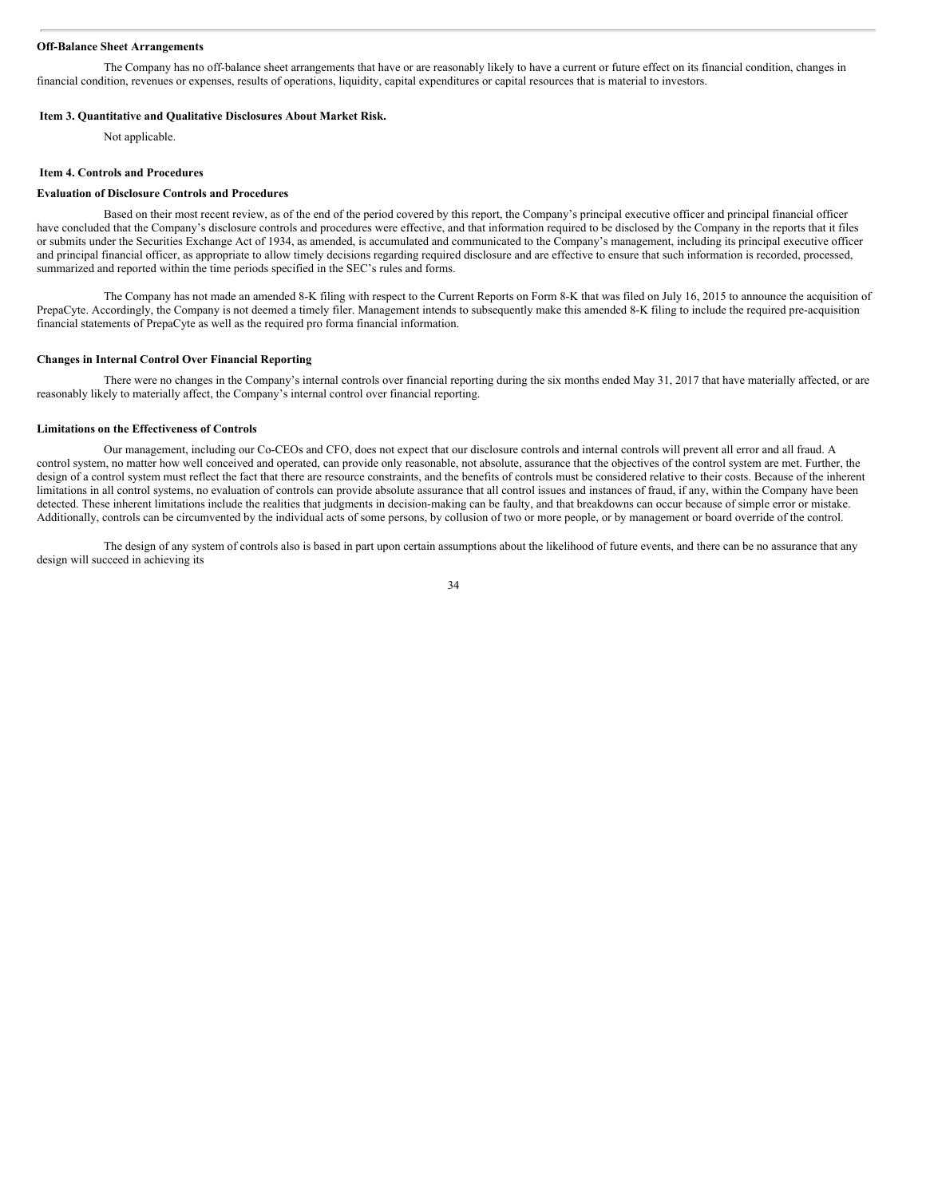**Off-Balance Sheet Arrangements**

The Company has no off-balance sheet arrangements that have or are reasonably likely to have a current or future effect on its financial condition, changes in financial condition, revenues or expenses, results of operations, liquidity, capital expenditures or capital resources that is material to investors.

**Item 3. Quantitative and Qualitative Disclosures About Market Risk.**

Not applicable.

**Item 4. Controls and Procedures**

**Evaluation of Disclosure Controls and Procedures**

Based on their most recent review, as of the end of the period covered by this report, the Company's principal executive officer and principal financial officer have concluded that the Company's disclosure controls and procedures were effective, and that information required to be disclosed by the Company in the reports that it files or submits under the Securities Exchange Act of 1934, as amended, is accumulated and communicated to the Company's management, including its principal executive officer and principal financial officer, as appropriate to allow timely decisions regarding required disclosure and are effective to ensure that such information is recorded, processed, summarized and reported within the time periods specified in the SEC's rules and forms.

The Company has not made an amended 8-K filing with respect to the Current Reports on Form 8-K that was filed on July 16, 2015 to announce the acquisition of PrepaCyte. Accordingly, the Company is not deemed a timely filer. Management intends to subsequently make this amended 8-K filing to include the required pre-acquisition financial statements of PrepaCyte as well as the required pro forma financial information.

**Changes in Internal Control Over Financial Reporting**

There were no changes in the Company's internal controls over financial reporting during the six months ended May 31, 2017 that have materially affected, or are reasonably likely to materially affect, the Company's internal control over financial reporting.

**Limitations on the Effectiveness of Controls**

Our management, including our Co-CEOs and CFO, does not expect that our disclosure controls and internal controls will prevent all error and all fraud. A control system, no matter how well conceived and operated, can provide only reasonable, not absolute, assurance that the objectives of the control system are met. Further, the design of a control system must reflect the fact that there are resource constraints, and the benefits of controls must be considered relative to their costs. Because of the inherent limitations in all control systems, no evaluation of controls can provide absolute assurance that all control issues and instances of fraud, if any, within the Company have been detected. These inherent limitations include the realities that judgments in decision-making can be faulty, and that breakdowns can occur because of simple error or mistake. Additionally, controls can be circumvented by the individual acts of some persons, by collusion of two or more people, or by management or board override of the control.

The design of any system of controls also is based in part upon certain assumptions about the likelihood of future events, and there can be no assurance that any design will succeed in achieving its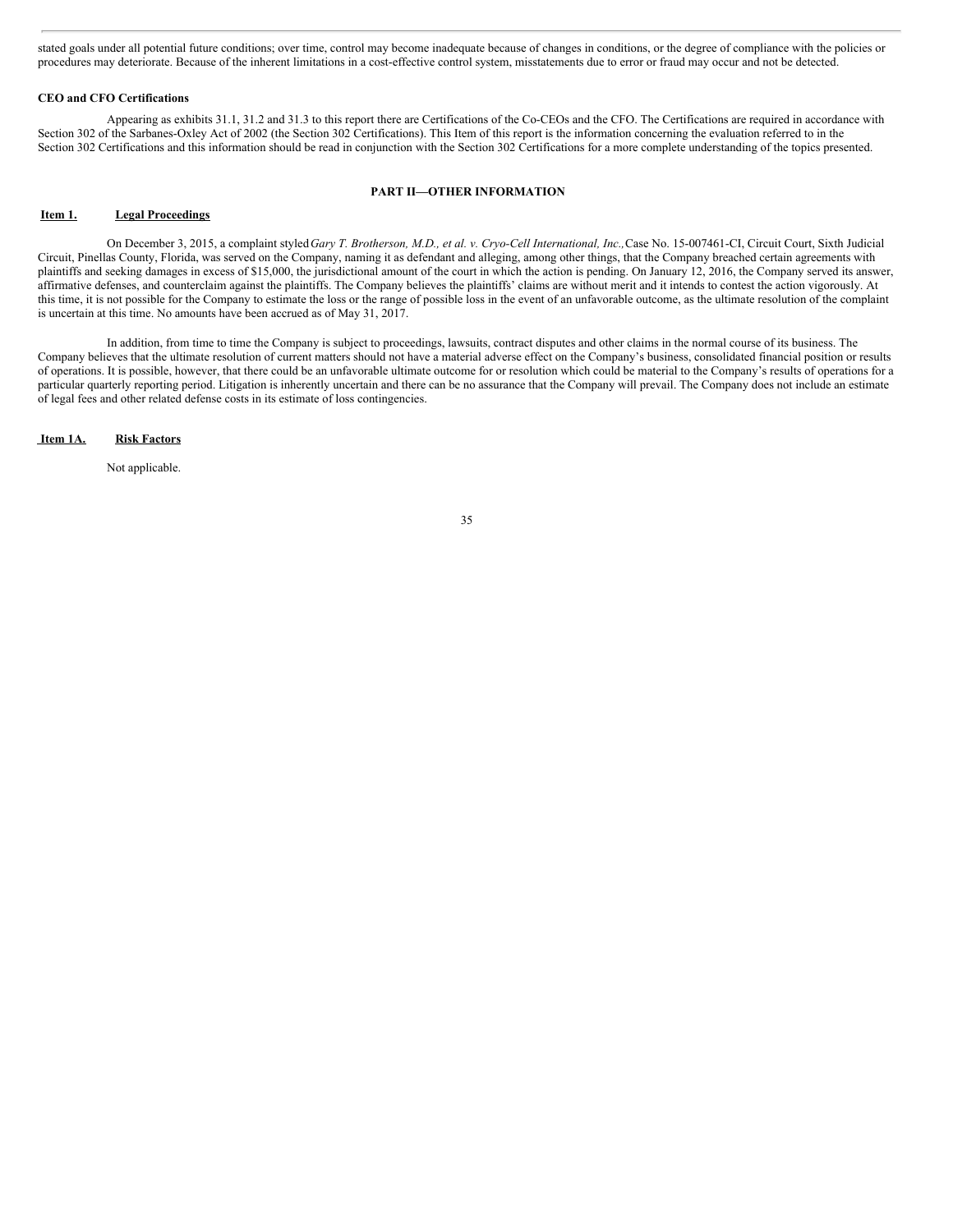stated goals under all potential future conditions; over time, control may become inadequate because of changes in conditions, or the degree of compliance with the policies or procedures may deteriorate. Because of the inherent limitations in a cost-effective control system, misstatements due to error or fraud may occur and not be detected.

**CEO and CFO Certifications**

Appearing as exhibits 31.1, 31.2 and 31.3 to this report there are Certifications of the Co-CEOs and the CFO. The Certifications are required in accordance with Section 302 of the Sarbanes-Oxley Act of 2002 (the Section 302 Certifications). This Item of this report is the information concerning the evaluation referred to in the Section 302 Certifications and this information should be read in conjunction with the Section 302 Certifications for a more complete understanding of the topics presented.

## PART II—OTHER INFORMATION

### Item 1. Legal Proceedings

On December 3, 2015, a complaint styled *Gary T. Brotherson, M.D., et al. v. Cryo-Cell International, Inc.,* Case No. 15-007461-CI, Circuit Court, Sixth Judicial Circuit, Pinellas County, Florida, was served on the Company, naming it as defendant and alleging, among other things, that the Company breached certain agreements with plaintiffs and seeking damages in excess of $15,000, the jurisdictional amount of the court in which the action is pending. On January 12, 2016, the Company served its answer, affirmative defenses, and counterclaim against the plaintiffs. The Company believes the plaintiffs' claims are without merit and it intends to contest the action vigorously. At this time, it is not possible for the Company to estimate the loss or the range of possible loss in the event of an unfavorable outcome, as the ultimate resolution of the complaint is uncertain at this time. No amounts have been accrued as of May 31, 2017.

In addition, from time to time the Company is subject to proceedings, lawsuits, contract disputes and other claims in the normal course of its business. The Company believes that the ultimate resolution of current matters should not have a material adverse effect on the Company's business, consolidated financial position or results of operations. It is possible, however, that there could be an unfavorable ultimate outcome for or resolution which could be material to the Company's results of operations for a particular quarterly reporting period. Litigation is inherently uncertain and there can be no assurance that the Company will prevail. The Company does not include an estimate of legal fees and other related defense costs in its estimate of loss contingencies.

### Item 1A. Risk Factors

Not applicable.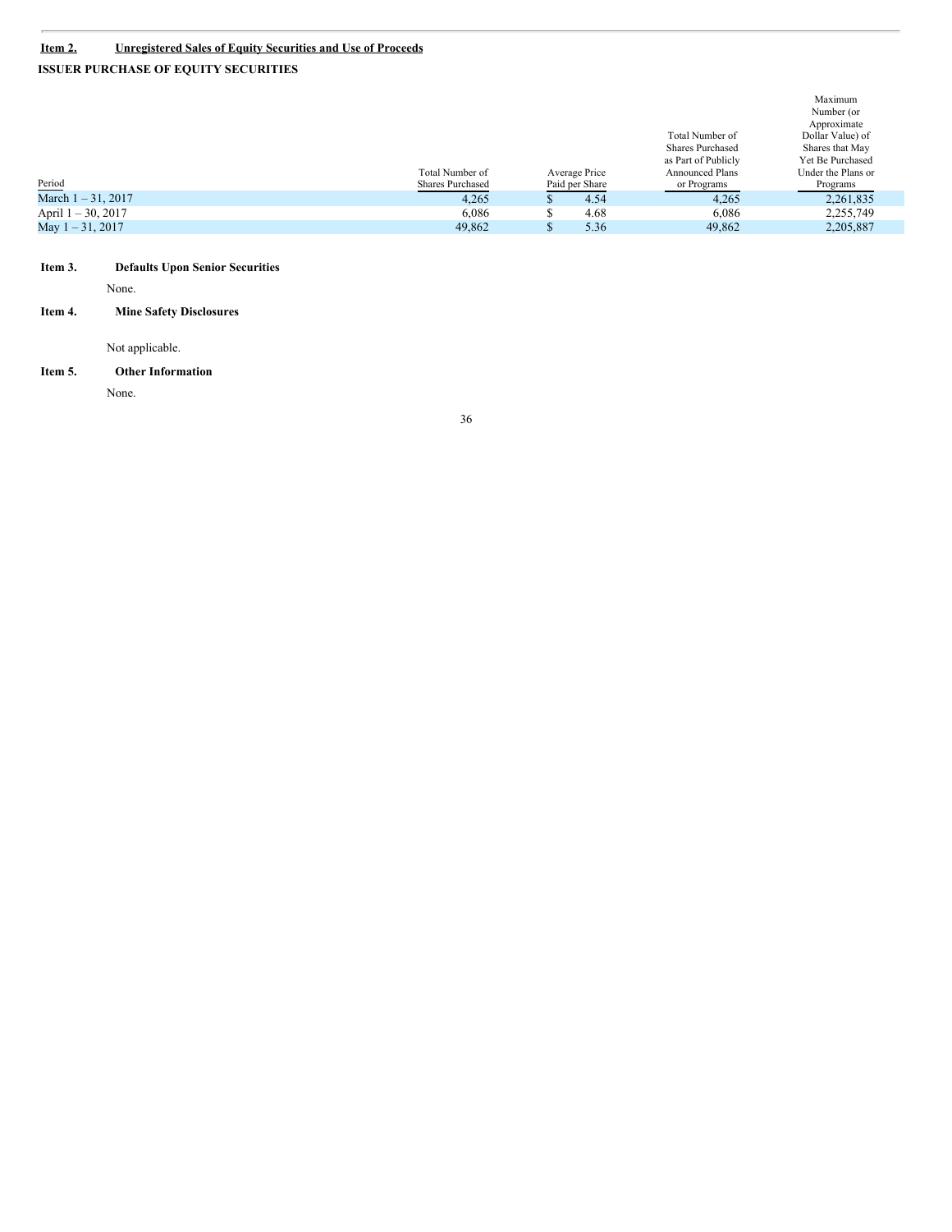## Item 2. Unregistered Sales of Equity Securities and Use of Proceeds

**ISSUER PURCHASE OF EQUITY SECURITIES**

| Period | Total Number of Shares Purchased | Average Price Paid per Share | Total Number of Shares Purchased as Part of Publicly Announced Plans or Programs | Maximum Number (or Approximate Dollar Value) of Shares that May Yet Be Purchased Under the Plans or Programs |
|---|---|---|---|---|
| March 1 – 31, 2017 | 4,265 | $ 4.54 | 4,265 | 2,261,835 |
| April 1 – 30, 2017 | 6,086 | $ 4.68 | 6,086 | 2,255,749 |
| May 1 – 31, 2017 | 49,862 | $ 5.36 | 49,862 | 2,205,887 |

## Item 3. Defaults Upon Senior Securities

None.

## Item 4. Mine Safety Disclosures

Not applicable.

## Item 5. Other Information

None.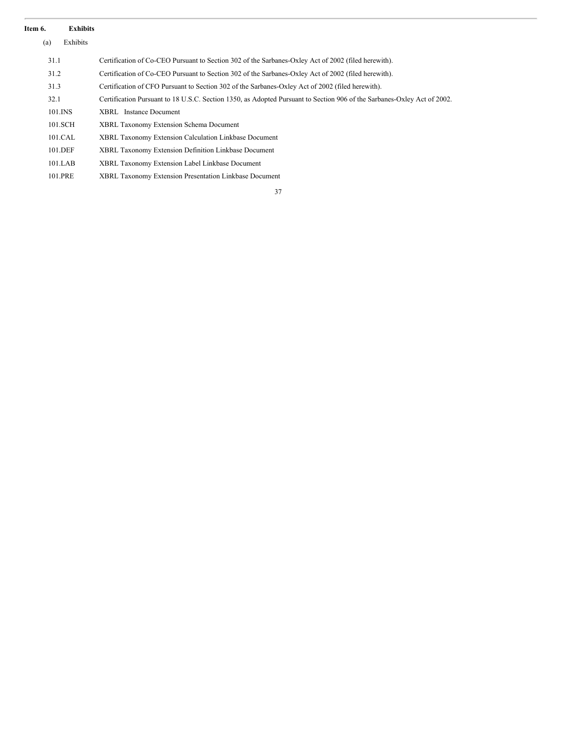## Item 6. Exhibits

(a) Exhibits

| | |
|---|---|
| 31.1 | Certification of Co-CEO Pursuant to Section 302 of the Sarbanes-Oxley Act of 2002 (filed herewith). |
| 31.2 | Certification of Co-CEO Pursuant to Section 302 of the Sarbanes-Oxley Act of 2002 (filed herewith). |
| 31.3 | Certification of CFO Pursuant to Section 302 of the Sarbanes-Oxley Act of 2002 (filed herewith). |
| 32.1 | Certification Pursuant to 18 U.S.C. Section 1350, as Adopted Pursuant to Section 906 of the Sarbanes-Oxley Act of 2002. |
| 101.INS | XBRL Instance Document |
| 101.SCH | XBRL Taxonomy Extension Schema Document |
| 101.CAL | XBRL Taxonomy Extension Calculation Linkbase Document |
| 101.DEF | XBRL Taxonomy Extension Definition Linkbase Document |
| 101.LAB | XBRL Taxonomy Extension Label Linkbase Document |
| 101.PRE | XBRL Taxonomy Extension Presentation Linkbase Document |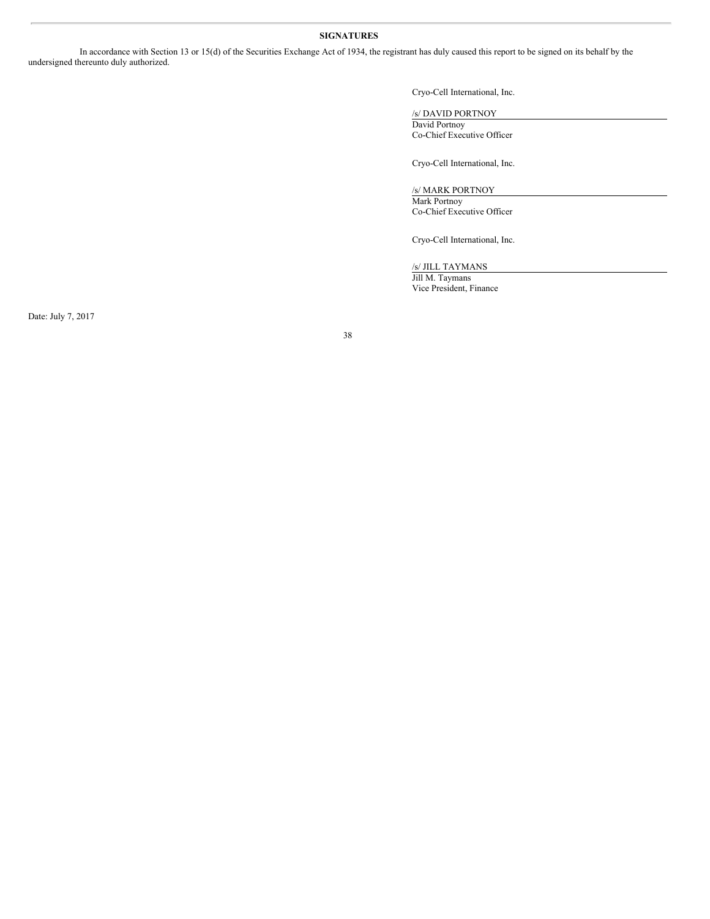**SIGNATURES**

In accordance with Section 13 or 15(d) of the Securities Exchange Act of 1934, the registrant has duly caused this report to be signed on its behalf by the undersigned thereunto duly authorized.

Cryo-Cell International, Inc.

/s/ DAVID PORTNOY
David Portnoy
Co-Chief Executive Officer

Cryo-Cell International, Inc.

/s/ MARK PORTNOY
Mark Portnoy
Co-Chief Executive Officer

Cryo-Cell International, Inc.

/s/ JILL TAYMANS
Jill M. Taymans
Vice President, Finance

Date: July 7, 2017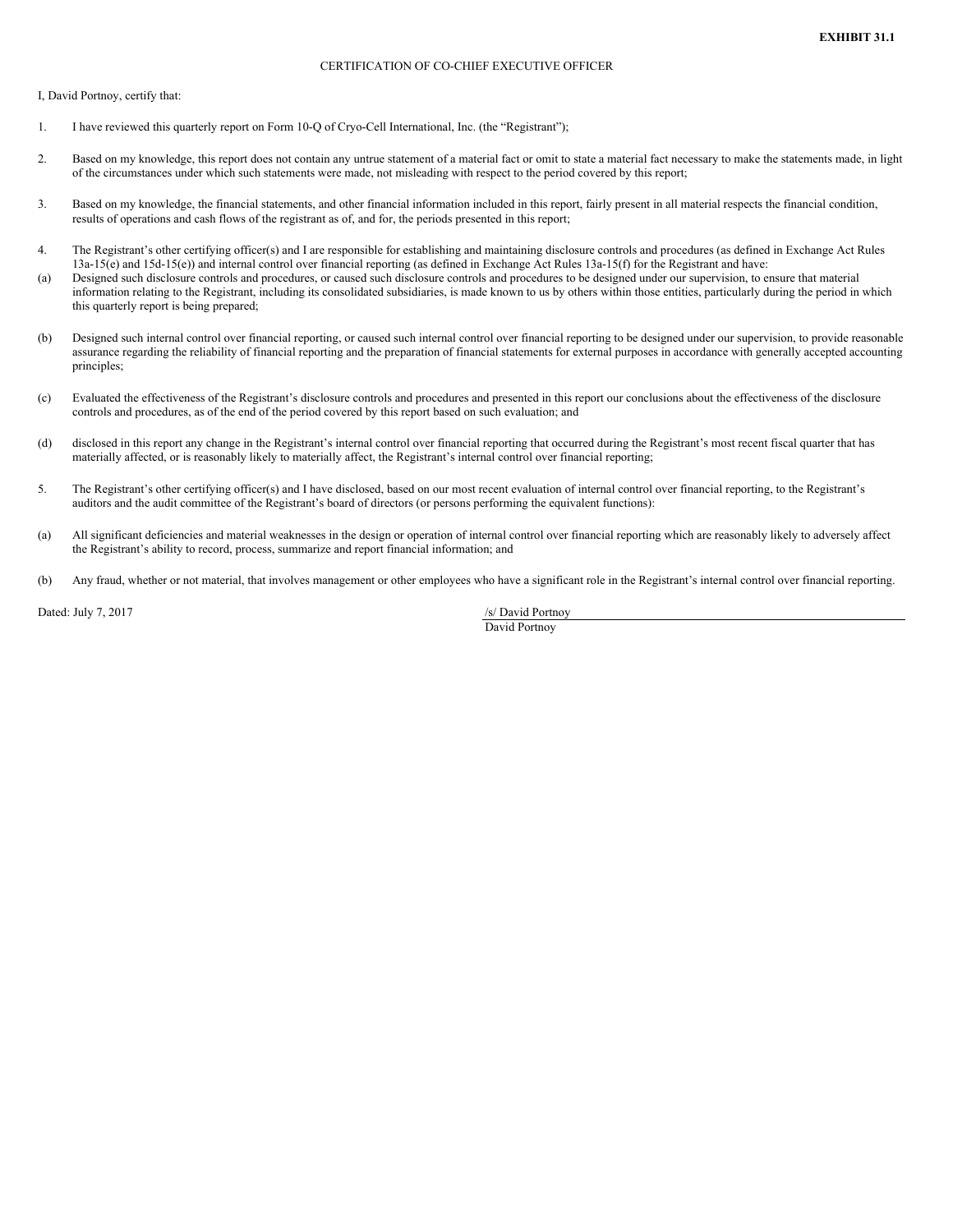**EXHIBIT 31.1**

CERTIFICATION OF CO-CHIEF EXECUTIVE OFFICER

I, David Portnoy, certify that:

1. I have reviewed this quarterly report on Form 10-Q of Cryo-Cell International, Inc. (the "Registrant");

2. Based on my knowledge, this report does not contain any untrue statement of a material fact or omit to state a material fact necessary to make the statements made, in light of the circumstances under which such statements were made, not misleading with respect to the period covered by this report;

3. Based on my knowledge, the financial statements, and other financial information included in this report, fairly present in all material respects the financial condition, results of operations and cash flows of the registrant as of, and for, the periods presented in this report;

4. The Registrant's other certifying officer(s) and I are responsible for establishing and maintaining disclosure controls and procedures (as defined in Exchange Act Rules 13a-15(e) and 15d-15(e)) and internal control over financial reporting (as defined in Exchange Act Rules 13a-15(f) for the Registrant and have:

(a) Designed such disclosure controls and procedures, or caused such disclosure controls and procedures to be designed under our supervision, to ensure that material information relating to the Registrant, including its consolidated subsidiaries, is made known to us by others within those entities, particularly during the period in which this quarterly report is being prepared;

(b) Designed such internal control over financial reporting, or caused such internal control over financial reporting to be designed under our supervision, to provide reasonable assurance regarding the reliability of financial reporting and the preparation of financial statements for external purposes in accordance with generally accepted accounting principles;

(c) Evaluated the effectiveness of the Registrant's disclosure controls and procedures and presented in this report our conclusions about the effectiveness of the disclosure controls and procedures, as of the end of the period covered by this report based on such evaluation; and

(d) disclosed in this report any change in the Registrant's internal control over financial reporting that occurred during the Registrant's most recent fiscal quarter that has materially affected, or is reasonably likely to materially affect, the Registrant's internal control over financial reporting;

5. The Registrant's other certifying officer(s) and I have disclosed, based on our most recent evaluation of internal control over financial reporting, to the Registrant's auditors and the audit committee of the Registrant's board of directors (or persons performing the equivalent functions):

(a) All significant deficiencies and material weaknesses in the design or operation of internal control over financial reporting which are reasonably likely to adversely affect the Registrant's ability to record, process, summarize and report financial information; and

(b) Any fraud, whether or not material, that involves management or other employees who have a significant role in the Registrant's internal control over financial reporting.

Dated: July 7, 2017

/s/ David Portnoy
David Portnoy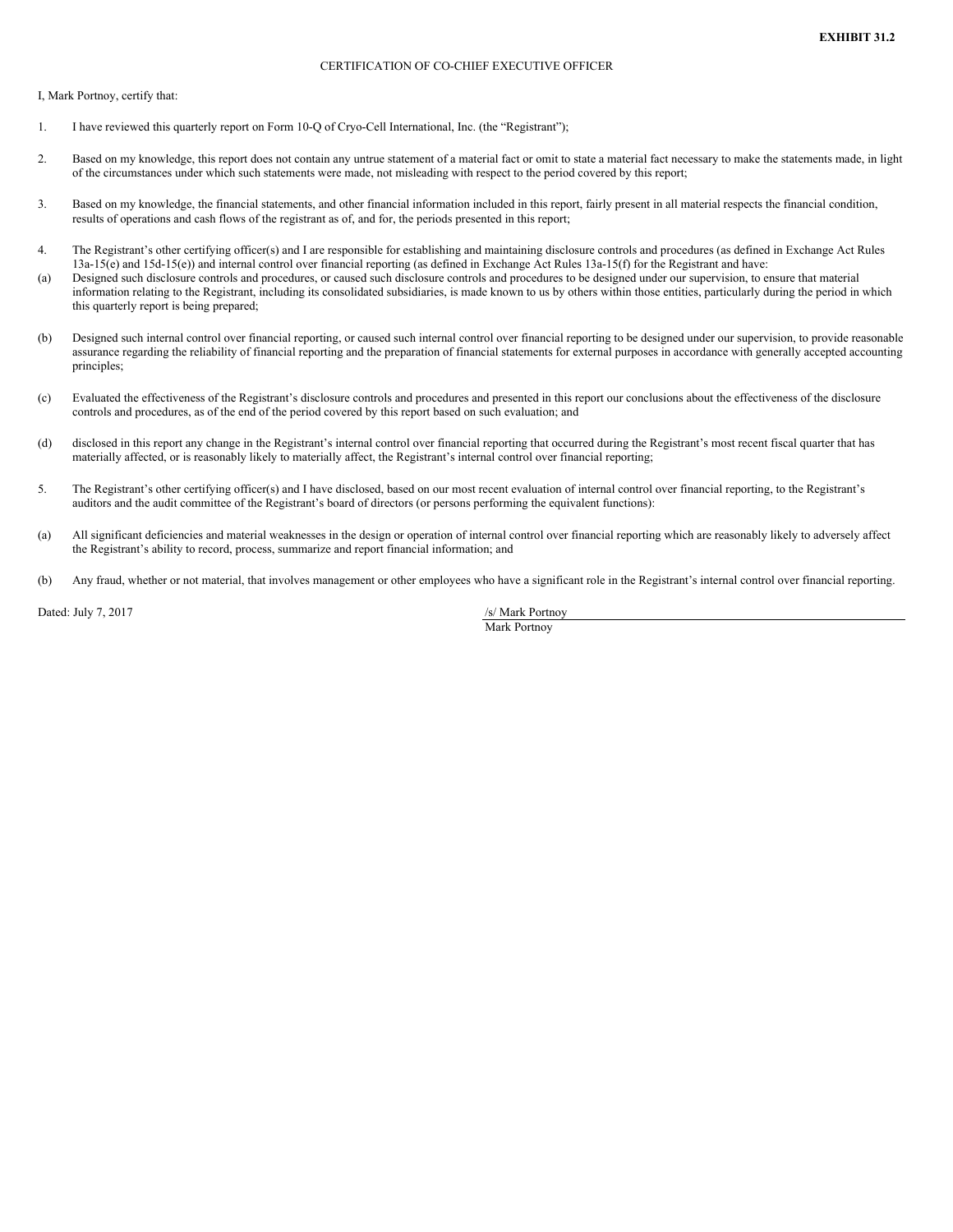**EXHIBIT 31.2**

CERTIFICATION OF CO-CHIEF EXECUTIVE OFFICER

I, Mark Portnoy, certify that:

1. I have reviewed this quarterly report on Form 10-Q of Cryo-Cell International, Inc. (the "Registrant");

2. Based on my knowledge, this report does not contain any untrue statement of a material fact or omit to state a material fact necessary to make the statements made, in light of the circumstances under which such statements were made, not misleading with respect to the period covered by this report;

3. Based on my knowledge, the financial statements, and other financial information included in this report, fairly present in all material respects the financial condition, results of operations and cash flows of the registrant as of, and for, the periods presented in this report;

4. The Registrant's other certifying officer(s) and I are responsible for establishing and maintaining disclosure controls and procedures (as defined in Exchange Act Rules 13a-15(e) and 15d-15(e)) and internal control over financial reporting (as defined in Exchange Act Rules 13a-15(f) for the Registrant and have:

(a) Designed such disclosure controls and procedures, or caused such disclosure controls and procedures to be designed under our supervision, to ensure that material information relating to the Registrant, including its consolidated subsidiaries, is made known to us by others within those entities, particularly during the period in which this quarterly report is being prepared;

(b) Designed such internal control over financial reporting, or caused such internal control over financial reporting to be designed under our supervision, to provide reasonable assurance regarding the reliability of financial reporting and the preparation of financial statements for external purposes in accordance with generally accepted accounting principles;

(c) Evaluated the effectiveness of the Registrant's disclosure controls and procedures and presented in this report our conclusions about the effectiveness of the disclosure controls and procedures, as of the end of the period covered by this report based on such evaluation; and

(d) disclosed in this report any change in the Registrant's internal control over financial reporting that occurred during the Registrant's most recent fiscal quarter that has materially affected, or is reasonably likely to materially affect, the Registrant's internal control over financial reporting;

5. The Registrant's other certifying officer(s) and I have disclosed, based on our most recent evaluation of internal control over financial reporting, to the Registrant's auditors and the audit committee of the Registrant's board of directors (or persons performing the equivalent functions):

(a) All significant deficiencies and material weaknesses in the design or operation of internal control over financial reporting which are reasonably likely to adversely affect the Registrant's ability to record, process, summarize and report financial information; and

(b) Any fraud, whether or not material, that involves management or other employees who have a significant role in the Registrant's internal control over financial reporting.

Dated: July 7, 2017

/s/ Mark Portnoy
Mark Portnoy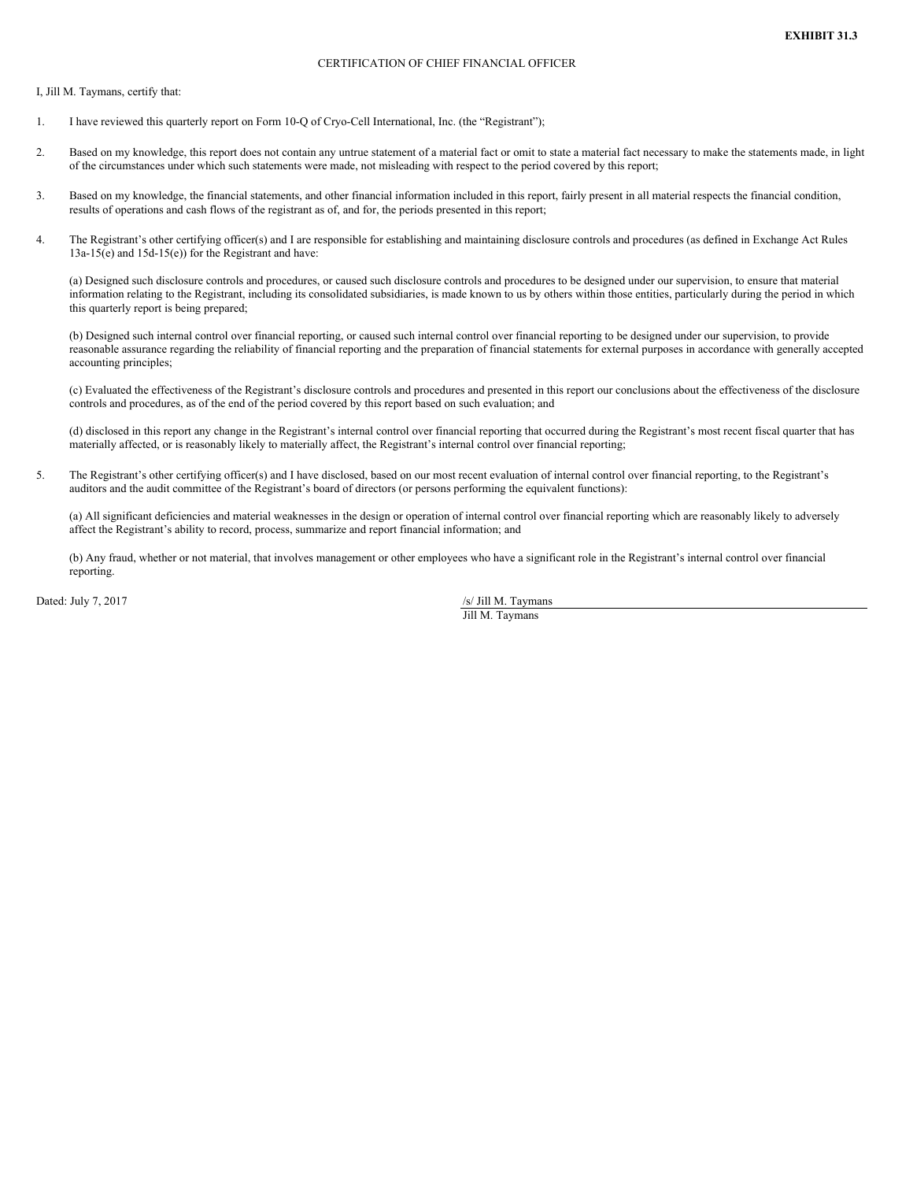**EXHIBIT 31.3**

CERTIFICATION OF CHIEF FINANCIAL OFFICER

I, Jill M. Taymans, certify that:

1. I have reviewed this quarterly report on Form 10-Q of Cryo-Cell International, Inc. (the "Registrant");

2. Based on my knowledge, this report does not contain any untrue statement of a material fact or omit to state a material fact necessary to make the statements made, in light of the circumstances under which such statements were made, not misleading with respect to the period covered by this report;

3. Based on my knowledge, the financial statements, and other financial information included in this report, fairly present in all material respects the financial condition, results of operations and cash flows of the registrant as of, and for, the periods presented in this report;

4. The Registrant's other certifying officer(s) and I are responsible for establishing and maintaining disclosure controls and procedures (as defined in Exchange Act Rules 13a-15(e) and 15d-15(e)) for the Registrant and have:

   (a) Designed such disclosure controls and procedures, or caused such disclosure controls and procedures to be designed under our supervision, to ensure that material information relating to the Registrant, including its consolidated subsidiaries, is made known to us by others within those entities, particularly during the period in which this quarterly report is being prepared;

   (b) Designed such internal control over financial reporting, or caused such internal control over financial reporting to be designed under our supervision, to provide reasonable assurance regarding the reliability of financial reporting and the preparation of financial statements for external purposes in accordance with generally accepted accounting principles;

   (c) Evaluated the effectiveness of the Registrant's disclosure controls and procedures and presented in this report our conclusions about the effectiveness of the disclosure controls and procedures, as of the end of the period covered by this report based on such evaluation; and

   (d) disclosed in this report any change in the Registrant's internal control over financial reporting that occurred during the Registrant's most recent fiscal quarter that has materially affected, or is reasonably likely to materially affect, the Registrant's internal control over financial reporting;

5. The Registrant's other certifying officer(s) and I have disclosed, based on our most recent evaluation of internal control over financial reporting, to the Registrant's auditors and the audit committee of the Registrant's board of directors (or persons performing the equivalent functions):

   (a) All significant deficiencies and material weaknesses in the design or operation of internal control over financial reporting which are reasonably likely to adversely affect the Registrant's ability to record, process, summarize and report financial information; and

   (b) Any fraud, whether or not material, that involves management or other employees who have a significant role in the Registrant's internal control over financial reporting.

Dated: July 7, 2017

/s/ Jill M. Taymans
Jill M. Taymans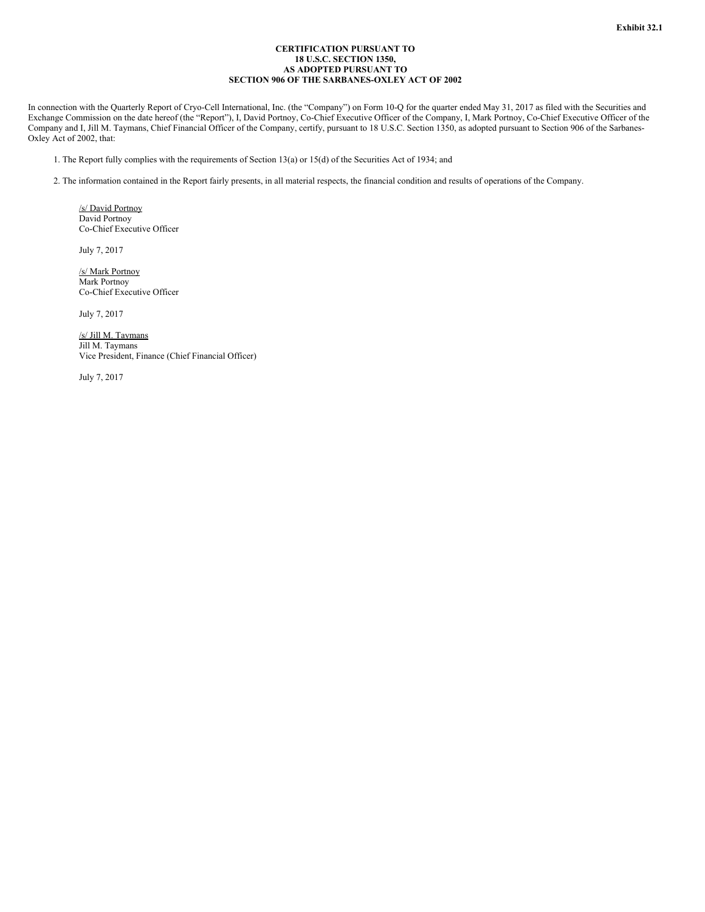**Exhibit 32.1**

**CERTIFICATION PURSUANT TO**
**18 U.S.C. SECTION 1350,**
**AS ADOPTED PURSUANT TO**
**SECTION 906 OF THE SARBANES-OXLEY ACT OF 2002**

In connection with the Quarterly Report of Cryo-Cell International, Inc. (the “Company”) on Form 10-Q for the quarter ended May 31, 2017 as filed with the Securities and Exchange Commission on the date hereof (the “Report”), I, David Portnoy, Co-Chief Executive Officer of the Company, I, Mark Portnoy, Co-Chief Executive Officer of the Company and I, Jill M. Taymans, Chief Financial Officer of the Company, certify, pursuant to 18 U.S.C. Section 1350, as adopted pursuant to Section 906 of the Sarbanes-Oxley Act of 2002, that:

1. The Report fully complies with the requirements of Section 13(a) or 15(d) of the Securities Act of 1934; and

2. The information contained in the Report fairly presents, in all material respects, the financial condition and results of operations of the Company.

/s/ David Portnoy
David Portnoy
Co-Chief Executive Officer

July 7, 2017

/s/ Mark Portnoy
Mark Portnoy
Co-Chief Executive Officer

July 7, 2017

/s/ Jill M. Taymans
Jill M. Taymans
Vice President, Finance (Chief Financial Officer)

July 7, 2017